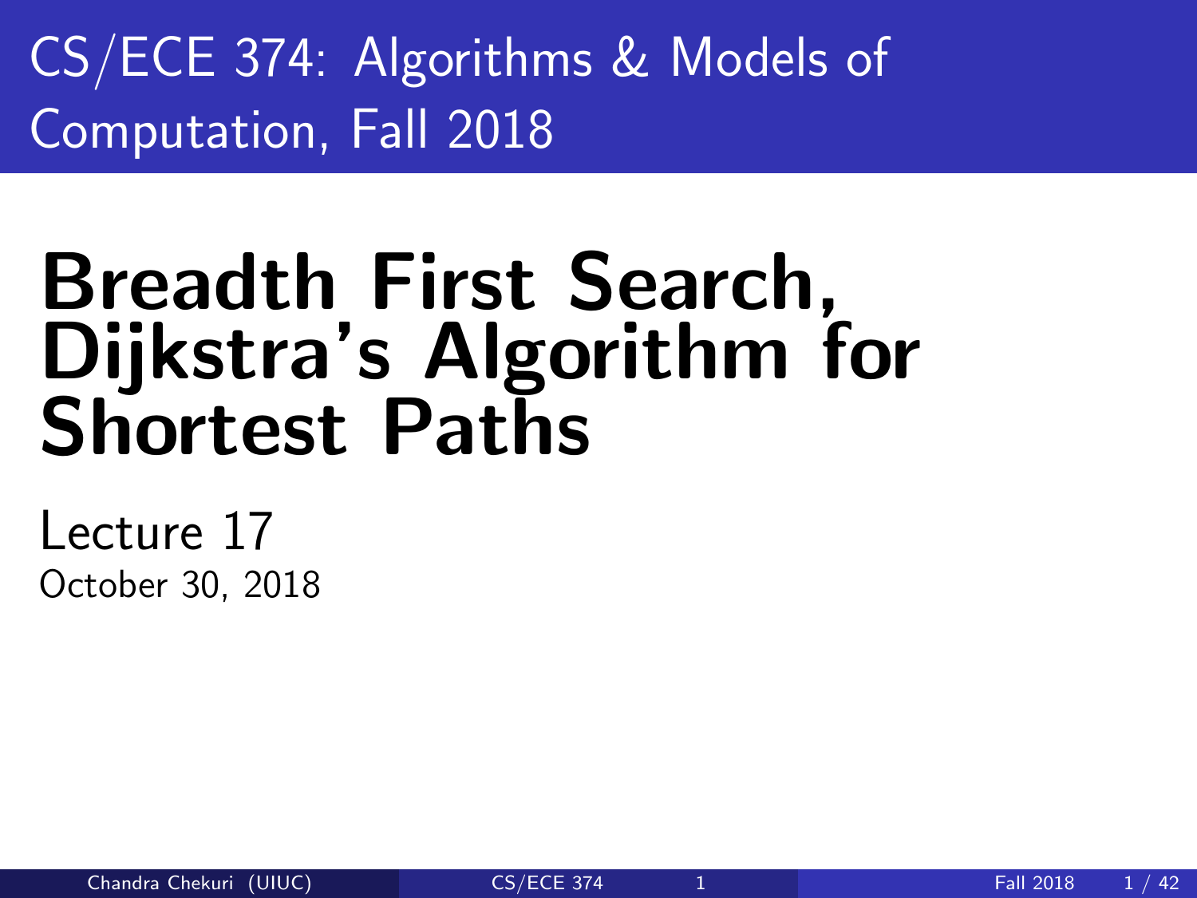CS/ECE 374: Algorithms & Models of Computation, Fall 2018

# Breadth First Search, Dijkstra's Algorithm for Shortest Paths

Lecture 17

October 30, 2018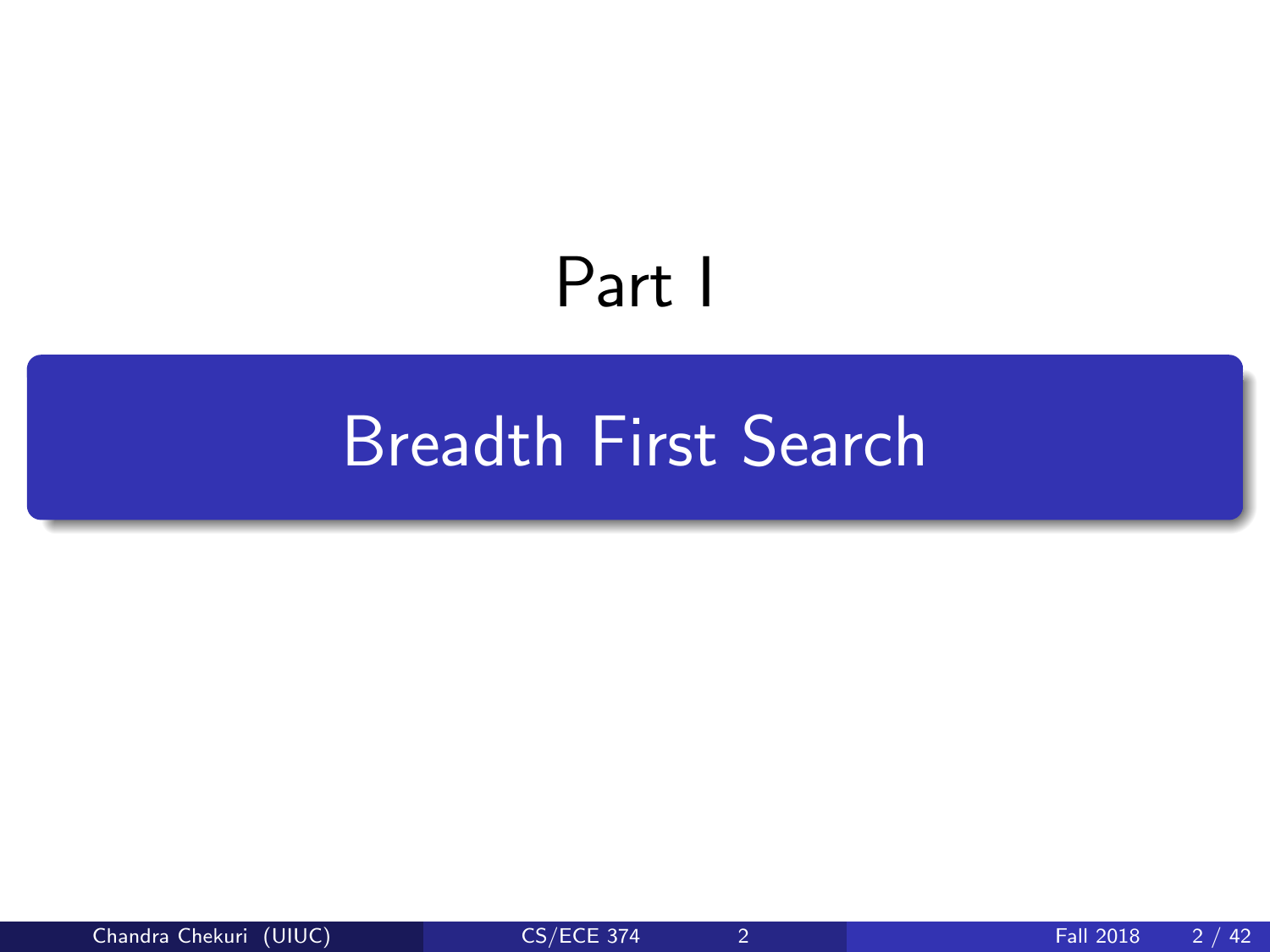# Part I

## Breadth First Search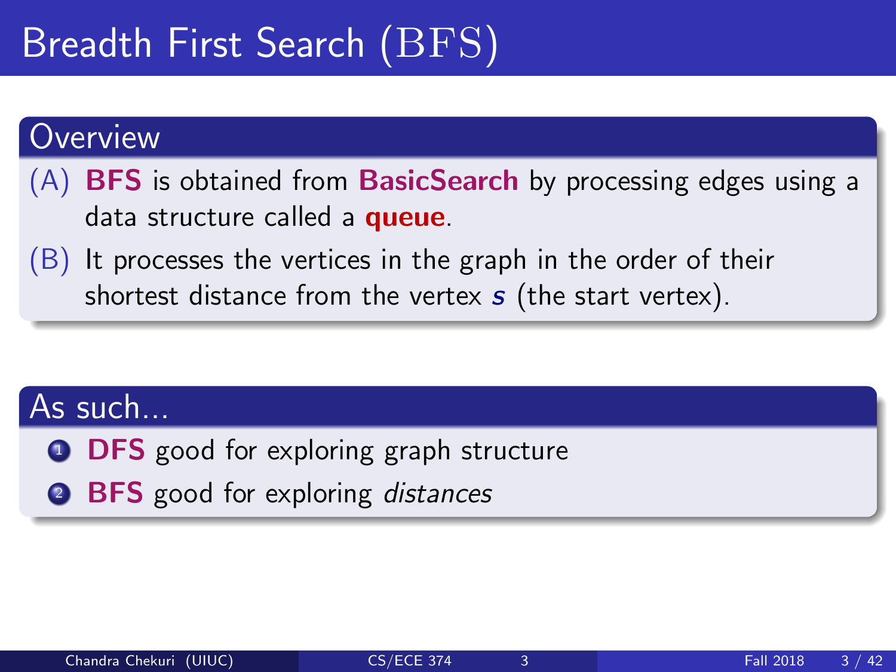# Breadth First Search (BFS)

## Overview

(A) **BFS** is obtained from **BasicSearch** by processing edges using a data structure called a **queue**.

(B) It processes the vertices in the graph in the order of their shortest distance from the vertex $s$ (the start vertex).

## As such...

1. **DFS** good for exploring graph structure
2. **BFS** good for exploring *distances*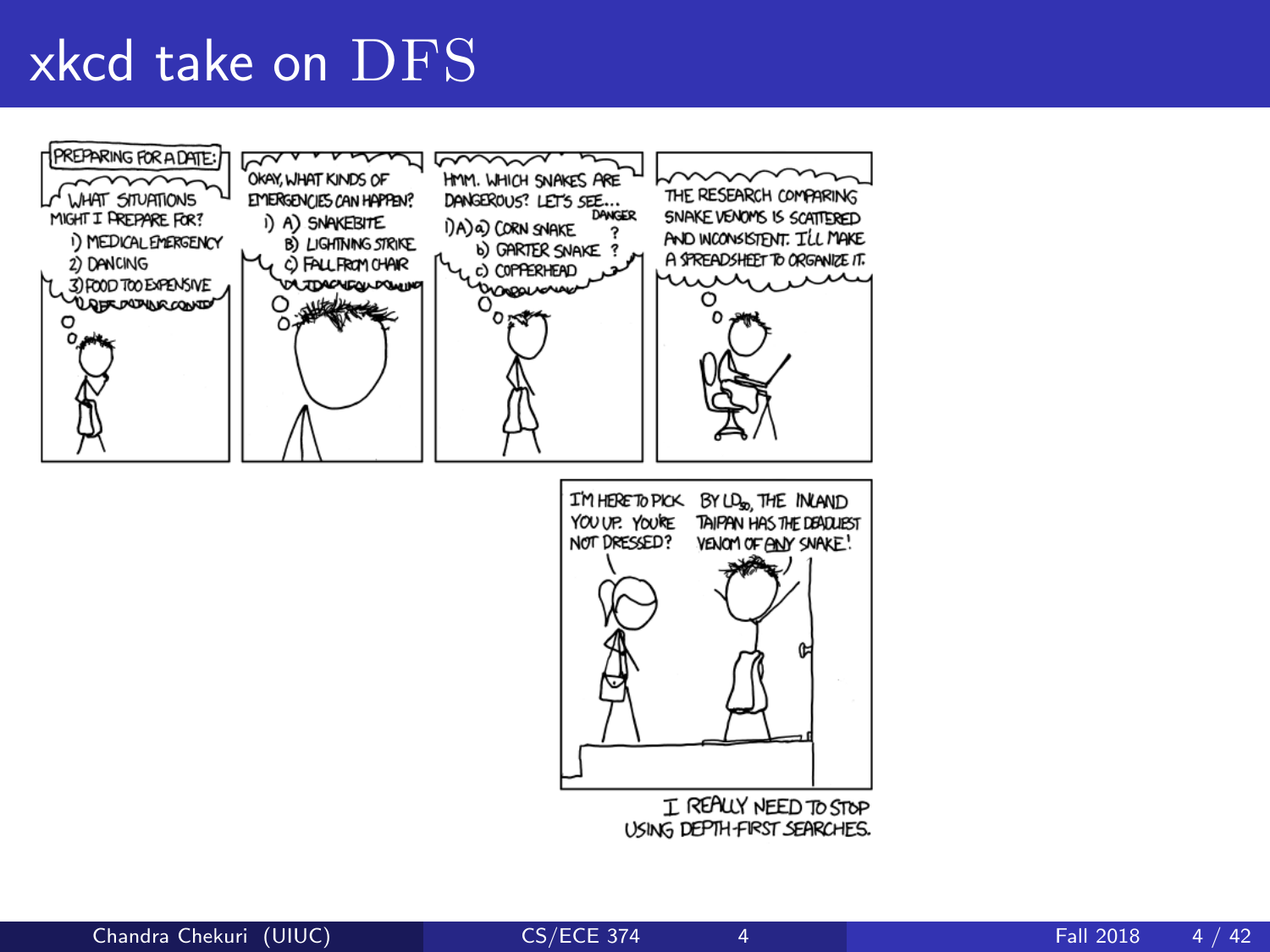# xkcd take on DFS

PREPARING FOR A DATE:

WHAT SITUATIONS MIGHT I PREPARE FOR?
1) MEDICAL EMERGENCY
2) DANCING
3) FOOD TOO EXPENSIVE

OKAY, WHAT KINDS OF EMERGENCIES CAN HAPPEN?
1) A) SNAKEBITE
B) LIGHTNING STRIKE
C) FALL FROM CHAIR

HMM. WHICH SNAKES ARE DANGEROUS? LET'S SEE...
1)A) a) CORN SNAKE — DANGER ?
b) GARTER SNAKE ?
c) COPPERHEAD

THE RESEARCH COMPARING SNAKE VENOMS IS SCATTERED AND INCONSISTENT. I'LL MAKE A SPREADSHEET TO ORGANIZE IT.

I'M HERE TO PICK YOU UP. YOU'RE NOT DRESSED?

BY $LD_{50}$, THE INLAND TAIPAN HAS THE DEADLIEST VENOM OF ANY SNAKE!

I REALLY NEED TO STOP USING DEPTH-FIRST SEARCHES.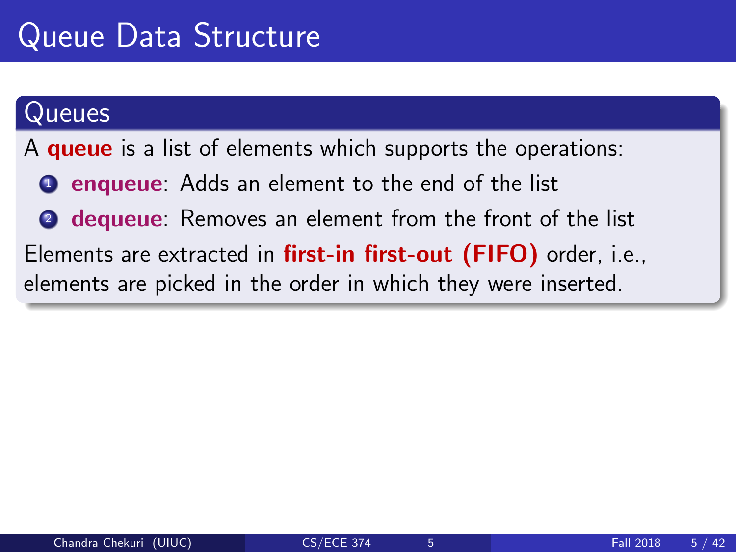# Queue Data Structure

## Queues

A **queue** is a list of elements which supports the operations:

1. **enqueue**: Adds an element to the end of the list
2. **dequeue**: Removes an element from the front of the list

Elements are extracted in **first-in first-out (FIFO)** order, i.e., elements are picked in the order in which they were inserted.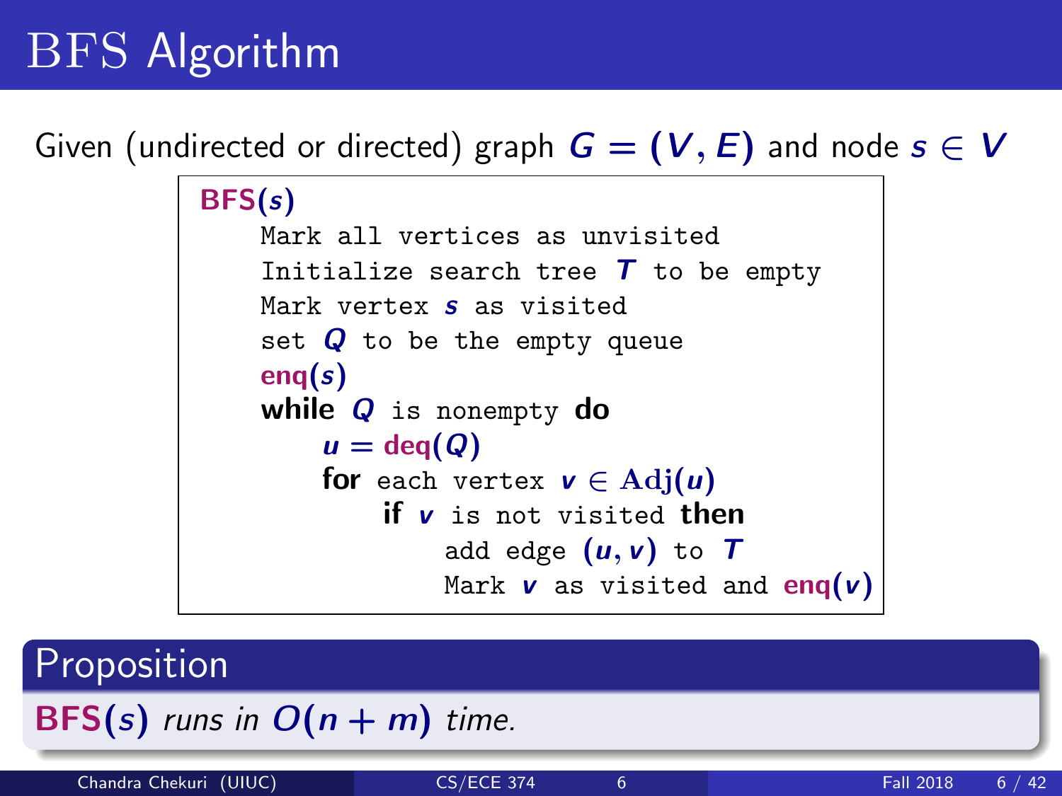# BFS Algorithm

Given (undirected or directed) graph $G = (V, E)$ and node $s \in V$

```
BFS(s)
    Mark all vertices as unvisited
    Initialize search tree T to be empty
    Mark vertex s as visited
    set Q to be the empty queue
    enq(s)
    while Q is nonempty do
        u = deq(Q)
        for each vertex v ∈ Adj(u)
            if v is not visited then
                add edge (u, v) to T
                Mark v as visited and enq(v)
```

## Proposition

**BFS**$(s)$ *runs in* $O(n + m)$ *time.*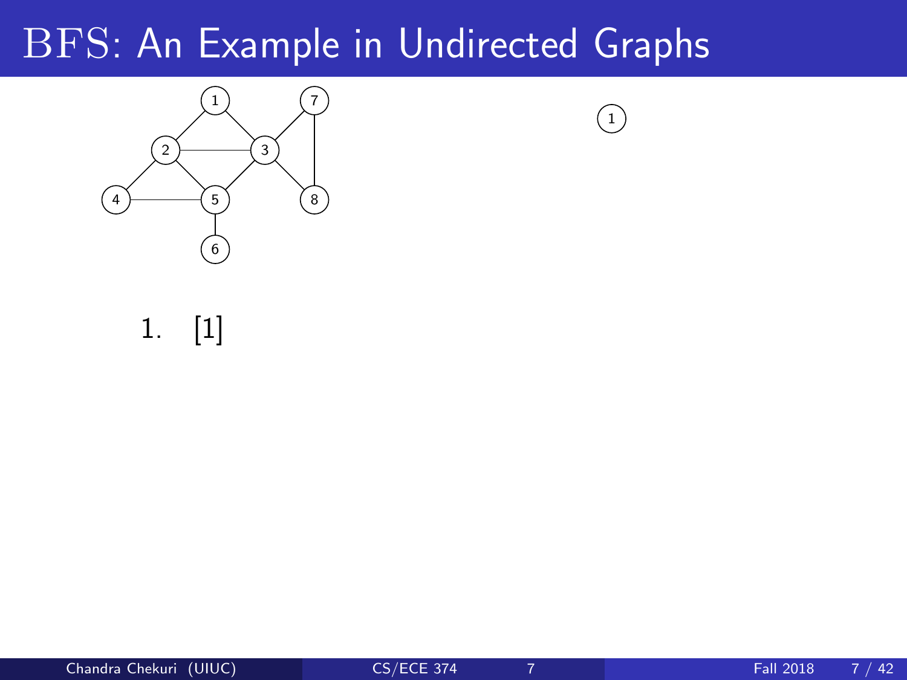# BFS: An Example in Undirected Graphs

1. [1]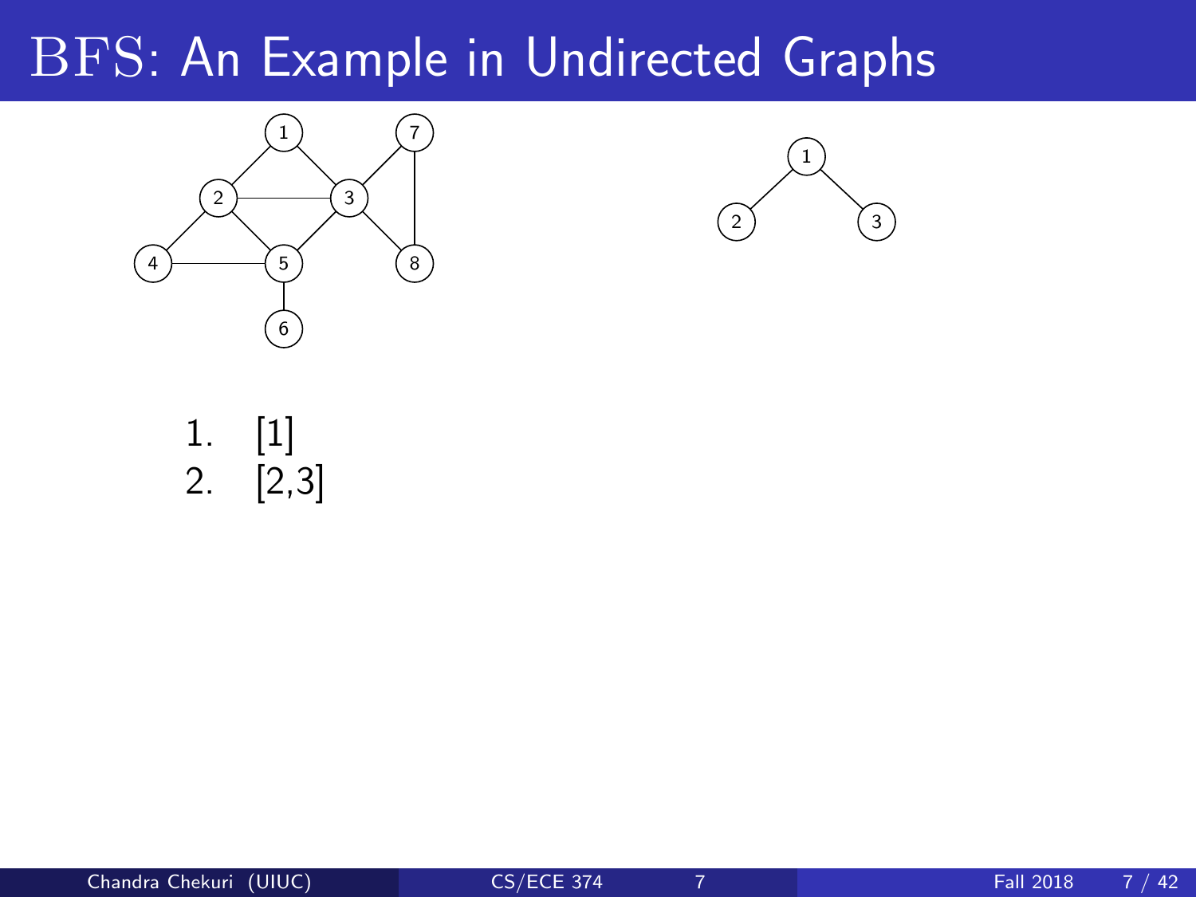# BFS: An Example in Undirected Graphs

1. [1]
2. [2,3]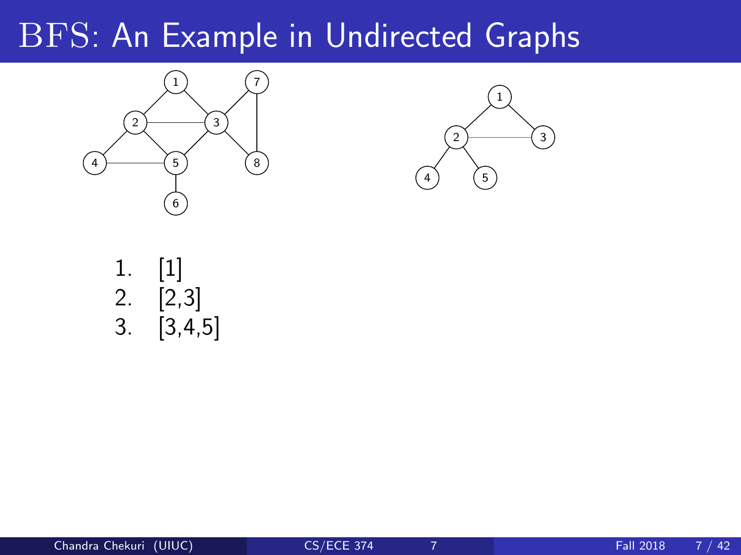# BFS: An Example in Undirected Graphs

1. [1]
2. [2,3]
3. [3,4,5]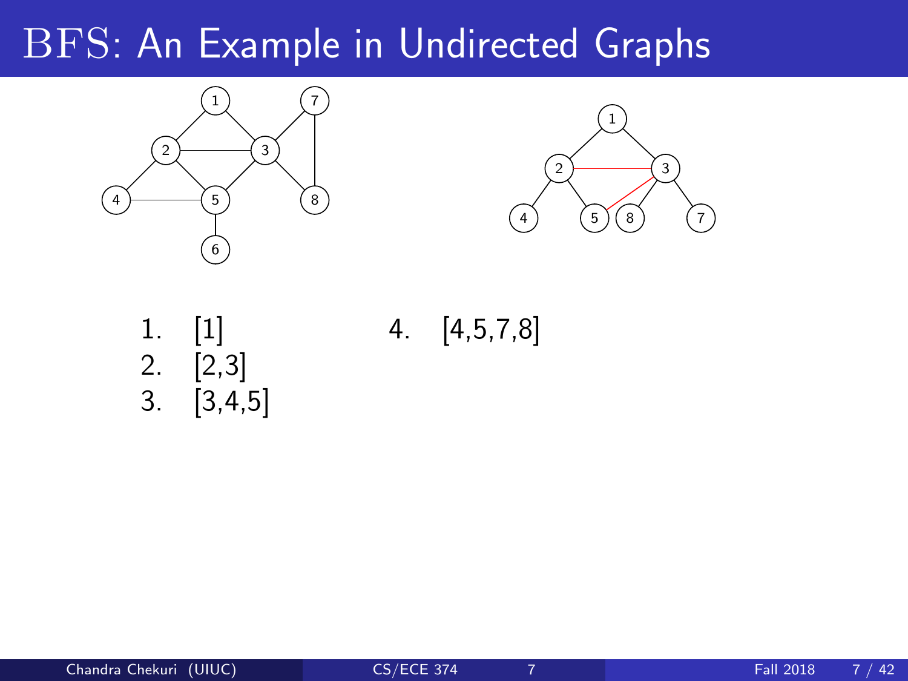# BFS: An Example in Undirected Graphs

1. [1]
2. [2,3]
3. [3,4,5]
4. [4,5,7,8]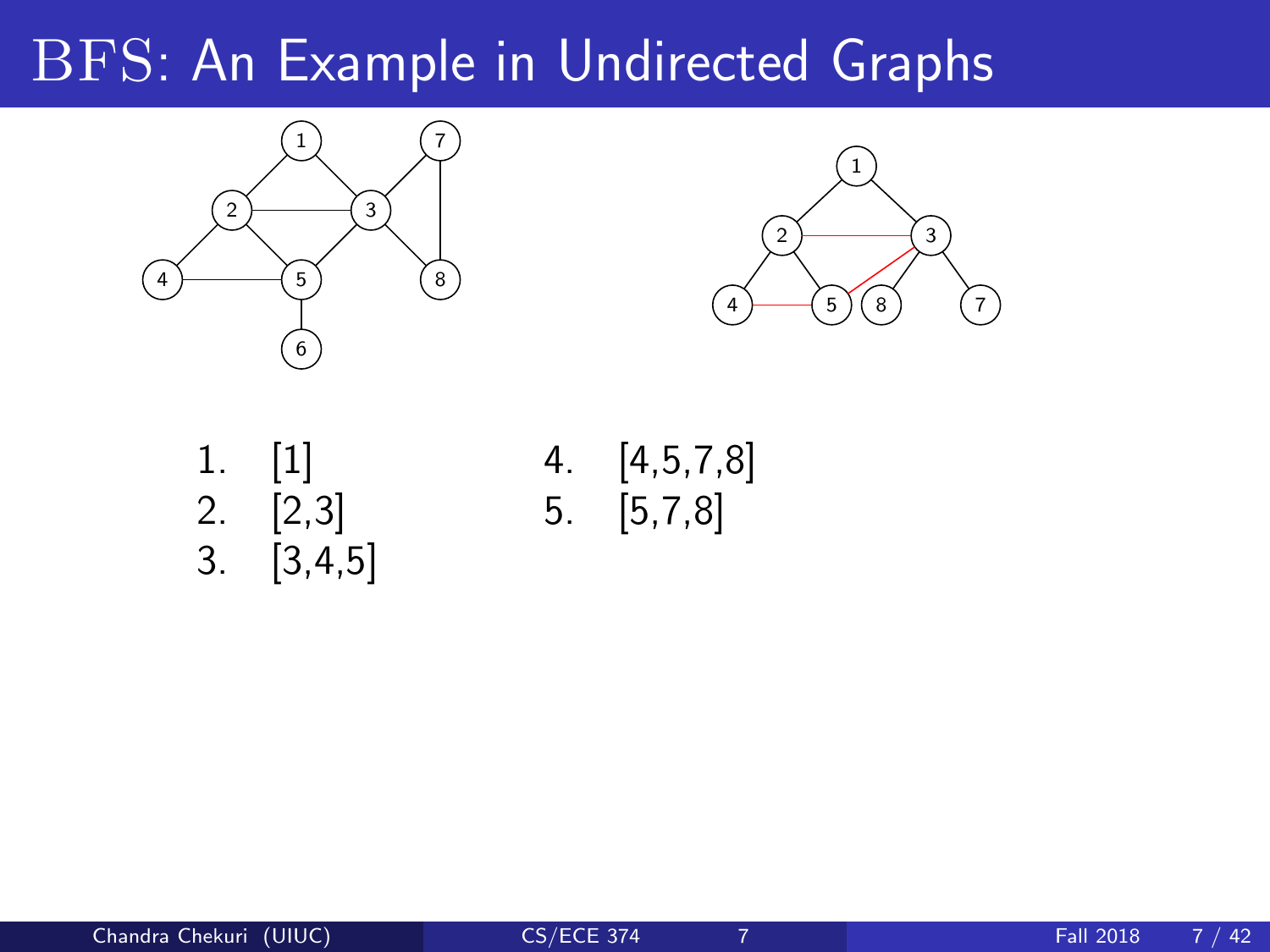# BFS: An Example in Undirected Graphs

1. [1]
2. [2,3]
3. [3,4,5]
4. [4,5,7,8]
5. [5,7,8]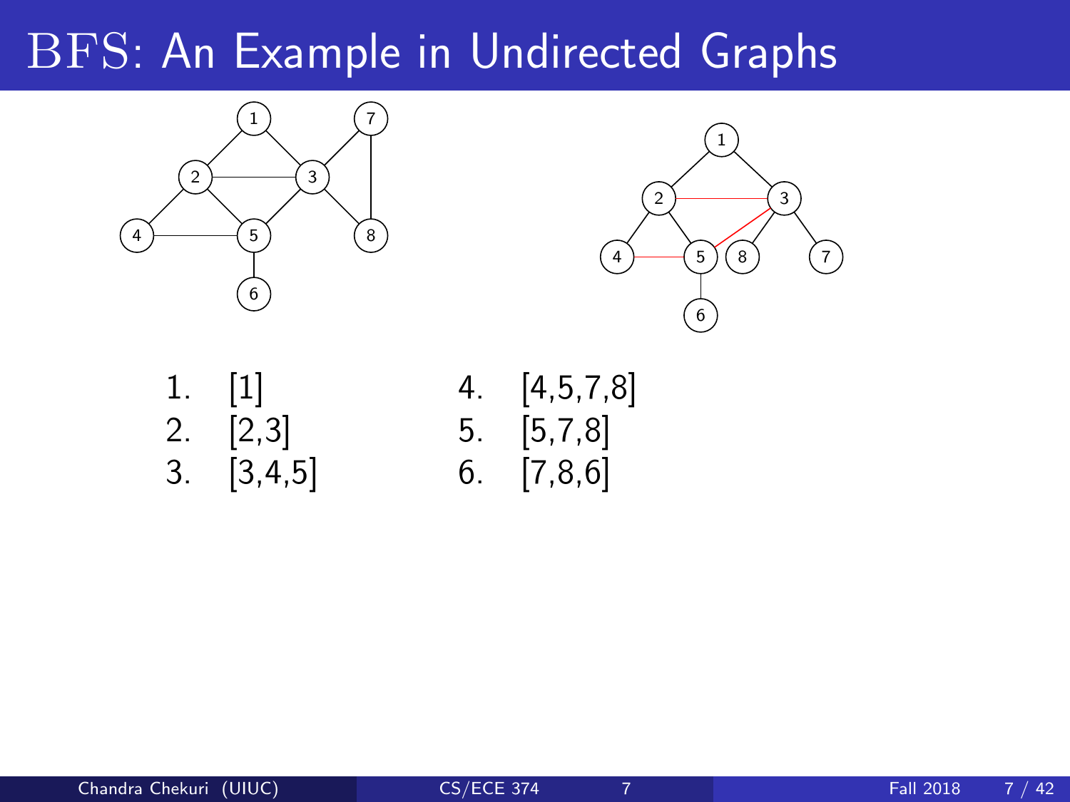# BFS: An Example in Undirected Graphs

1. [1]
2. [2,3]
3. [3,4,5]
4. [4,5,7,8]
5. [5,7,8]
6. [7,8,6]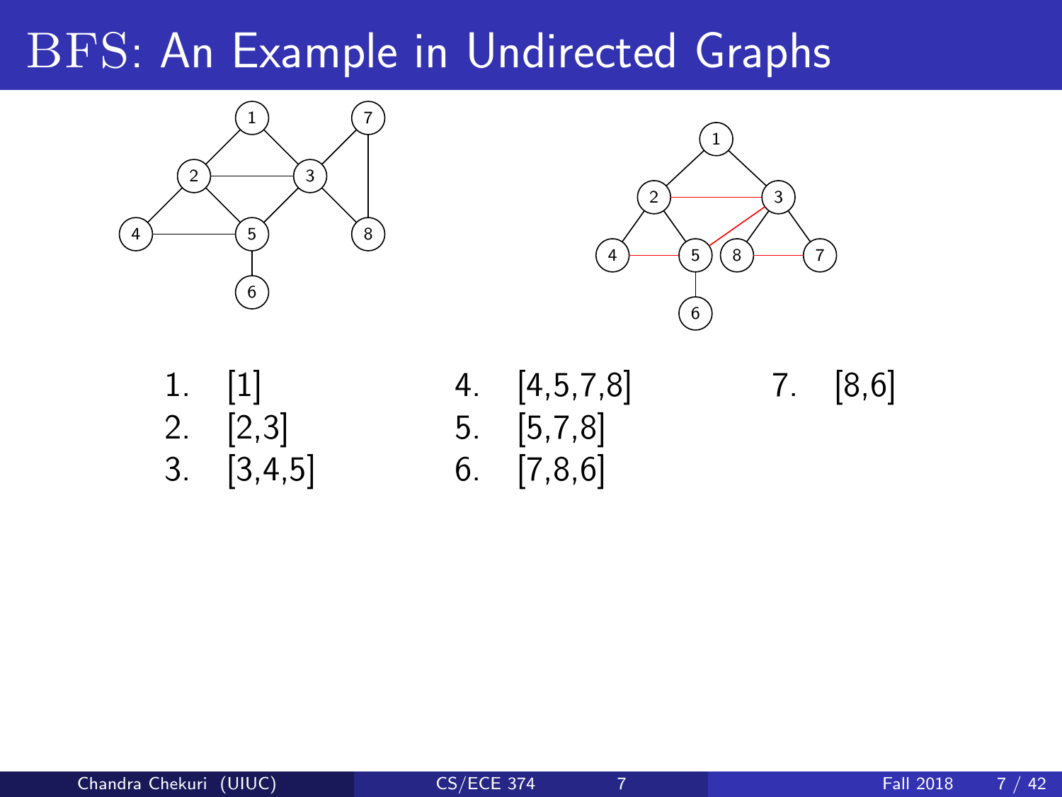# BFS: An Example in Undirected Graphs

1. [1]
2. [2,3]
3. [3,4,5]
4. [4,5,7,8]
5. [5,7,8]
6. [7,8,6]
7. [8,6]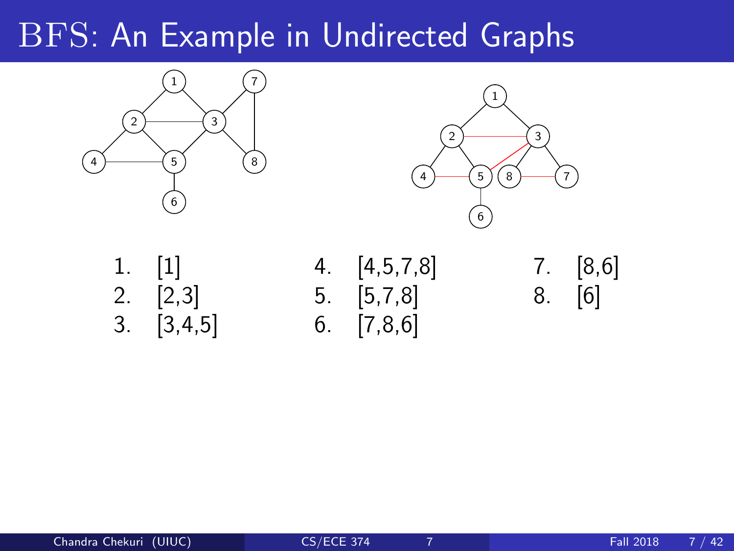# BFS: An Example in Undirected Graphs

1. [1]
2. [2,3]
3. [3,4,5]
4. [4,5,7,8]
5. [5,7,8]
6. [7,8,6]
7. [8,6]
8. [6]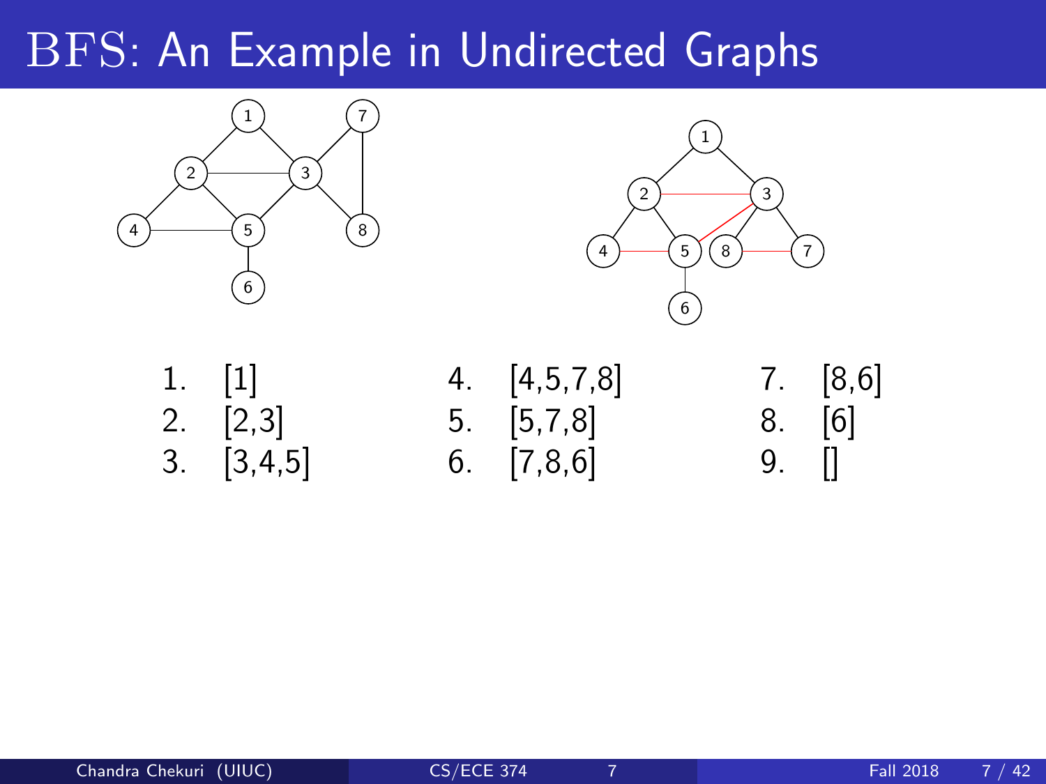# BFS: An Example in Undirected Graphs

1. [1]
2. [2,3]
3. [3,4,5]
4. [4,5,7,8]
5. [5,7,8]
6. [7,8,6]
7. [8,6]
8. [6]
9. []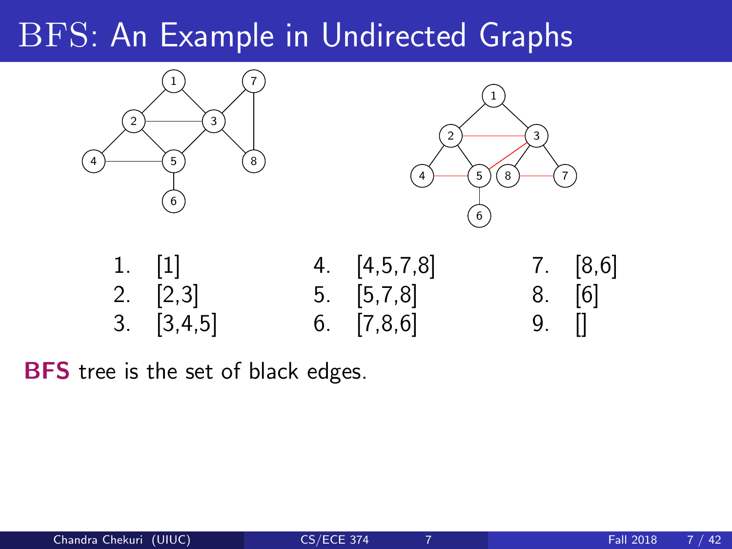# BFS: An Example in Undirected Graphs

1. [1]
2. [2,3]
3. [3,4,5]
4. [4,5,7,8]
5. [5,7,8]
6. [7,8,6]
7. [8,6]
8. [6]
9. []

**BFS** tree is the set of black edges.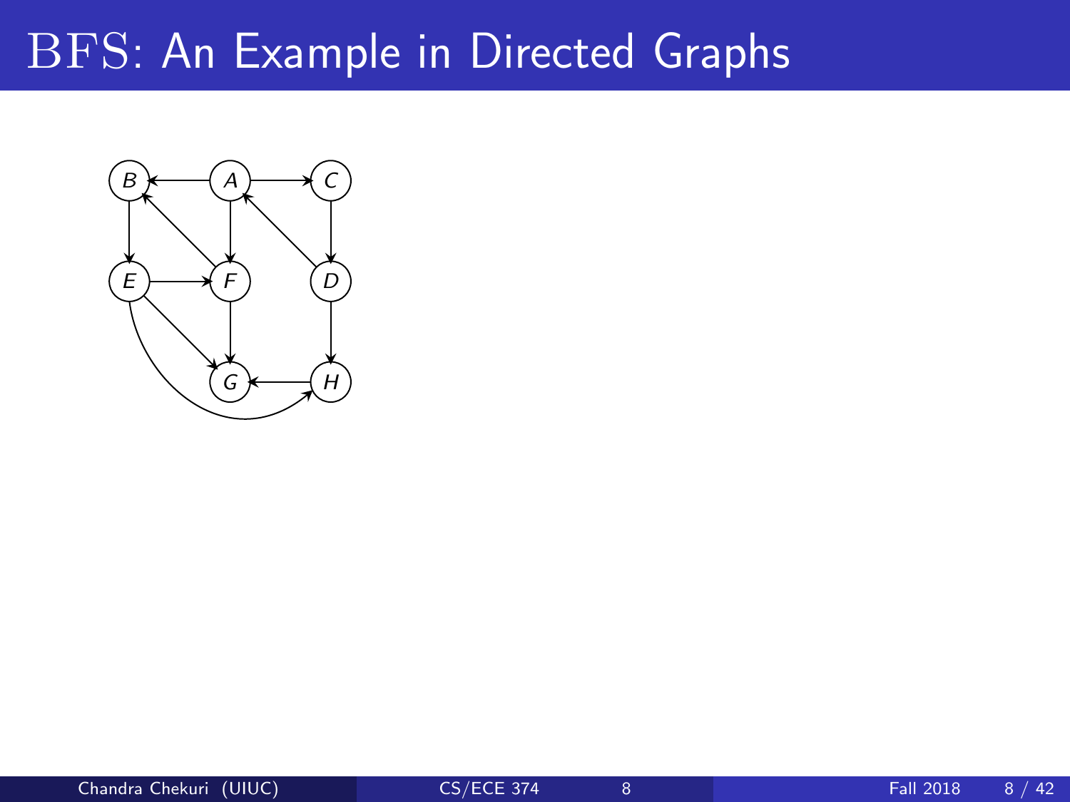# BFS: An Example in Directed Graphs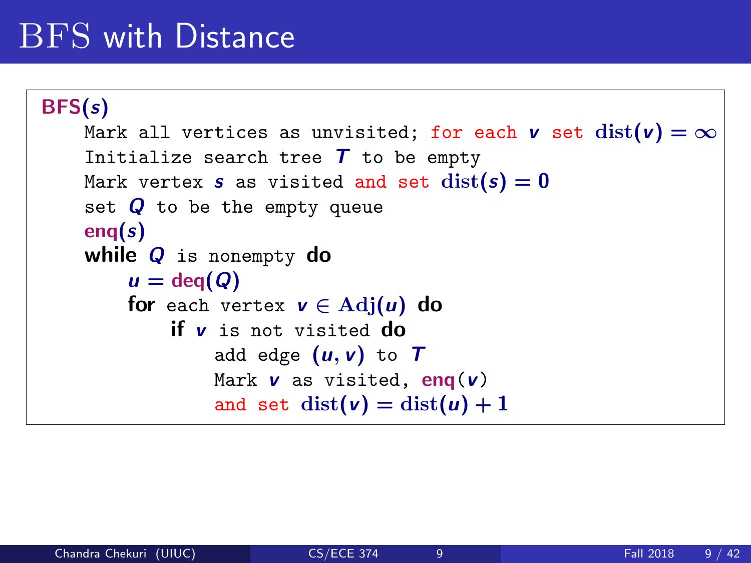# BFS with Distance

**BFS($s$)**

Mark all vertices as unvisited; for each $v$ set $\text{dist}(v) = \infty$
Initialize search tree $T$ to be empty
Mark vertex $s$ as visited and set $\text{dist}(s) = 0$
set $Q$ to be the empty queue
**enq**($s$)
**while** $Q$ is nonempty **do**
  $u = \textbf{deq}(Q)$
  **for** each vertex $v \in \text{Adj}(u)$ **do**
    **if** $v$ is not visited **do**
      add edge $(u, v)$ to $T$
      Mark $v$ as visited, **enq**($v$)
      and set $\text{dist}(v) = \text{dist}(u) + 1$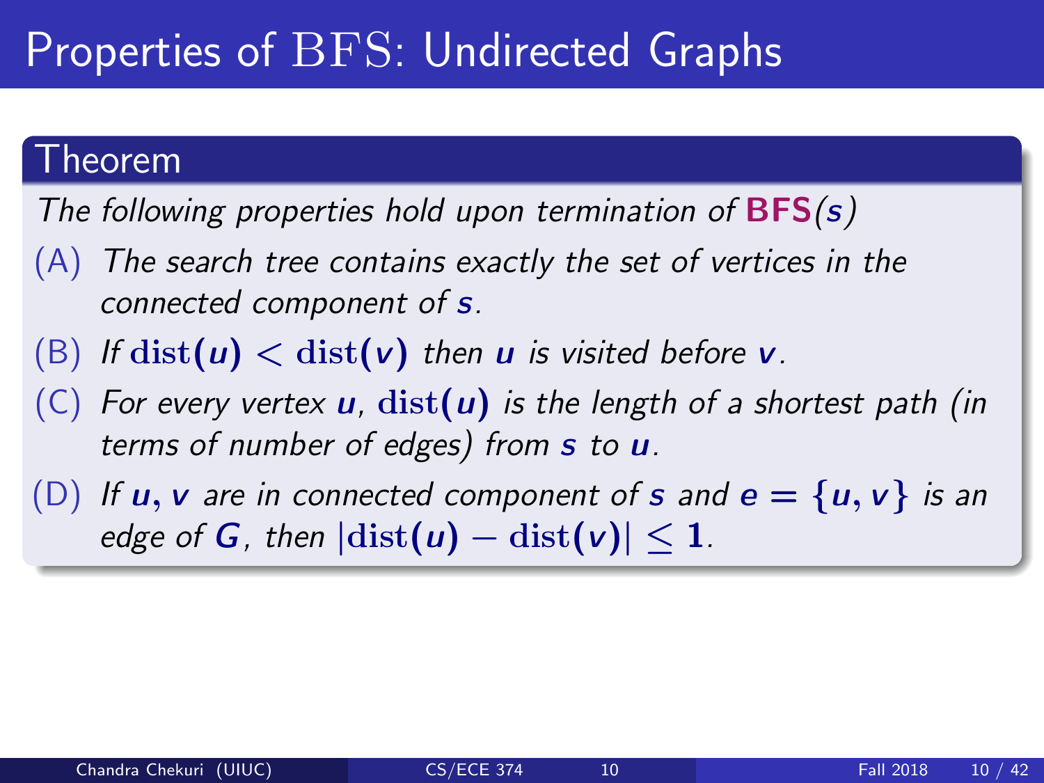# Properties of BFS: Undirected Graphs

## Theorem

*The following properties hold upon termination of* **BFS**$(s)$

(A) *The search tree contains exactly the set of vertices in the connected component of* $s$.

(B) *If* $\mathrm{dist}(u) < \mathrm{dist}(v)$ *then* $u$ *is visited before* $v$.

(C) *For every vertex* $u$, $\mathrm{dist}(u)$ *is the length of a shortest path (in terms of number of edges) from* $s$ *to* $u$.

(D) *If* $u, v$ *are in connected component of* $s$ *and* $e = \{u, v\}$ *is an edge of* $G$, *then* $|\mathrm{dist}(u) - \mathrm{dist}(v)| \leq 1$.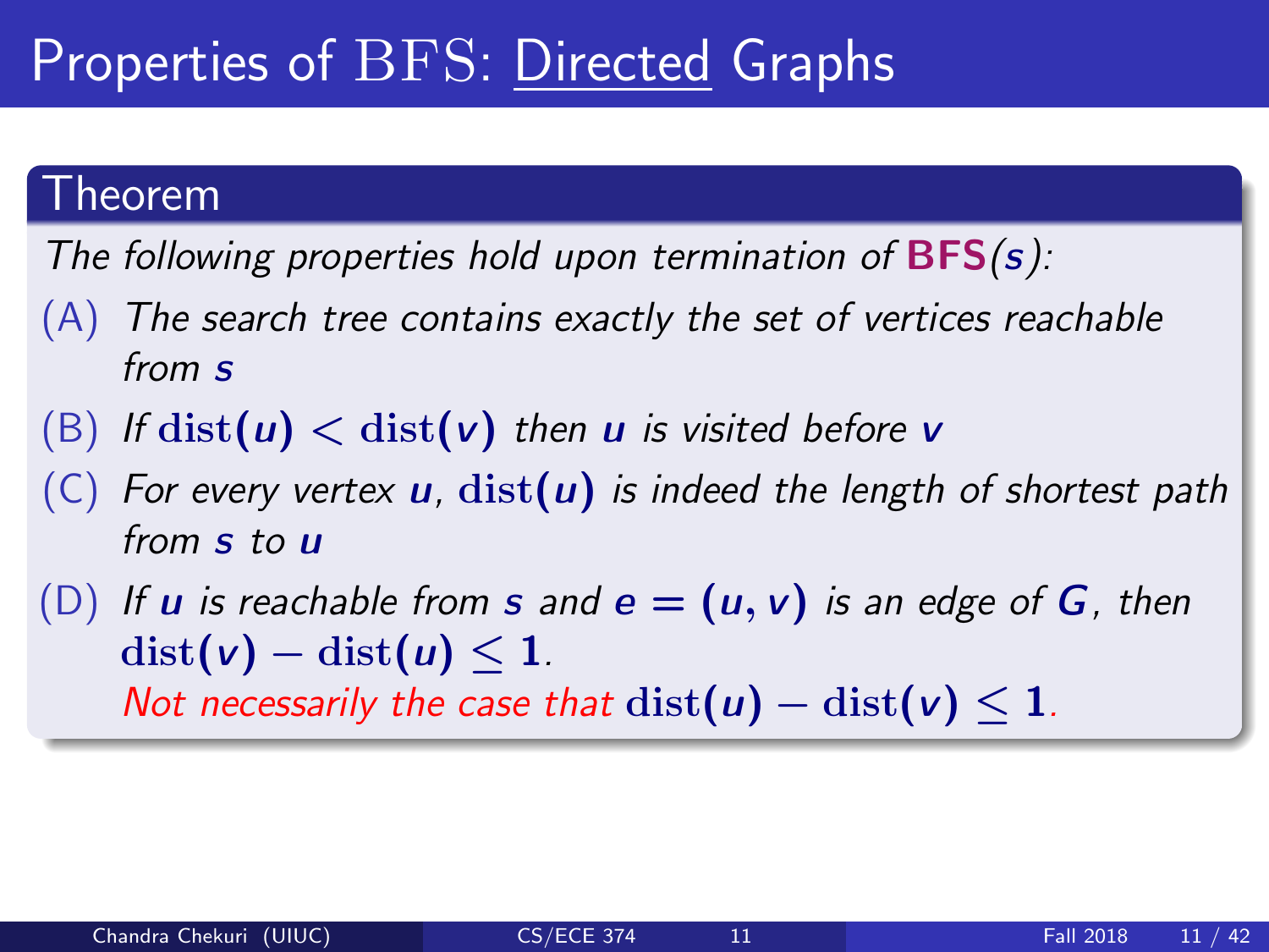# Properties of BFS: Directed Graphs

## Theorem

*The following properties hold upon termination of* **BFS**$(s)$*:*

(A) *The search tree contains exactly the set of vertices reachable from* $s$

(B) *If* $\text{dist}(u) < \text{dist}(v)$ *then* $u$ *is visited before* $v$

(C) *For every vertex* $u$, $\text{dist}(u)$ *is indeed the length of shortest path from* $s$ *to* $u$

(D) *If* $u$ *is reachable from* $s$ *and* $e = (u, v)$ *is an edge of* $G$, *then* $\text{dist}(v) - \text{dist}(u) \leq 1$.
*Not necessarily the case that* $\text{dist}(u) - \text{dist}(v) \leq 1$.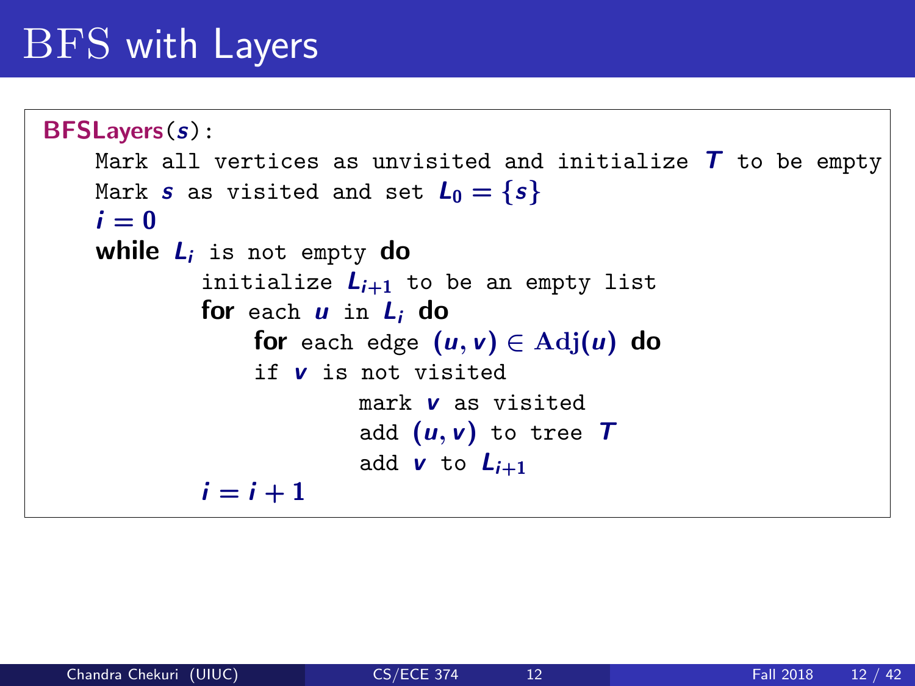# BFS with Layers

```
BFSLayers(s):
    Mark all vertices as unvisited and initialize T to be empty
    Mark s as visited and set L_0 = {s}
    i = 0
    while L_i is not empty do
            initialize L_{i+1} to be an empty list
            for each u in L_i do
                for each edge (u, v) ∈ Adj(u) do
                if v is not visited
                        mark v as visited
                        add (u, v) to tree T
                        add v to L_{i+1}
            i = i + 1
```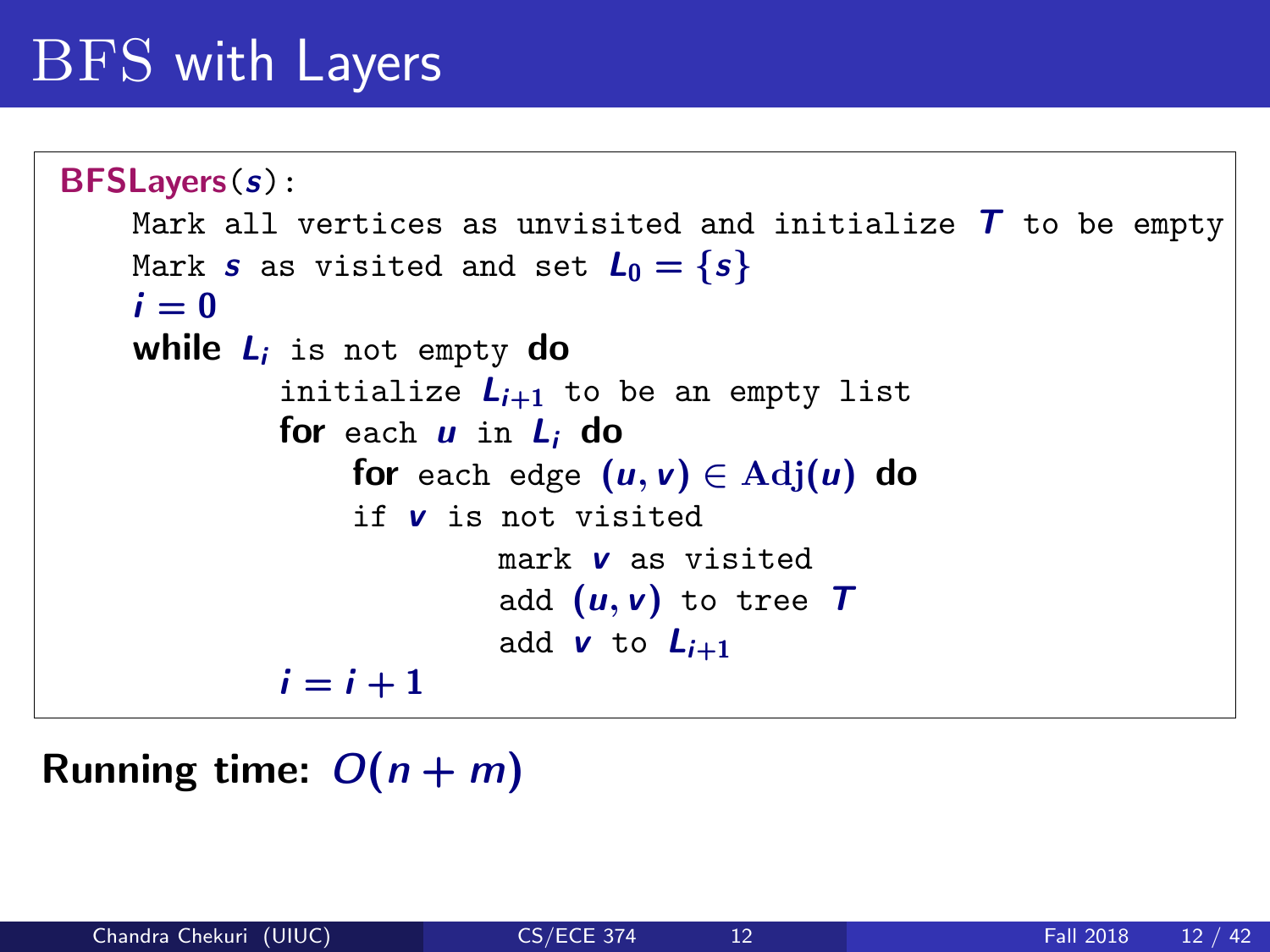# BFS with Layers

```
BFSLayers(s):
    Mark all vertices as unvisited and initialize T to be empty
    Mark s as visited and set L_0 = {s}
    i = 0
    while L_i is not empty do
            initialize L_{i+1} to be an empty list
            for each u in L_i do
                for each edge (u, v) ∈ Adj(u) do
                if v is not visited
                        mark v as visited
                        add (u, v) to tree T
                        add v to L_{i+1}
            i = i + 1
```

**Running time:** $O(n + m)$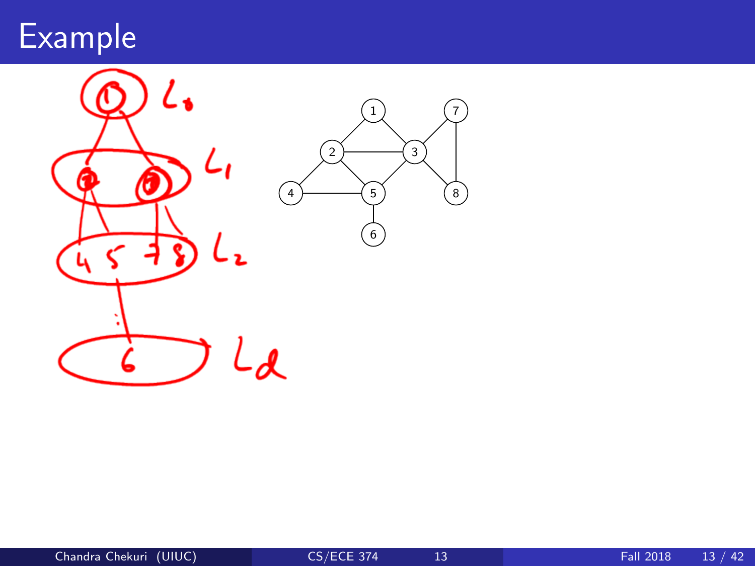# Example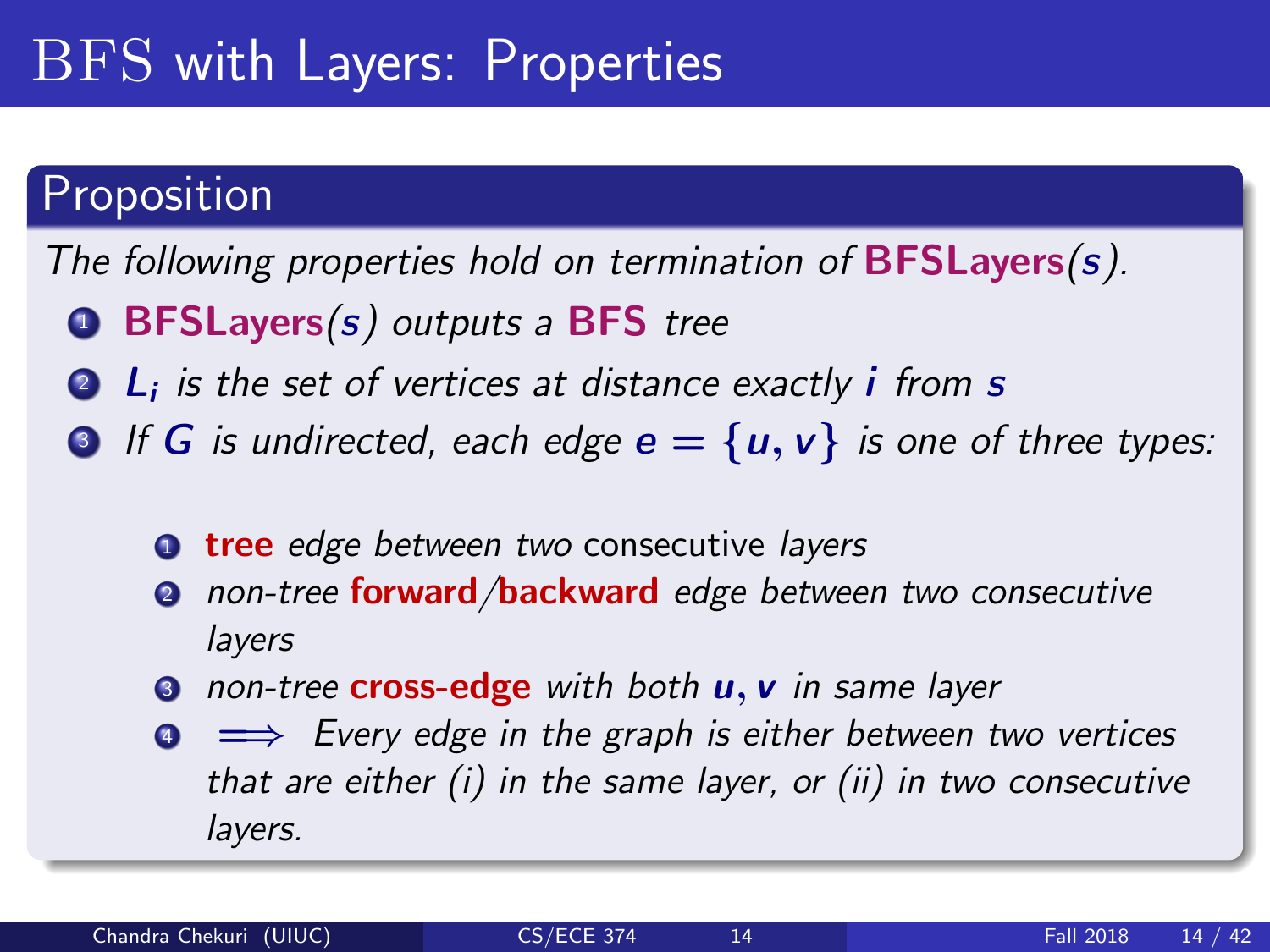# BFS with Layers: Properties

## Proposition

*The following properties hold on termination of* **BFSLayers**$(s)$.

1. **BFSLayers**$(s)$ *outputs a* **BFS** *tree*
2. $L_i$ *is the set of vertices at distance exactly* $i$ *from* $s$
3. *If* $G$ *is undirected, each edge* $e = \{u, v\}$ *is one of three types:*
    1. **tree** *edge between two* consecutive *layers*
    2. *non-tree* **forward**/**backward** *edge between two consecutive layers*
    3. *non-tree* **cross-edge** *with both* $u, v$ *in same layer*
    4. $\Longrightarrow$ *Every edge in the graph is either between two vertices that are either (i) in the same layer, or (ii) in two consecutive layers.*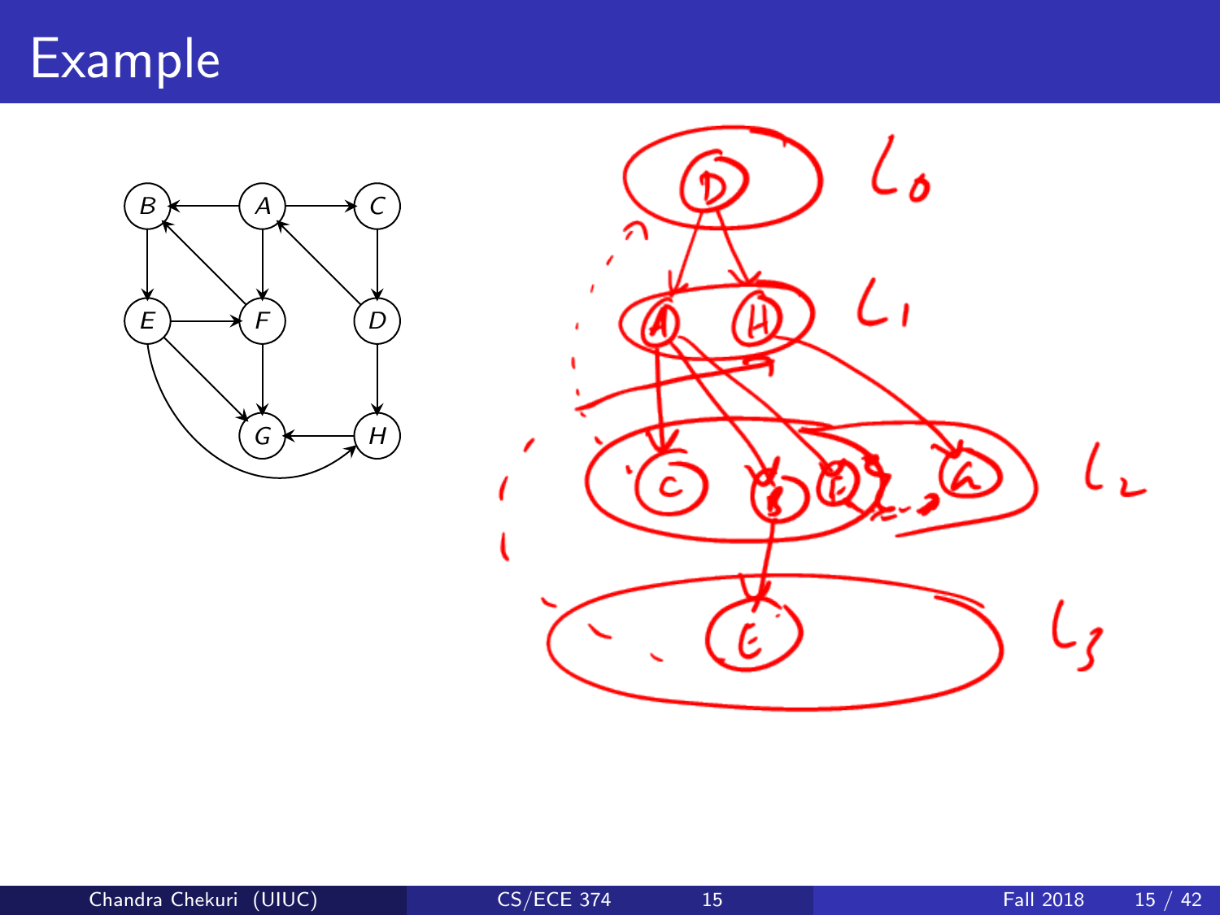# Example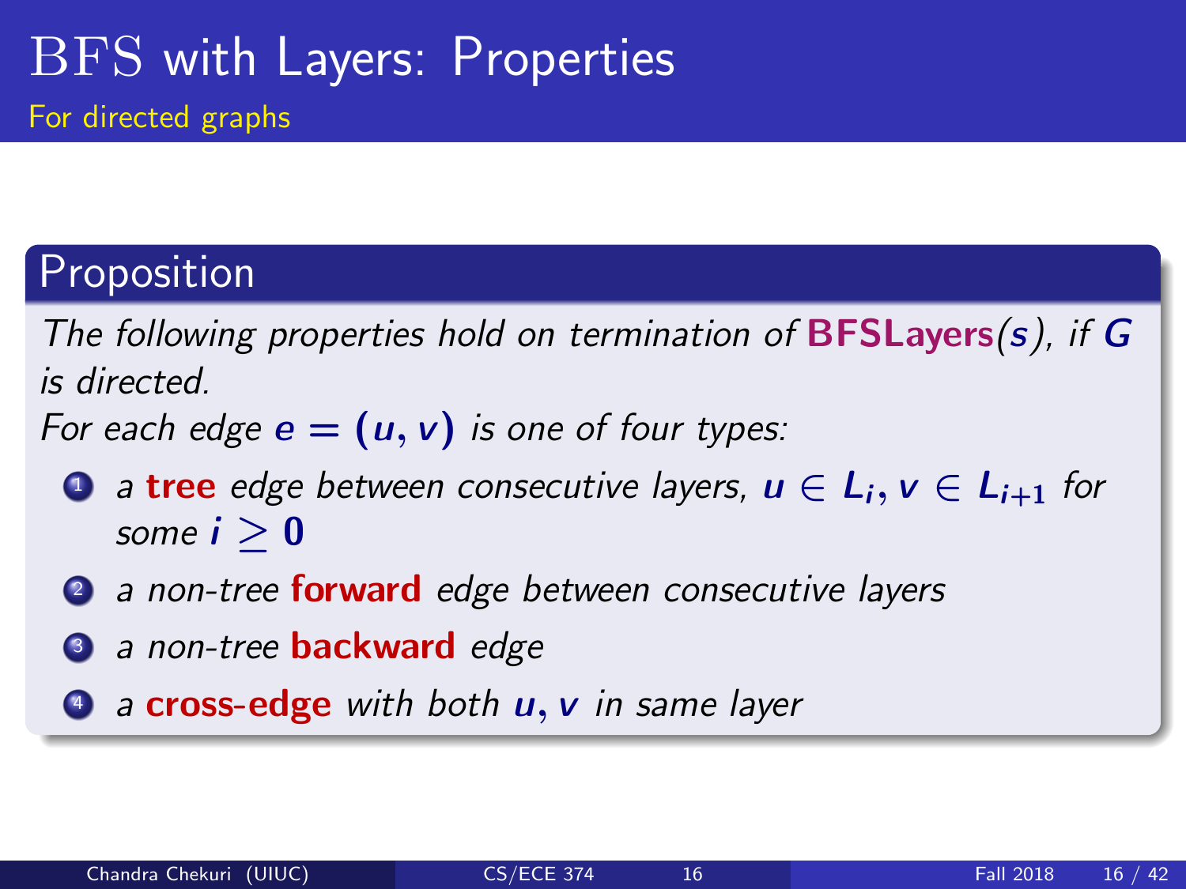# BFS with Layers: Properties

## For directed graphs

### Proposition

*The following properties hold on termination of* **BFSLayers**$(s)$*, if* $G$ *is directed.*

*For each edge* $e = (u, v)$ *is one of four types:*

1. *a* **tree** *edge between consecutive layers,* $u \in L_i, v \in L_{i+1}$ *for some* $i \geq 0$
2. *a non-tree* **forward** *edge between consecutive layers*
3. *a non-tree* **backward** *edge*
4. *a* **cross-edge** *with both* $u, v$ *in same layer*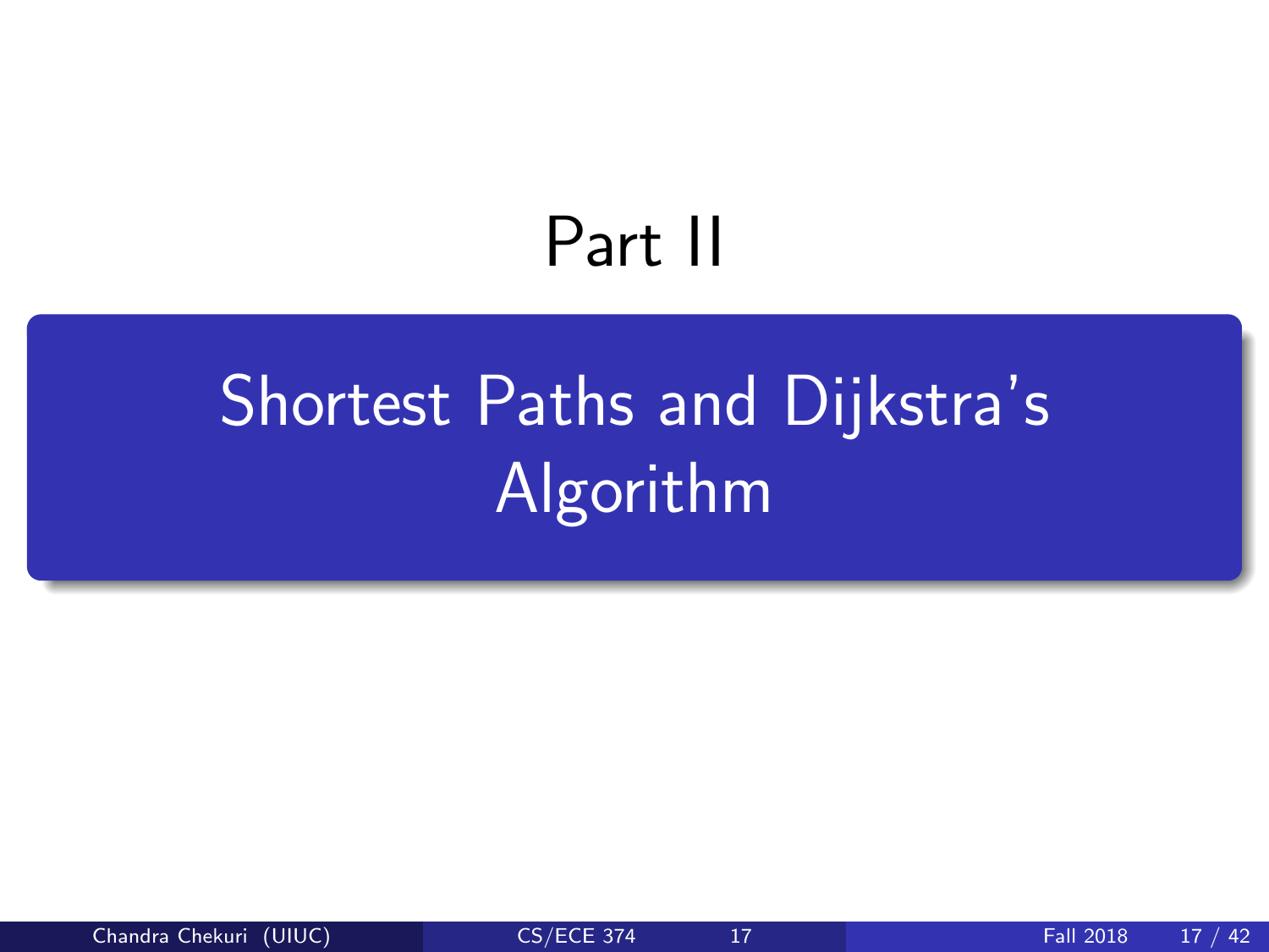# Part II

## Shortest Paths and Dijkstra's Algorithm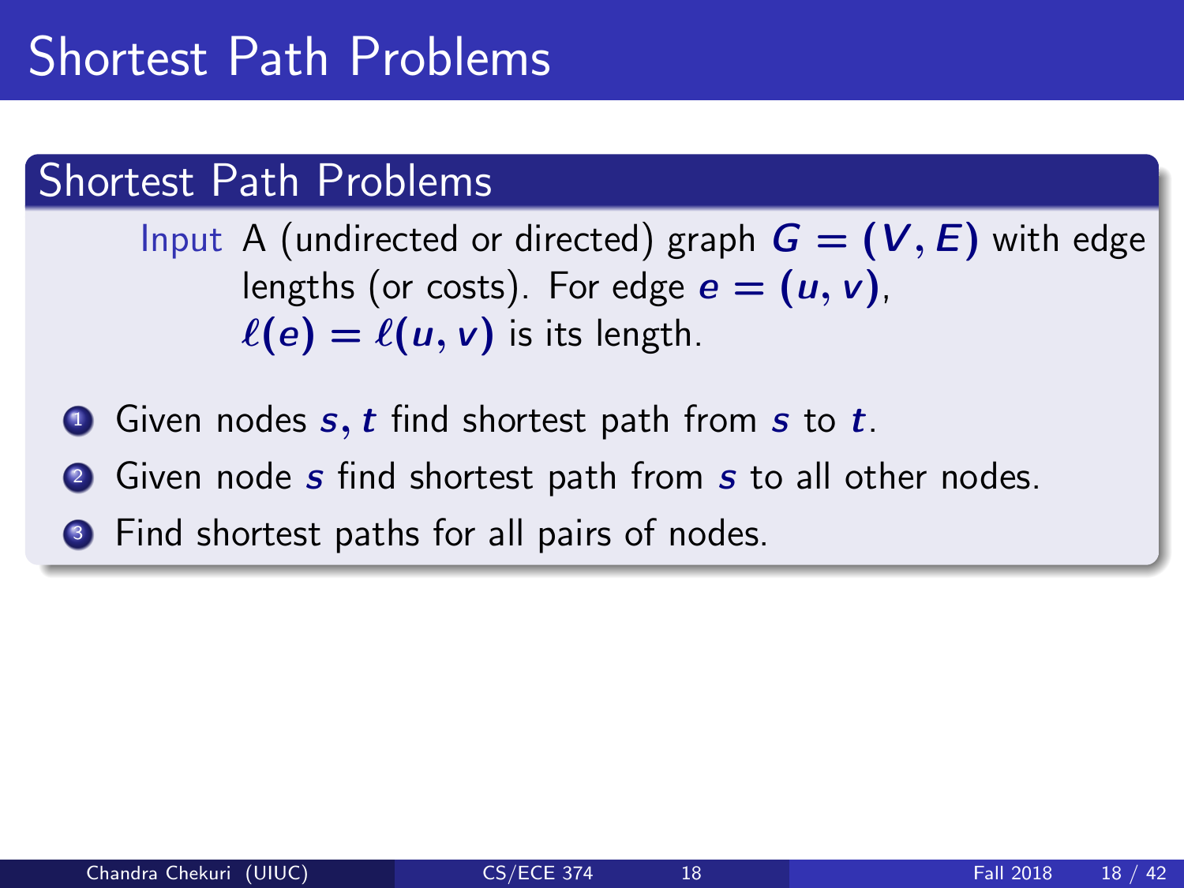# Shortest Path Problems

## Shortest Path Problems

**Input** A (undirected or directed) graph $G = (V, E)$ with edge lengths (or costs). For edge $e = (u, v)$, $\ell(e) = \ell(u, v)$ is its length.

1. Given nodes $s, t$ find shortest path from $s$ to $t$.
2. Given node $s$ find shortest path from $s$ to all other nodes.
3. Find shortest paths for all pairs of nodes.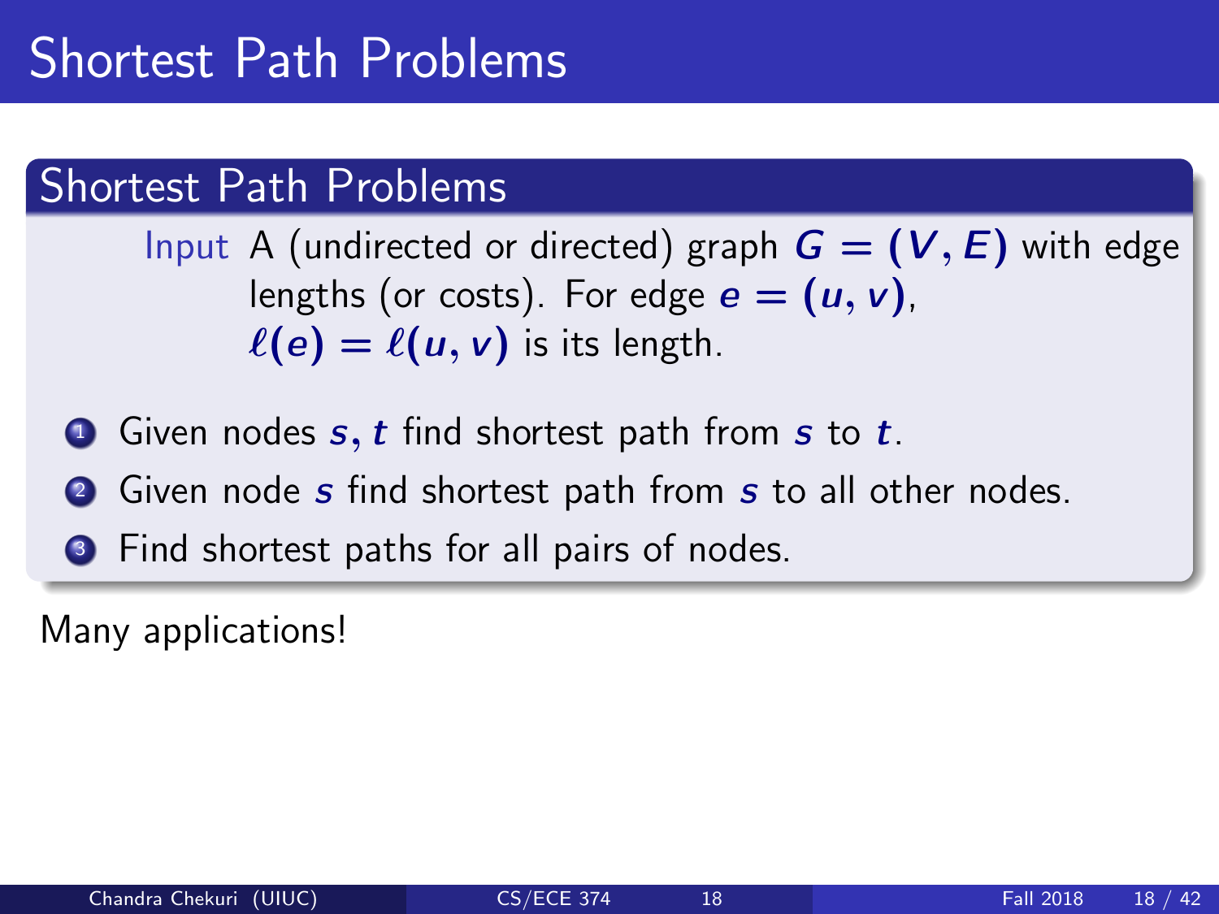# Shortest Path Problems

## Shortest Path Problems

**Input** A (undirected or directed) graph $G = (V, E)$ with edge lengths (or costs). For edge $e = (u, v)$, $\ell(e) = \ell(u, v)$ is its length.

1. Given nodes $s, t$ find shortest path from $s$ to $t$.
2. Given node $s$ find shortest path from $s$ to all other nodes.
3. Find shortest paths for all pairs of nodes.

Many applications!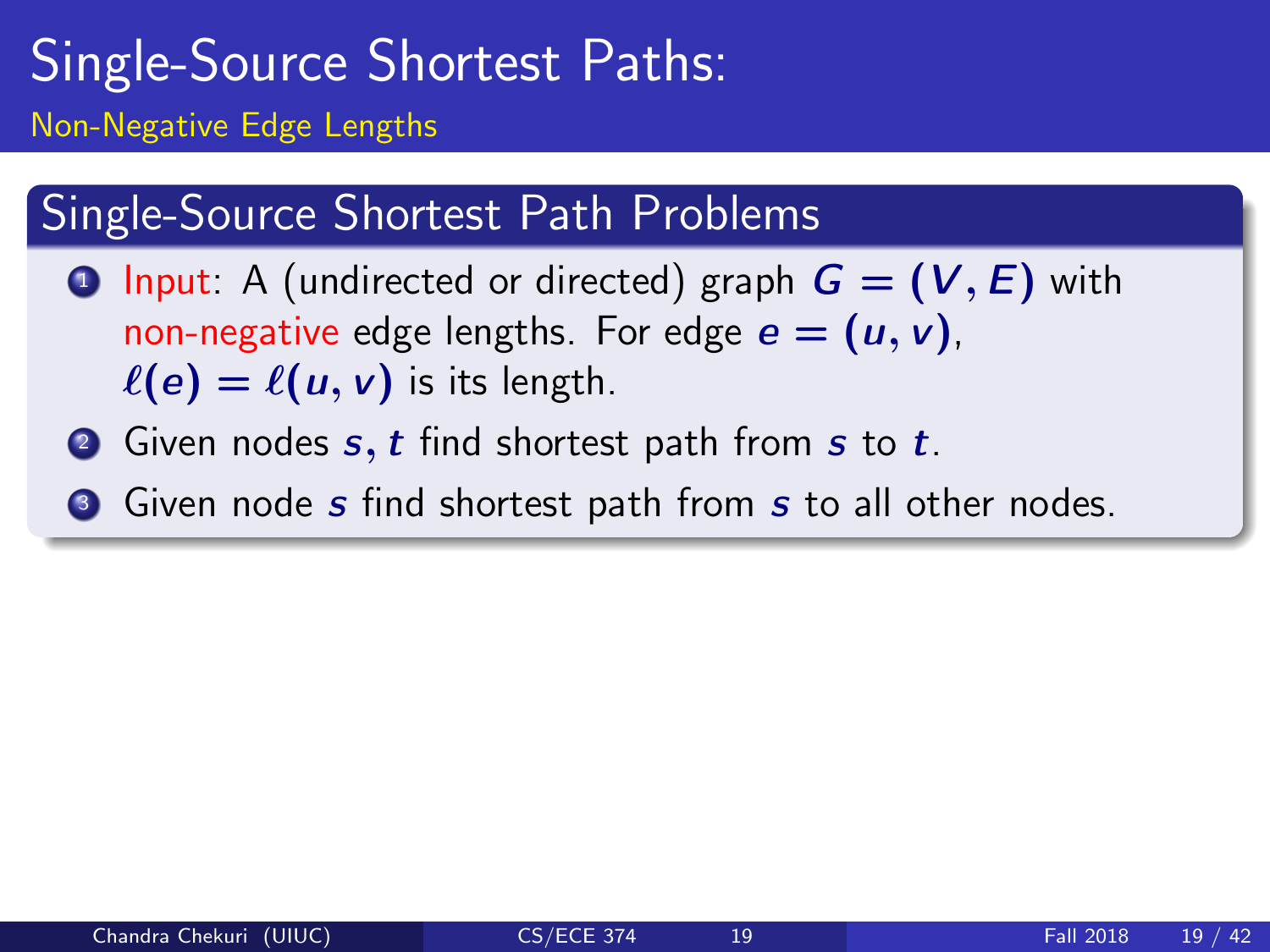# Single-Source Shortest Paths:

## Non-Negative Edge Lengths

### Single-Source Shortest Path Problems

1. Input: A (undirected or directed) graph $G = (V, E)$ with non-negative edge lengths. For edge $e = (u, v)$, $\ell(e) = \ell(u, v)$ is its length.
2. Given nodes $s, t$ find shortest path from $s$ to $t$.
3. Given node $s$ find shortest path from $s$ to all other nodes.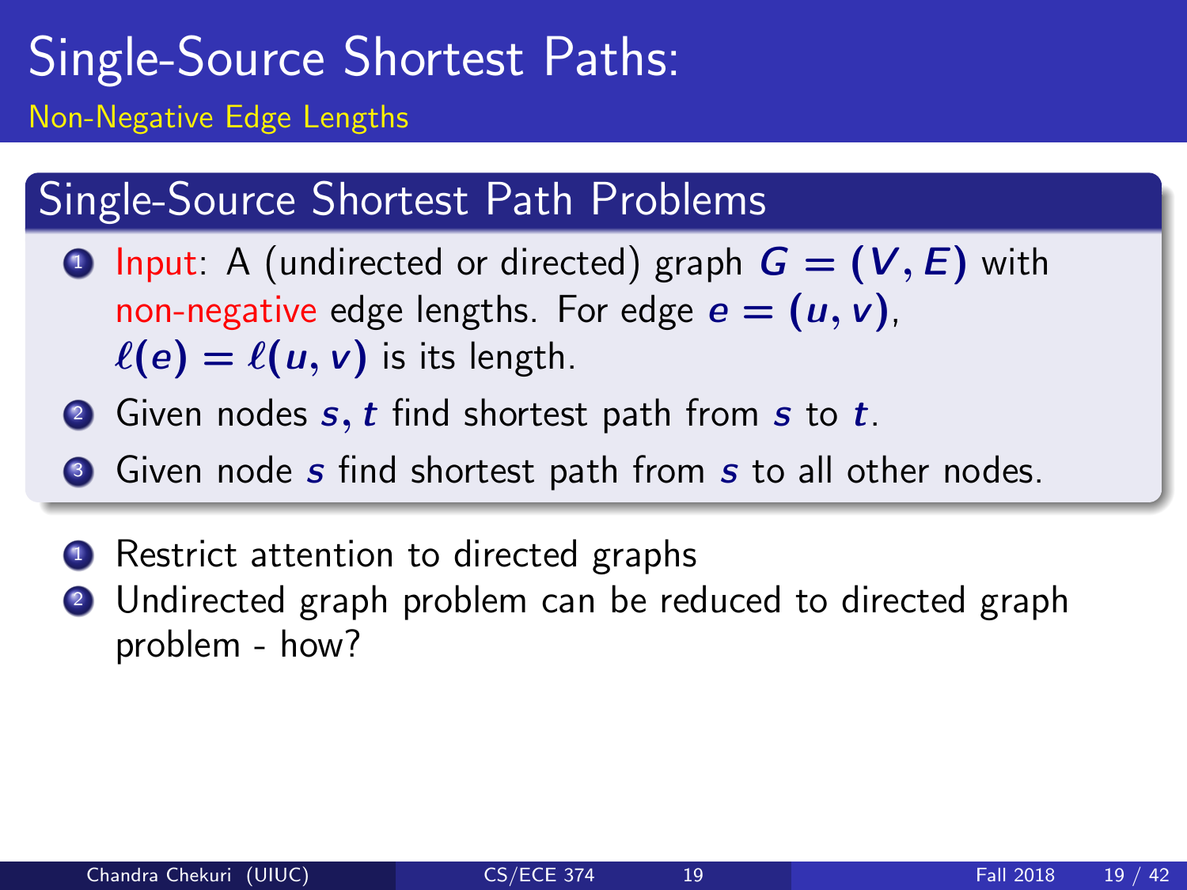# Single-Source Shortest Paths:

## Non-Negative Edge Lengths

### Single-Source Shortest Path Problems

1. Input: A (undirected or directed) graph $G = (V, E)$ with non-negative edge lengths. For edge $e = (u, v)$, $\ell(e) = \ell(u, v)$ is its length.
2. Given nodes $s, t$ find shortest path from $s$ to $t$.
3. Given node $s$ find shortest path from $s$ to all other nodes.

---

1. Restrict attention to directed graphs
2. Undirected graph problem can be reduced to directed graph problem - how?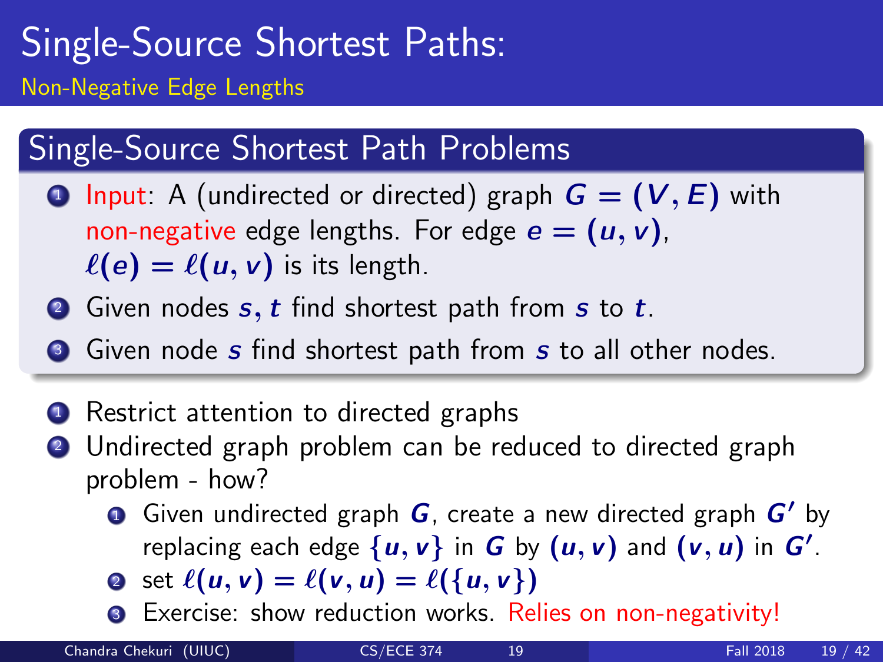# Single-Source Shortest Paths:

## Non-Negative Edge Lengths

### Single-Source Shortest Path Problems

1. Input: A (undirected or directed) graph $G = (V, E)$ with non-negative edge lengths. For edge $e = (u, v)$, $\ell(e) = \ell(u, v)$ is its length.
2. Given nodes $s, t$ find shortest path from $s$ to $t$.
3. Given node $s$ find shortest path from $s$ to all other nodes.

1. Restrict attention to directed graphs
2. Undirected graph problem can be reduced to directed graph problem - how?
   1. Given undirected graph $G$, create a new directed graph $G'$ by replacing each edge $\{u, v\}$ in $G$ by $(u, v)$ and $(v, u)$ in $G'$.
   2. set $\ell(u, v) = \ell(v, u) = \ell(\{u, v\})$
   3. Exercise: show reduction works. Relies on non-negativity!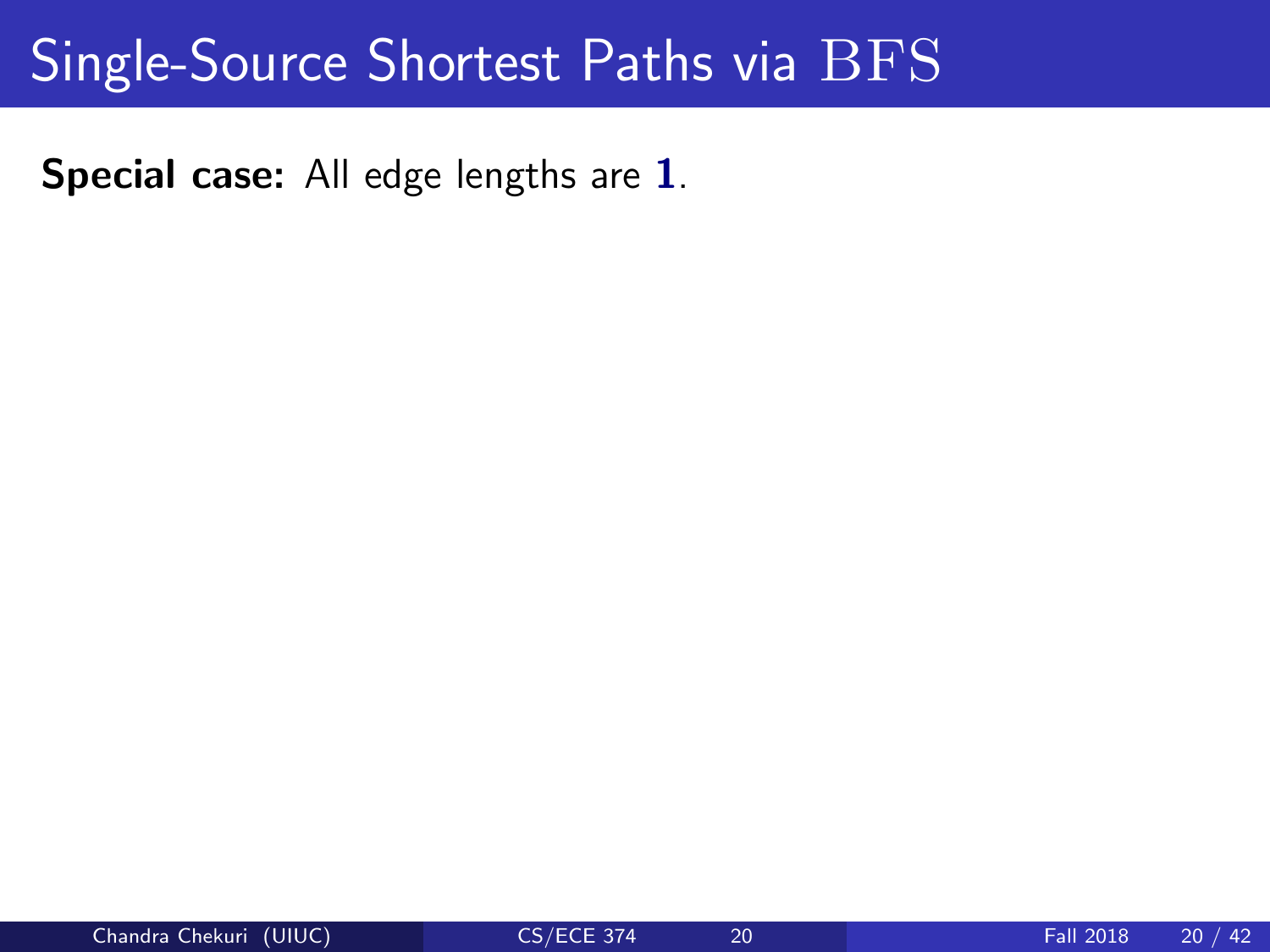# Single-Source Shortest Paths via BFS

**Special case:** All edge lengths are **1**.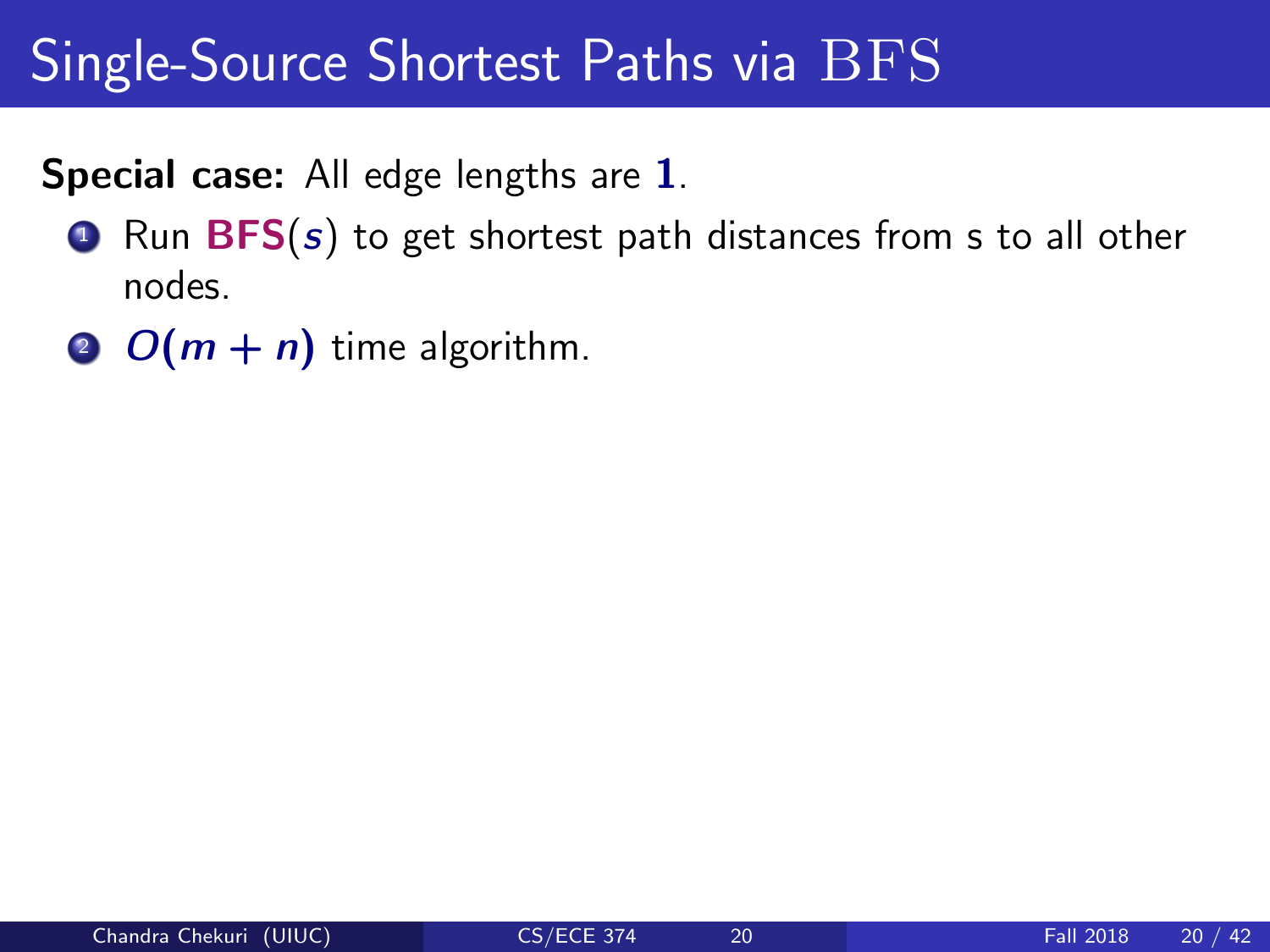# Single-Source Shortest Paths via BFS

**Special case:** All edge lengths are **1**.

1. Run **BFS**($s$) to get shortest path distances from s to all other nodes.
2. $O(m + n)$ time algorithm.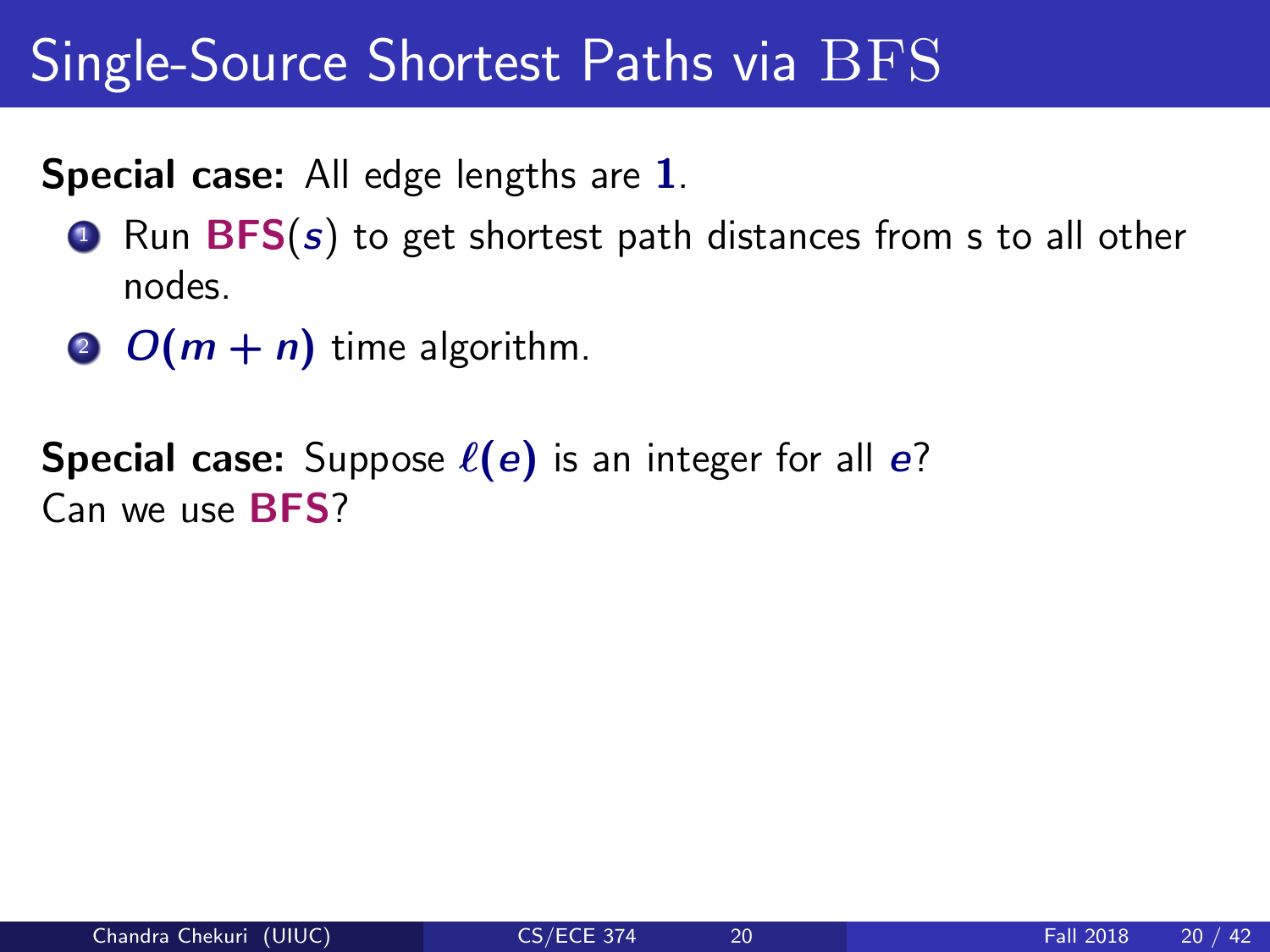# Single-Source Shortest Paths via BFS

**Special case:** All edge lengths are $1$.

1. Run **BFS**($s$) to get shortest path distances from s to all other nodes.
2. $O(m + n)$ time algorithm.

**Special case:** Suppose $\ell(e)$ is an integer for all $e$?
Can we use **BFS**?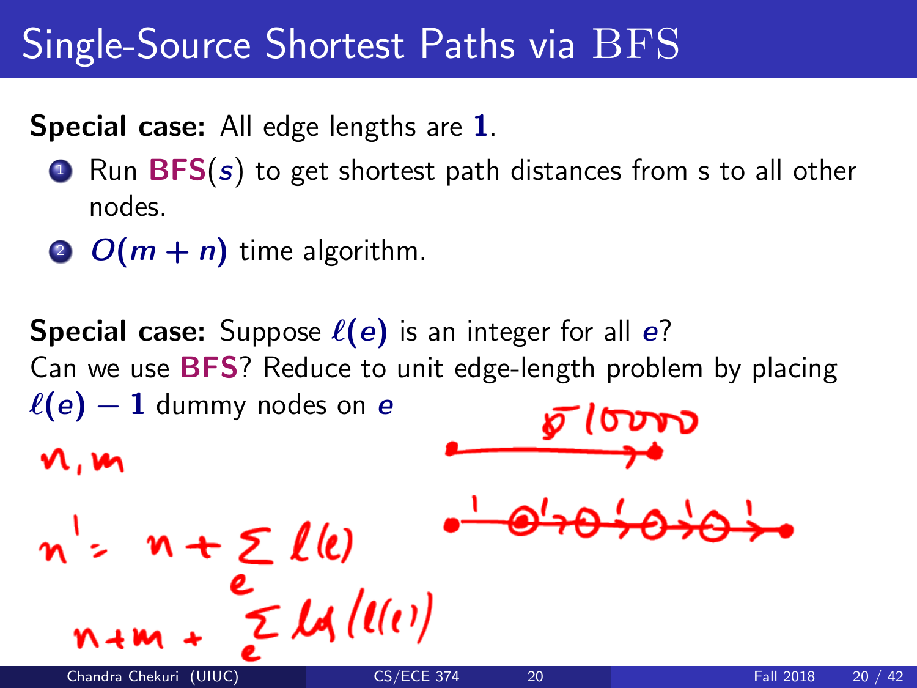# Single-Source Shortest Paths via BFS

**Special case:** All edge lengths are $1$.

1. Run **BFS**($s$) to get shortest path distances from s to all other nodes.
2. $O(m+n)$ time algorithm.

**Special case:** Suppose $\ell(e)$ is an integer for all $e$?
Can we use **BFS**? Reduce to unit edge-length problem by placing $\ell(e) - 1$ dummy nodes on $e$

$n, m$

$n' = n + \sum_e \ell(e)$

$n + m + \sum_e \log(\ell(e))$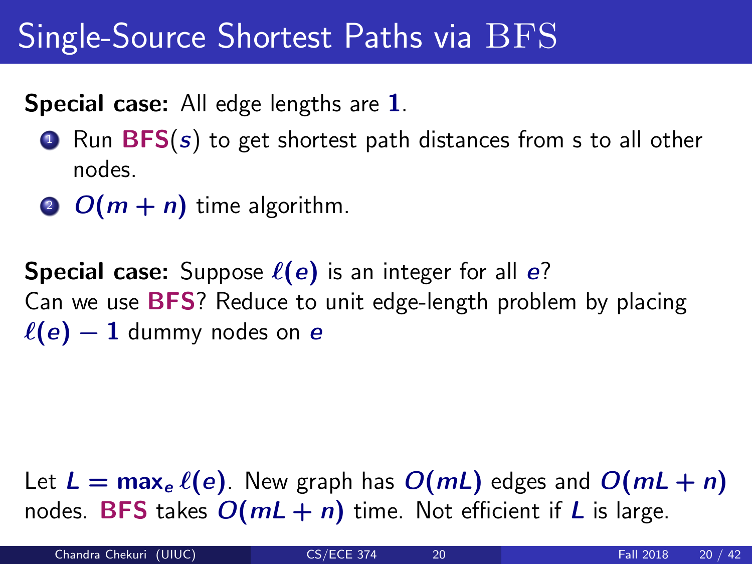# Single-Source Shortest Paths via BFS

**Special case:** All edge lengths are $1$.

1. Run **BFS**($s$) to get shortest path distances from s to all other nodes.
2. $O(m+n)$ time algorithm.

**Special case:** Suppose $\ell(e)$ is an integer for all $e$?
Can we use **BFS**? Reduce to unit edge-length problem by placing $\ell(e) - 1$ dummy nodes on $e$

Let $L = \max_e \ell(e)$. New graph has $O(mL)$ edges and $O(mL+n)$ nodes. **BFS** takes $O(mL+n)$ time. Not efficient if $L$ is large.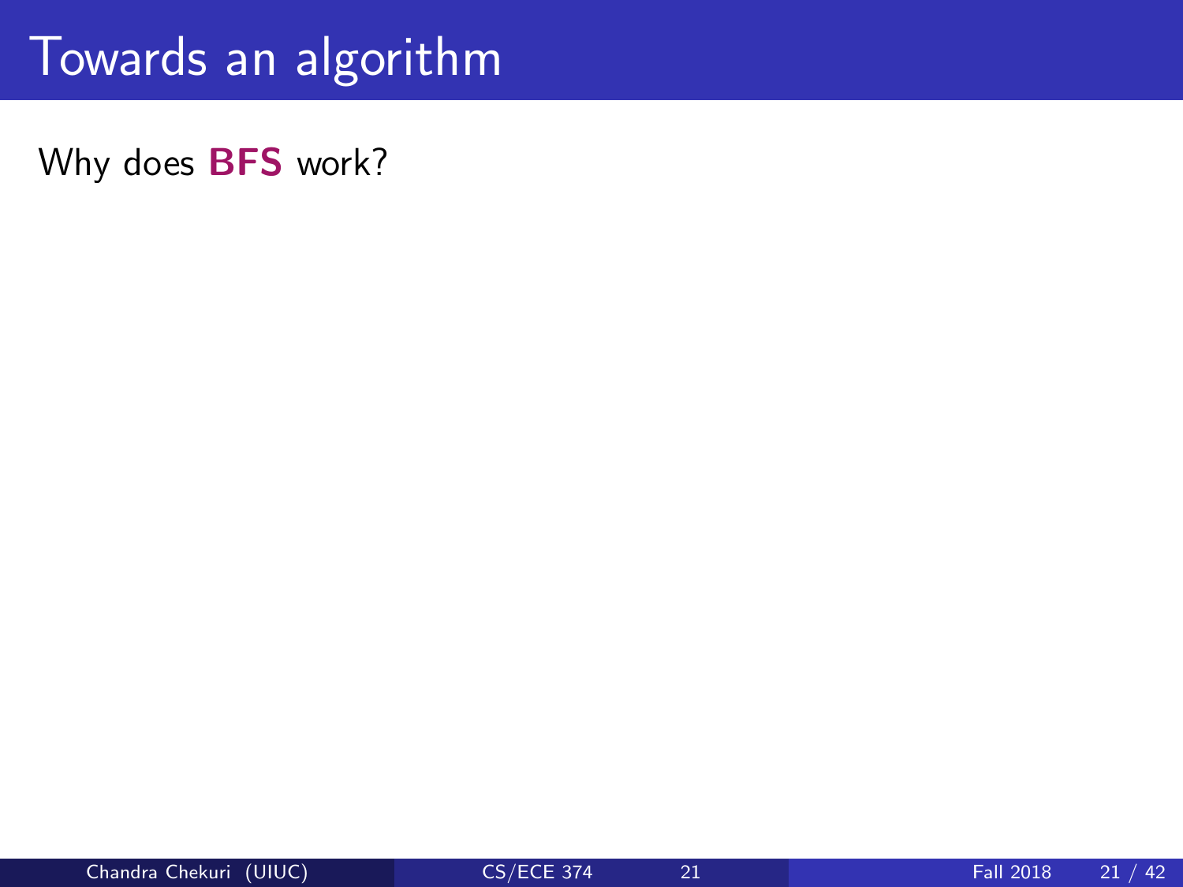# Towards an algorithm

Why does **BFS** work?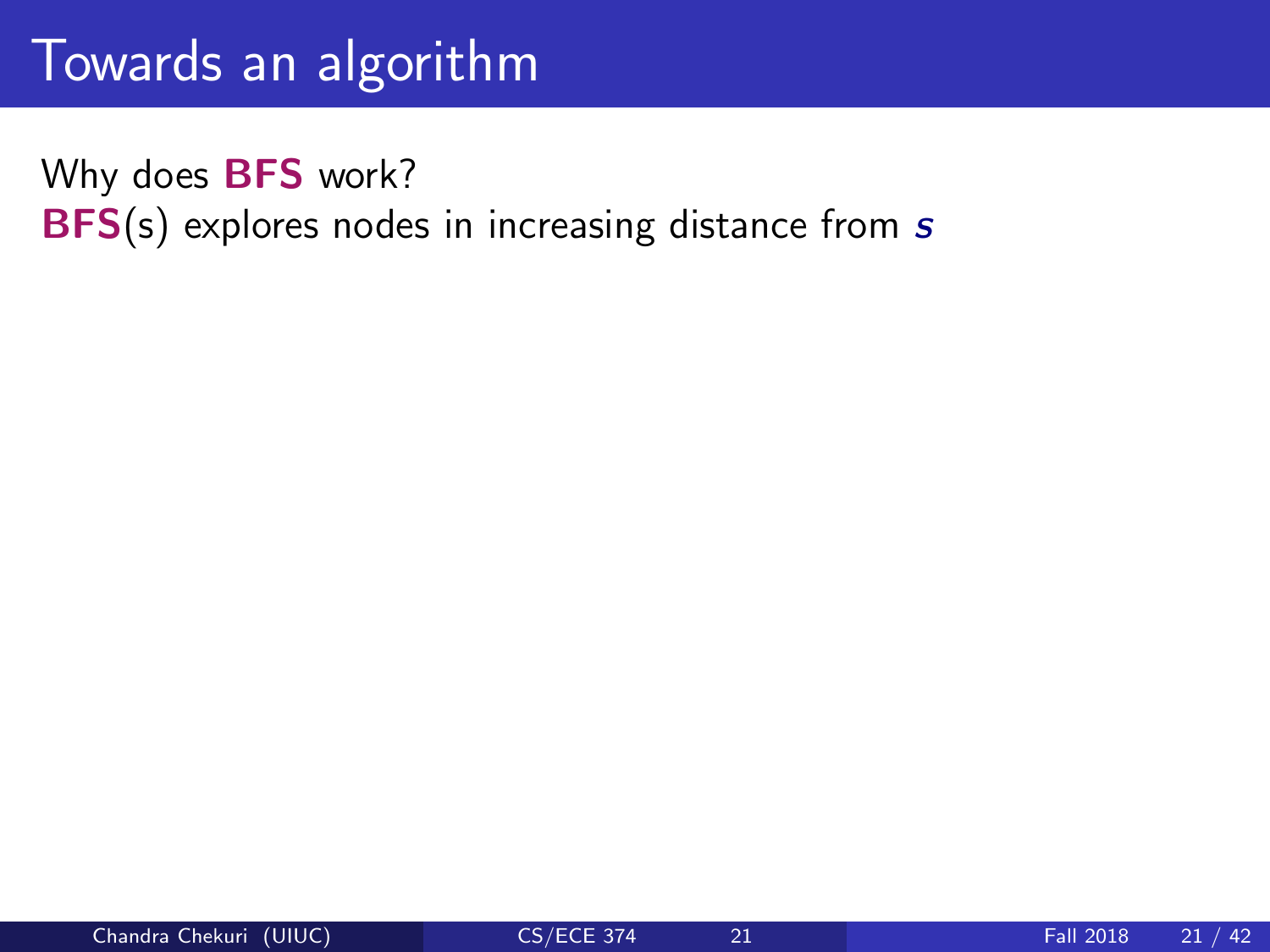# Towards an algorithm

Why does **BFS** work?
**BFS**(s) explores nodes in increasing distance from $s$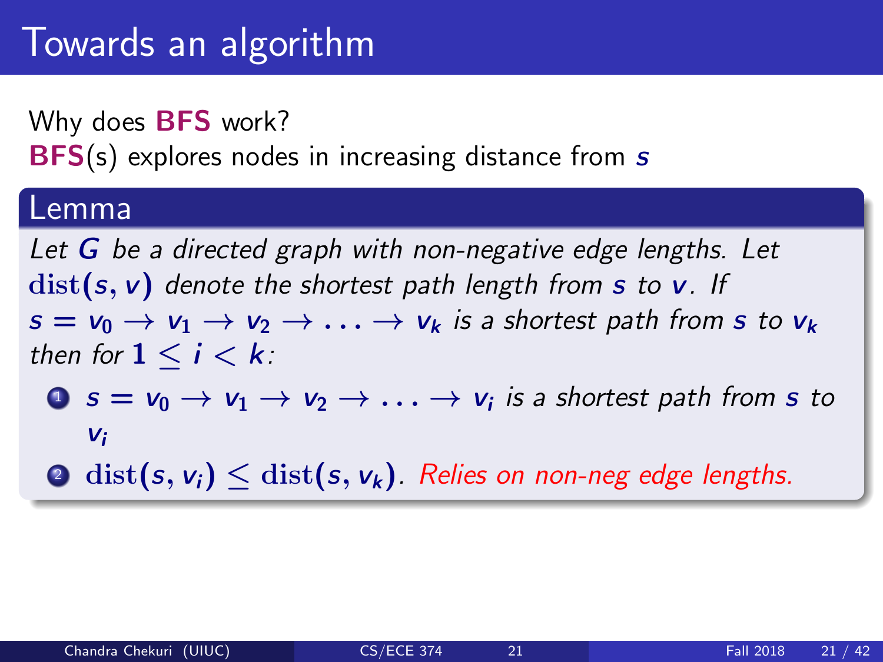# Towards an algorithm

Why does **BFS** work?
**BFS**(s) explores nodes in increasing distance from $s$

## Lemma

*Let $G$ be a directed graph with non-negative edge lengths. Let $\text{dist}(s, v)$ denote the shortest path length from $s$ to $v$. If $s = v_0 \rightarrow v_1 \rightarrow v_2 \rightarrow \ldots \rightarrow v_k$ is a shortest path from $s$ to $v_k$ then for $1 \leq i < k$:*

1. *$s = v_0 \rightarrow v_1 \rightarrow v_2 \rightarrow \ldots \rightarrow v_i$ is a shortest path from $s$ to $v_i$*
2. *$\text{dist}(s, v_i) \leq \text{dist}(s, v_k)$. Relies on non-neg edge lengths.*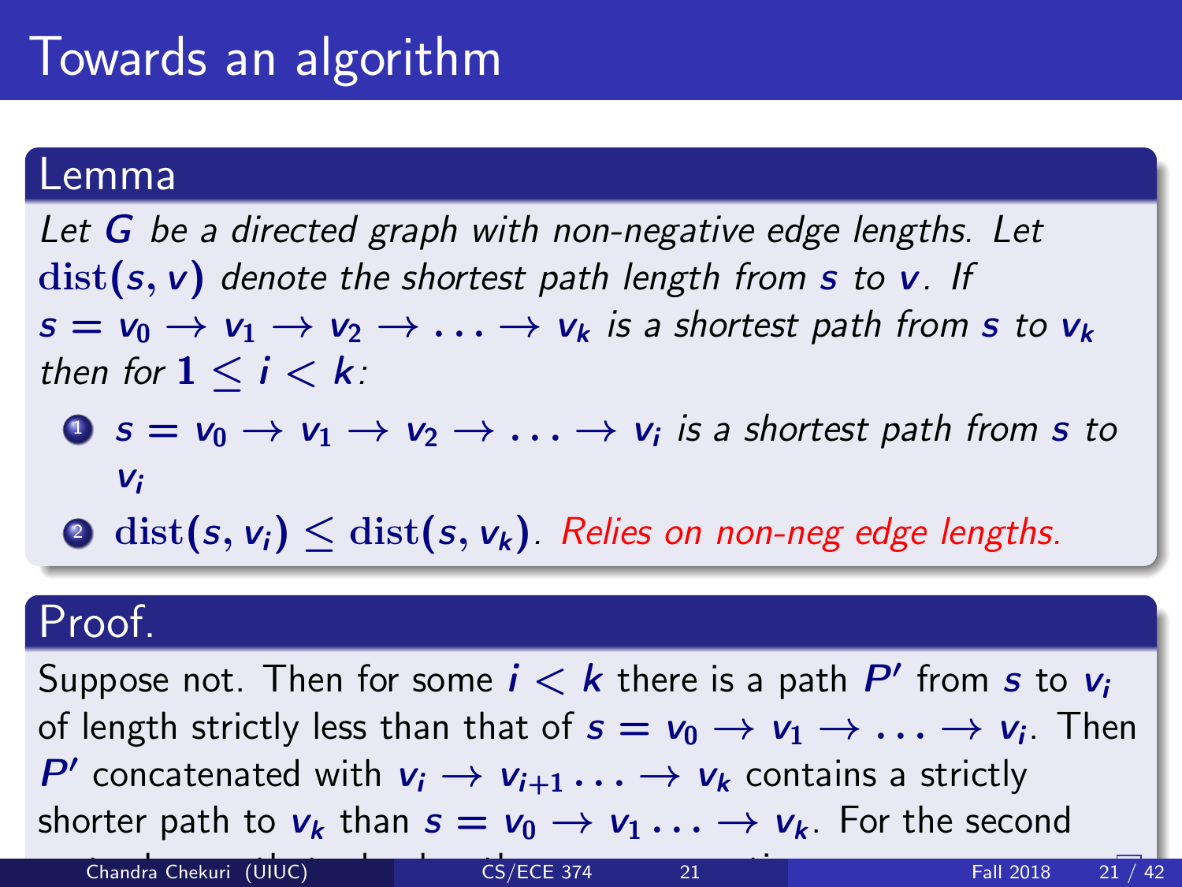# Towards an algorithm

## Lemma

*Let $G$ be a directed graph with non-negative edge lengths. Let $\text{dist}(s, v)$ denote the shortest path length from $s$ to $v$. If $s = v_0 \rightarrow v_1 \rightarrow v_2 \rightarrow \ldots \rightarrow v_k$ is a shortest path from $s$ to $v_k$ then for $1 \leq i < k$:*

1. *$s = v_0 \rightarrow v_1 \rightarrow v_2 \rightarrow \ldots \rightarrow v_i$ is a shortest path from $s$ to $v_i$*
2. $\text{dist}(s, v_i) \leq \text{dist}(s, v_k)$. *Relies on non-neg edge lengths.*

## Proof.

Suppose not. Then for some $i < k$ there is a path $P'$ from $s$ to $v_i$ of length strictly less than that of $s = v_0 \rightarrow v_1 \rightarrow \ldots \rightarrow v_i$. Then $P'$ concatenated with $v_i \rightarrow v_{i+1} \ldots \rightarrow v_k$ contains a strictly shorter path to $v_k$ than $s = v_0 \rightarrow v_1 \ldots \rightarrow v_k$. For the second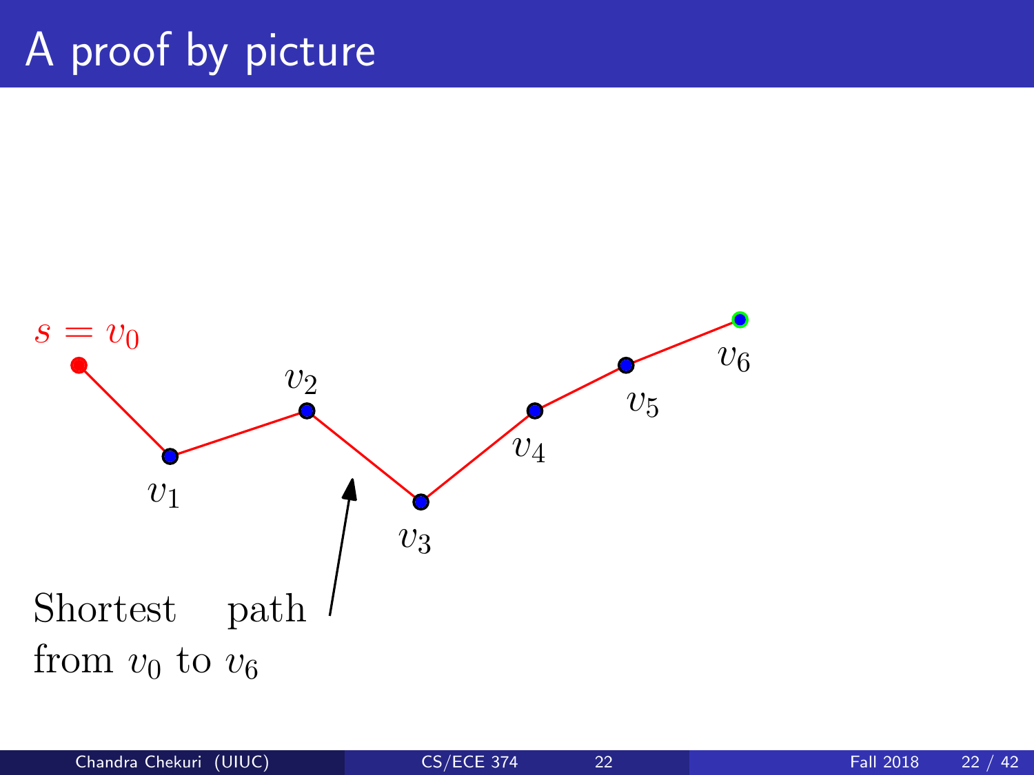# A proof by picture

$s = v_0$

$v_1$

$v_2$

$v_3$

$v_4$

$v_5$

$v_6$

Shortest path from $v_0$ to $v_6$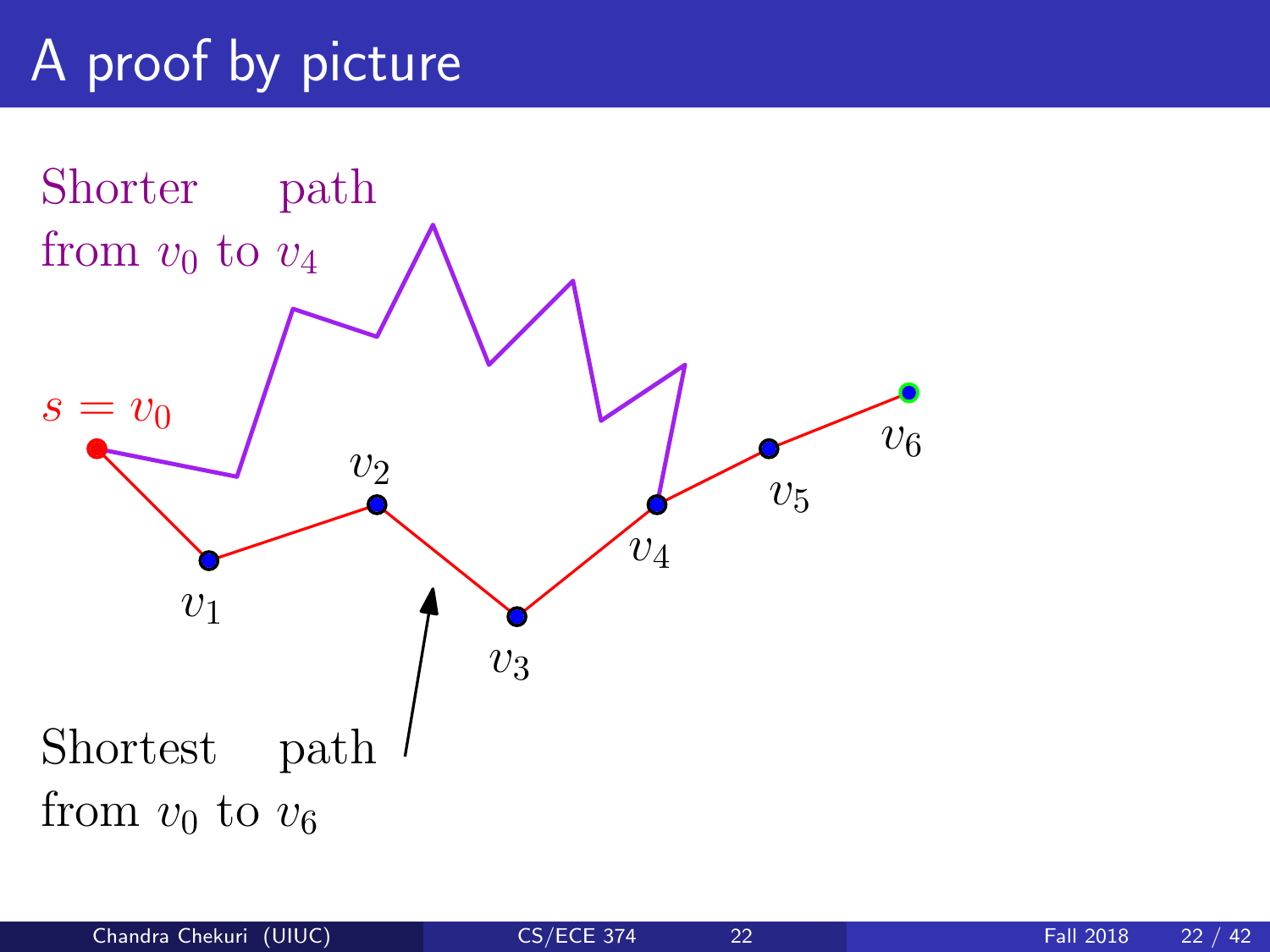# A proof by picture

Shorter path from $v_0$ to $v_4$

$s = v_0$

$v_1$

$v_2$

$v_3$

$v_4$

$v_5$

$v_6$

Shortest path from $v_0$ to $v_6$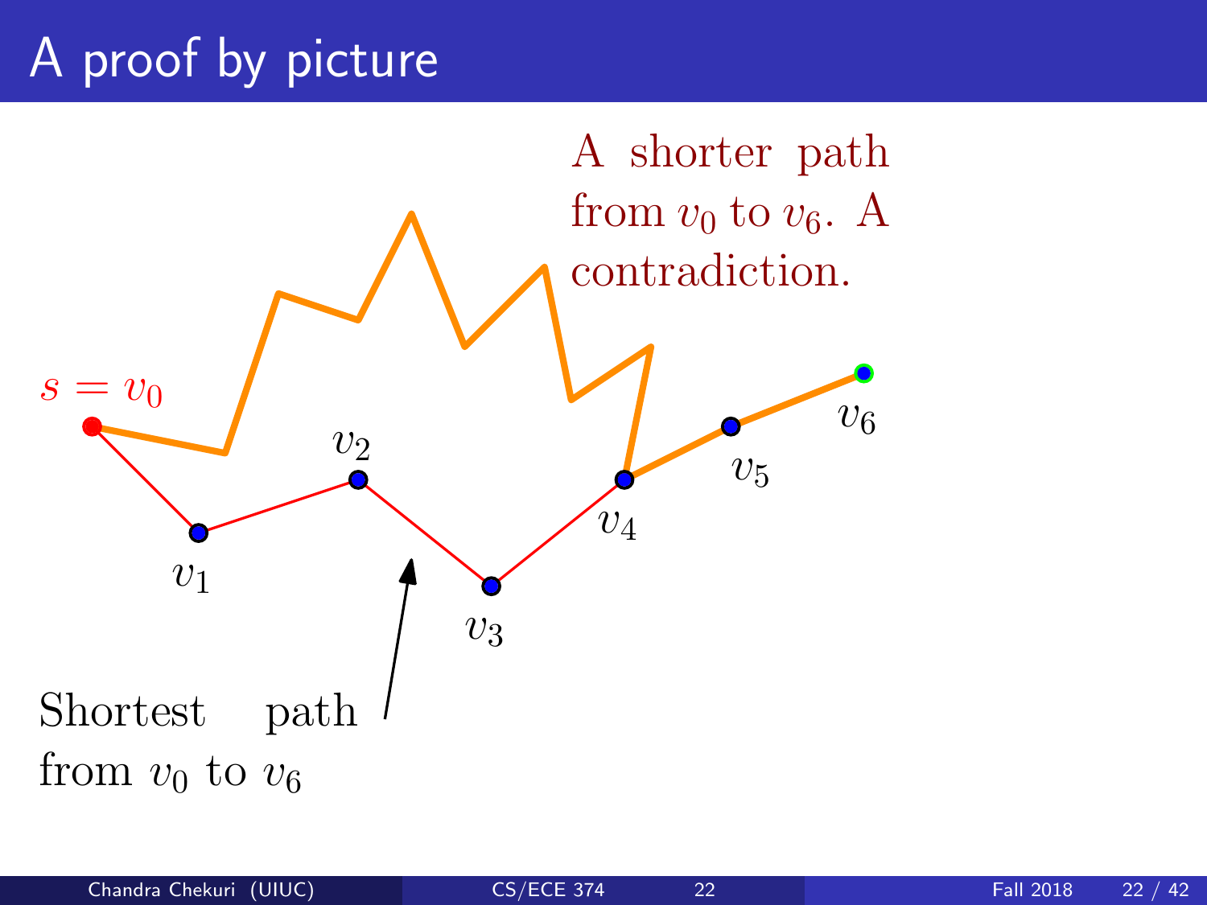# A proof by picture

A shorter path from $v_0$ to $v_6$. A contradiction.

$s = v_0$

$v_1$

$v_2$

$v_3$

$v_4$

$v_5$

$v_6$

Shortest path from $v_0$ to $v_6$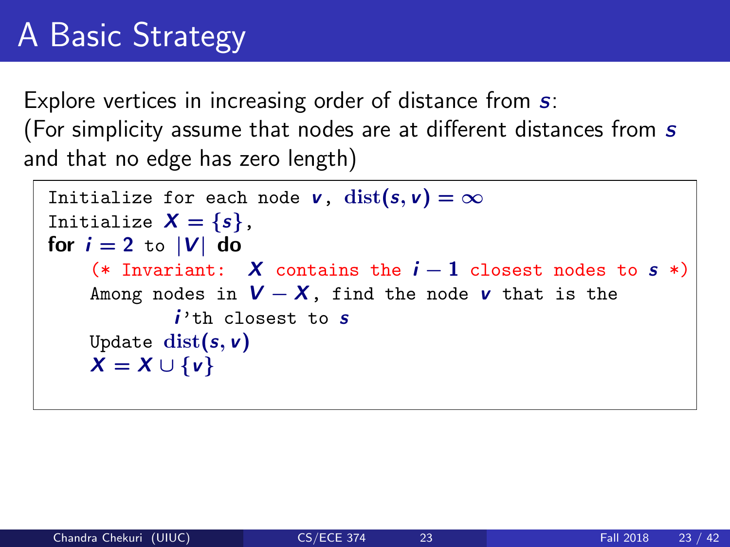# A Basic Strategy

Explore vertices in increasing order of distance from $s$:
(For simplicity assume that nodes are at different distances from $s$ and that no edge has zero length)

```
Initialize for each node v, dist(s, v) = ∞
Initialize X = {s},
for i = 2 to |V| do
    (* Invariant: X contains the i − 1 closest nodes to s *)
    Among nodes in V − X, find the node v that is the
            i'th closest to s
    Update dist(s, v)
    X = X ∪ {v}
```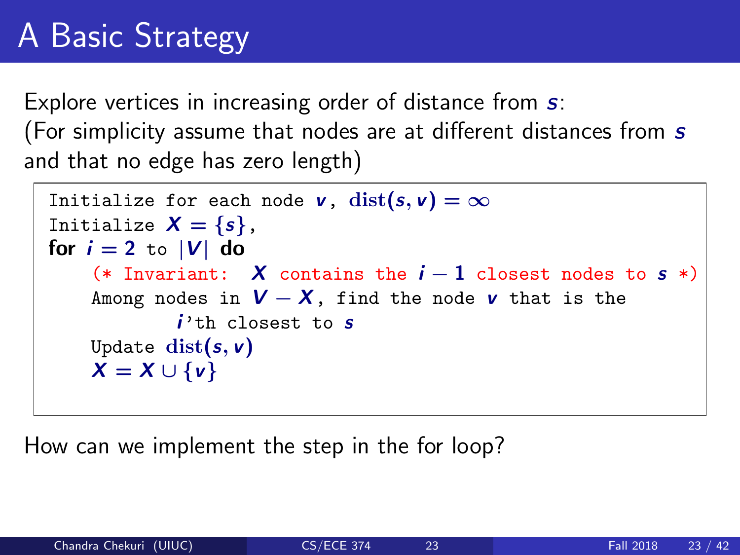# A Basic Strategy

Explore vertices in increasing order of distance from $s$:
(For simplicity assume that nodes are at different distances from $s$ and that no edge has zero length)

```
Initialize for each node v, dist(s, v) = ∞
Initialize X = {s},
for i = 2 to |V| do
    (* Invariant: X contains the i − 1 closest nodes to s *)
    Among nodes in V − X, find the node v that is the
            i'th closest to s
    Update dist(s, v)
    X = X ∪ {v}
```

How can we implement the step in the for loop?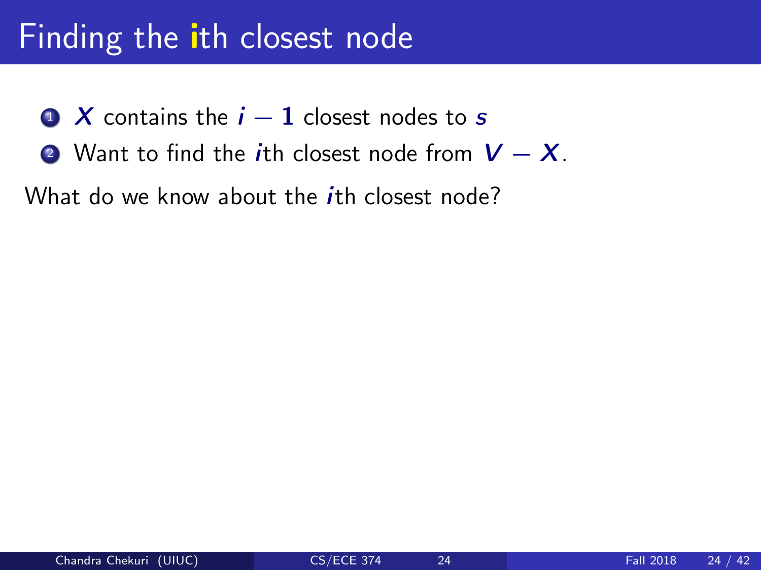# Finding the ith closest node

1. $X$ contains the $i - 1$ closest nodes to $s$
2. Want to find the $i$th closest node from $V - X$.

What do we know about the $i$th closest node?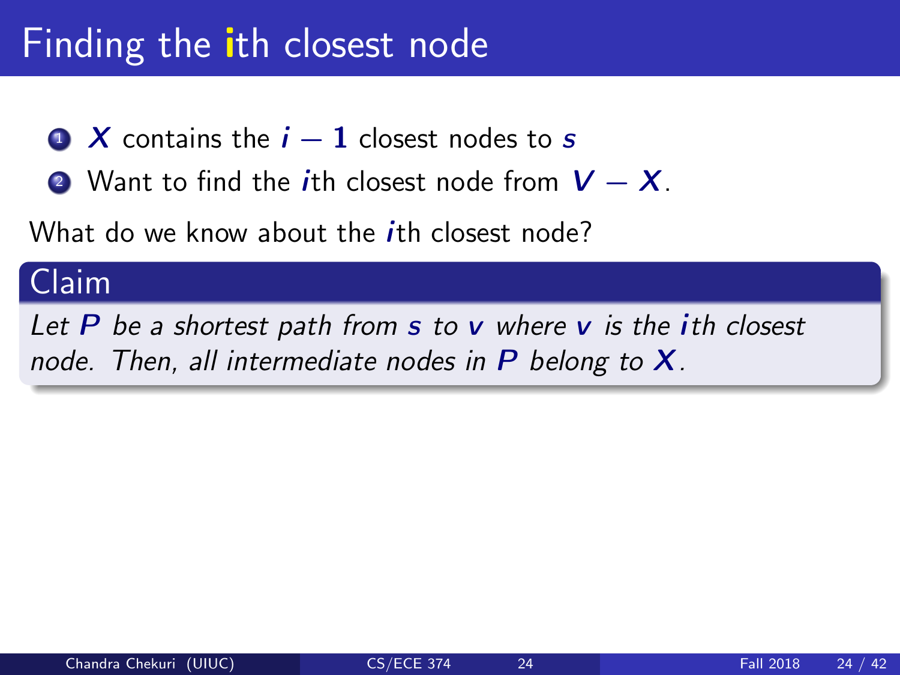# Finding the ith closest node

1. $X$ contains the $i - 1$ closest nodes to $s$
2. Want to find the $i$th closest node from $V - X$.

What do we know about the $i$th closest node?

**Claim**

*Let $P$ be a shortest path from $s$ to $v$ where $v$ is the $i$th closest node. Then, all intermediate nodes in $P$ belong to $X$.*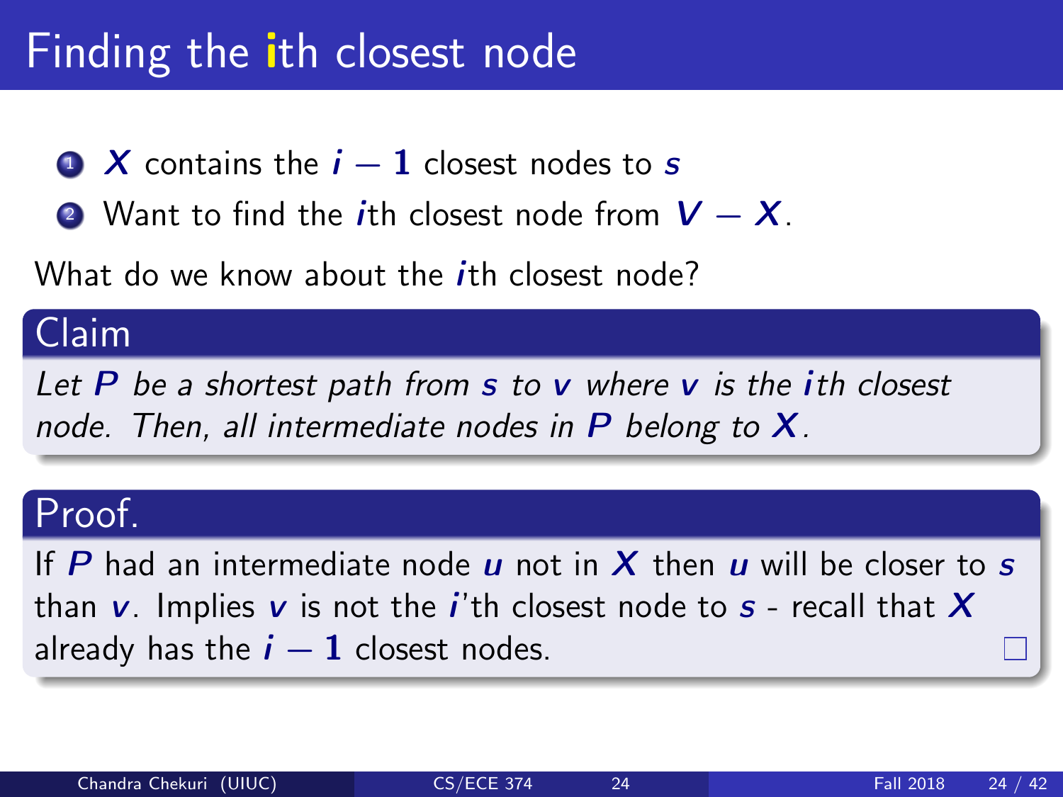# Finding the ith closest node

1. $X$ contains the $i - 1$ closest nodes to $s$
2. Want to find the $i$th closest node from $V - X$.

What do we know about the $i$th closest node?

## Claim

*Let $P$ be a shortest path from $s$ to $v$ where $v$ is the $i$th closest node. Then, all intermediate nodes in $P$ belong to $X$.*

## Proof.

If $P$ had an intermediate node $u$ not in $X$ then $u$ will be closer to $s$ than $v$. Implies $v$ is not the $i$'th closest node to $s$ - recall that $X$ already has the $i - 1$ closest nodes. □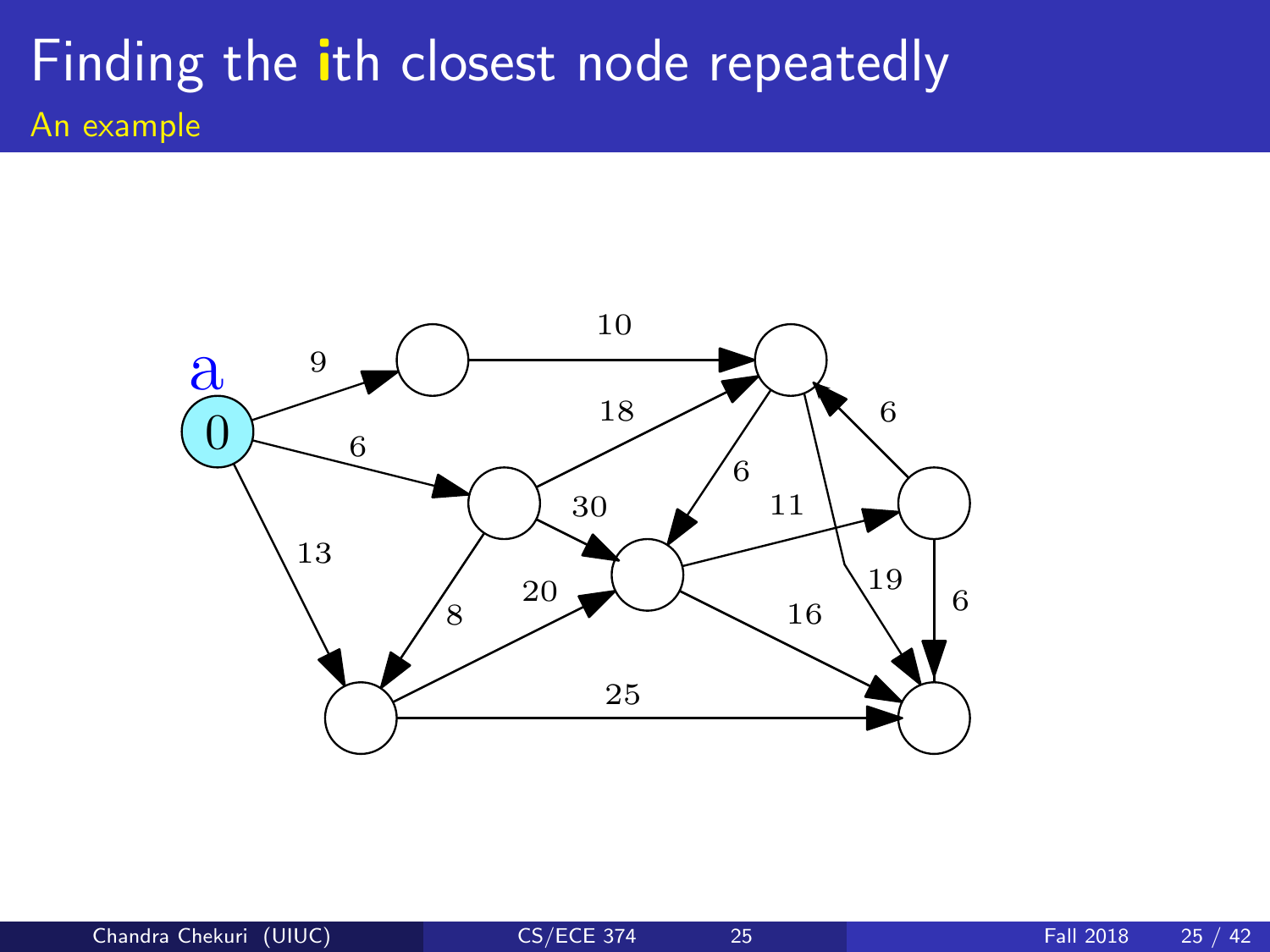# Finding the ith closest node repeatedly

## An example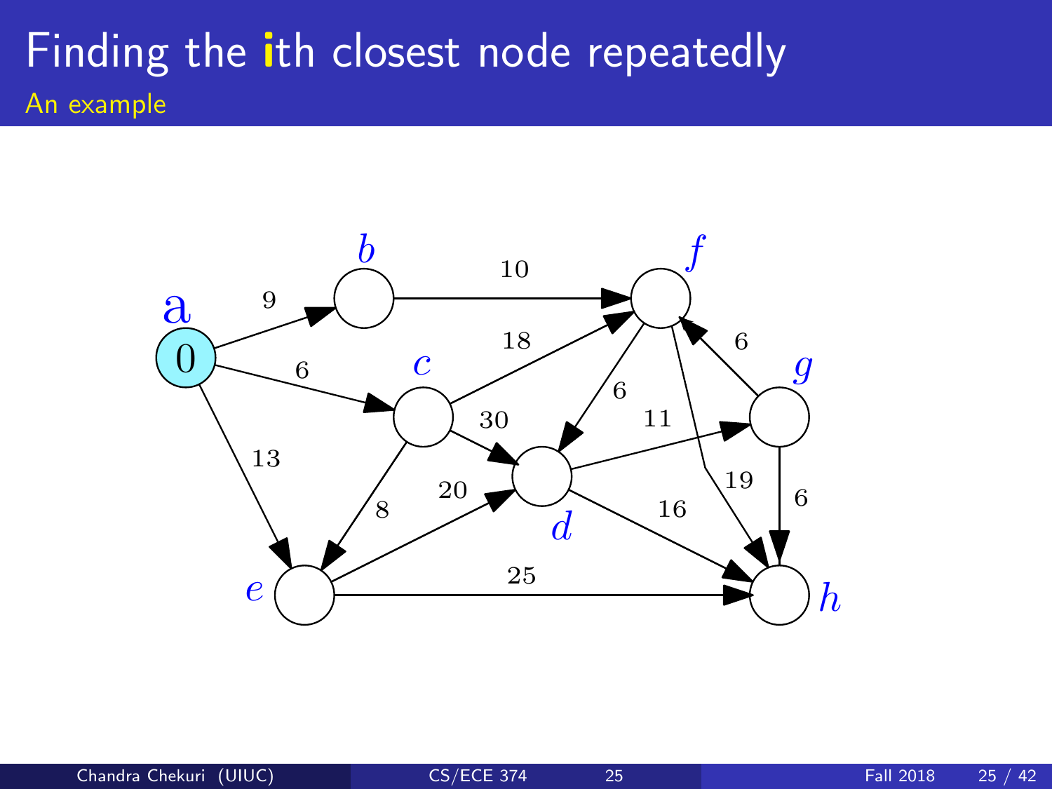# Finding the ith closest node repeatedly

## An example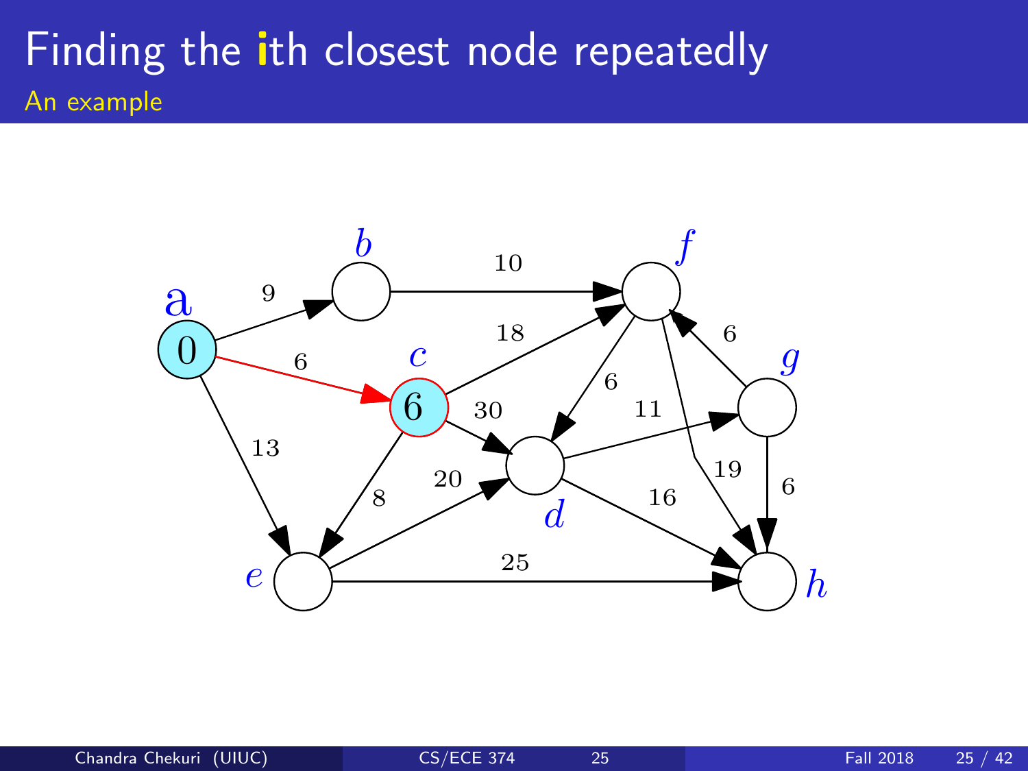# Finding the ith closest node repeatedly

## An example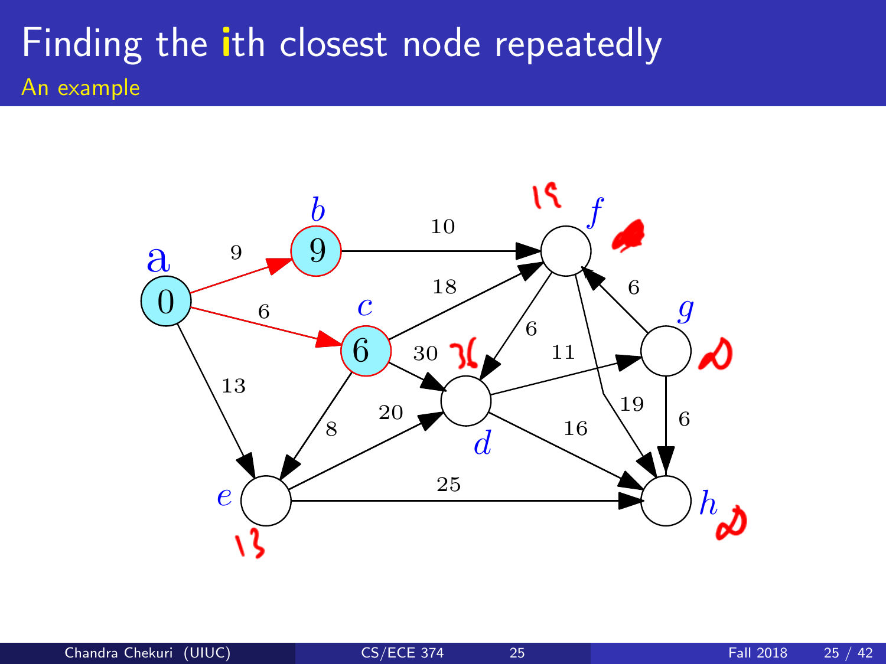# Finding the ith closest node repeatedly

## An example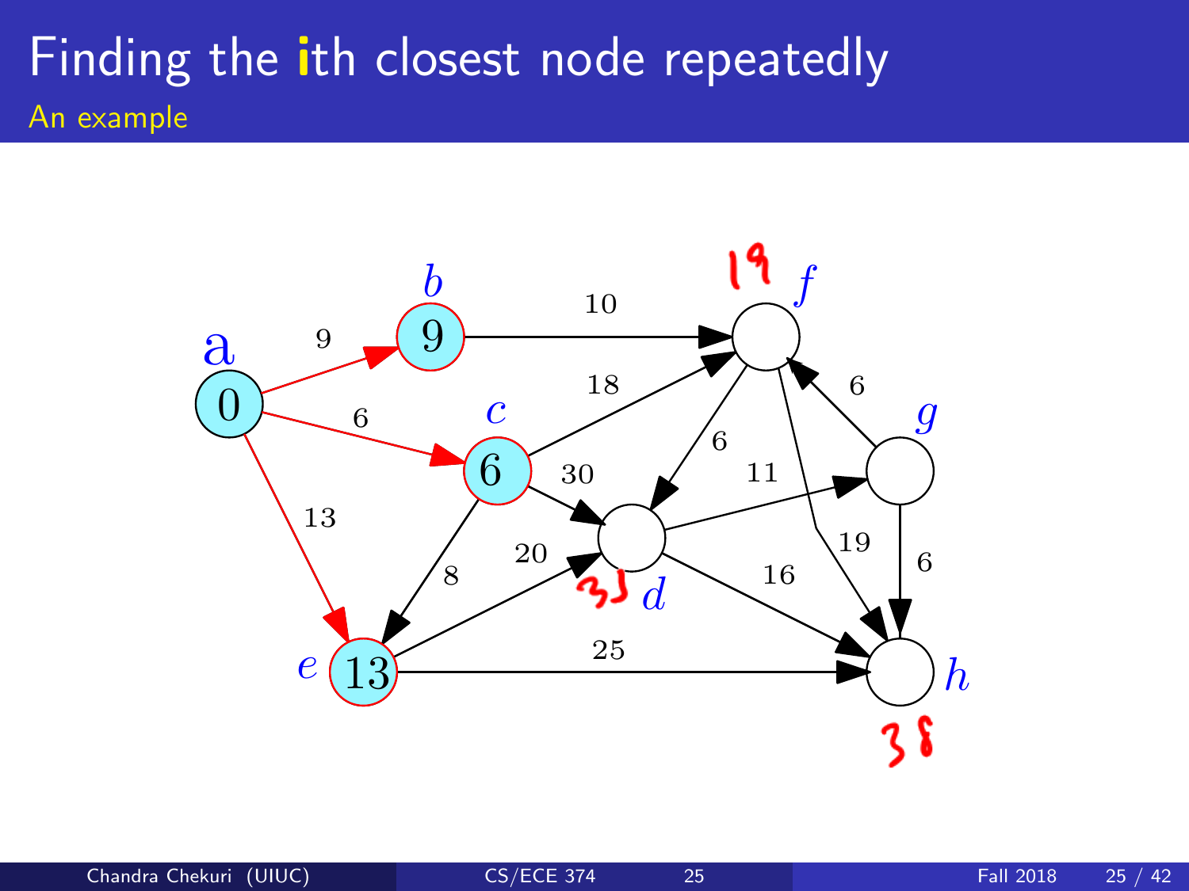# Finding the ith closest node repeatedly

## An example

a: 0, b: 9, c: 6, e: 13, f: 19, d: 33, h: 38

Edges: a→b 9, a→c 6, a→e 13, b→f 10, c→f 18, c→d 30, c→e 8, e→d 20, e→h 25, f→d 6, f→h 19, d→g 11, d→h 16, g→f 6, g→h 6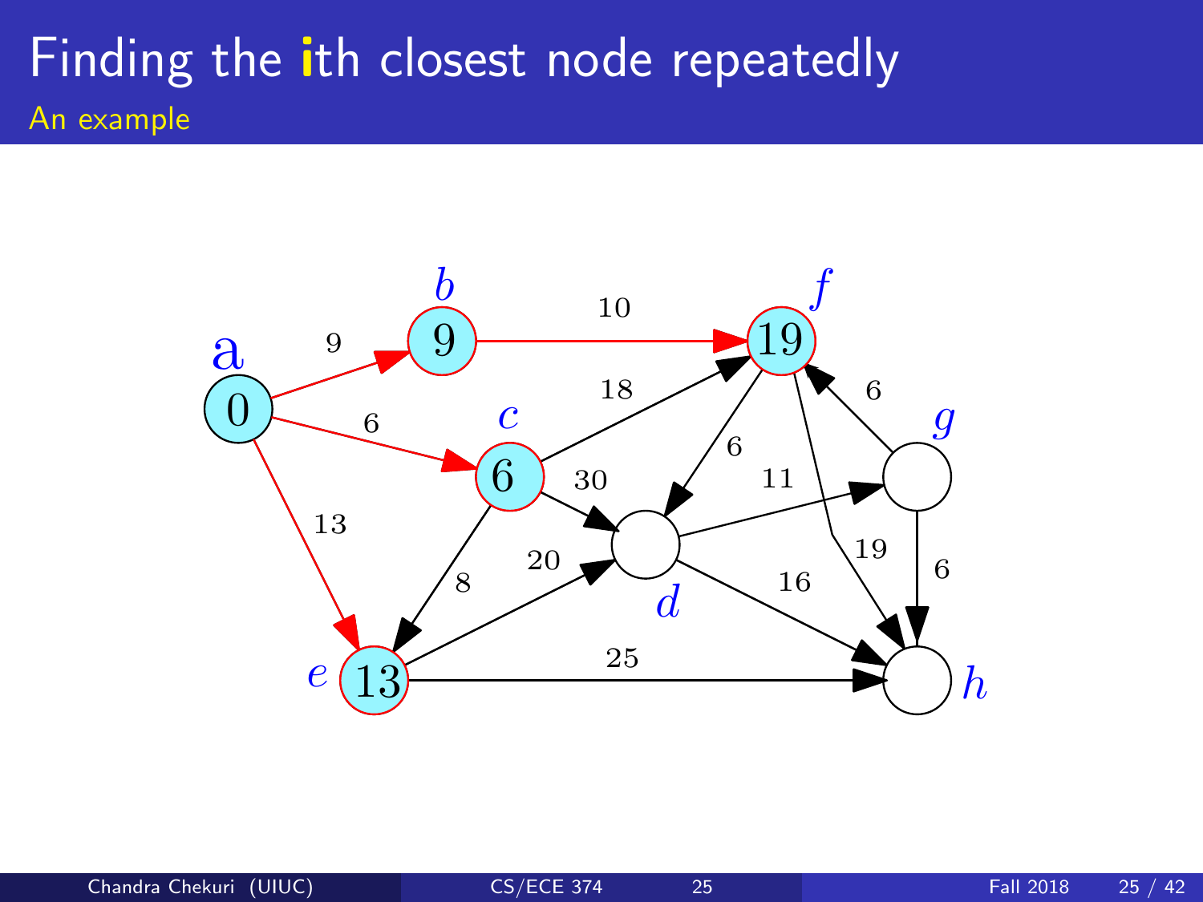# Finding the ith closest node repeatedly

## An example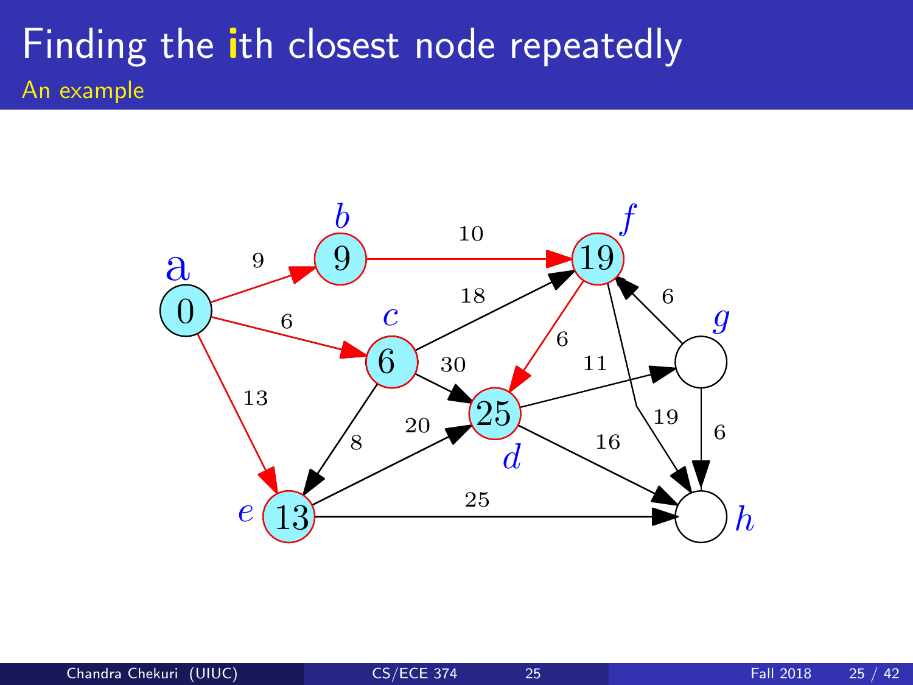# Finding the ith closest node repeatedly

## An example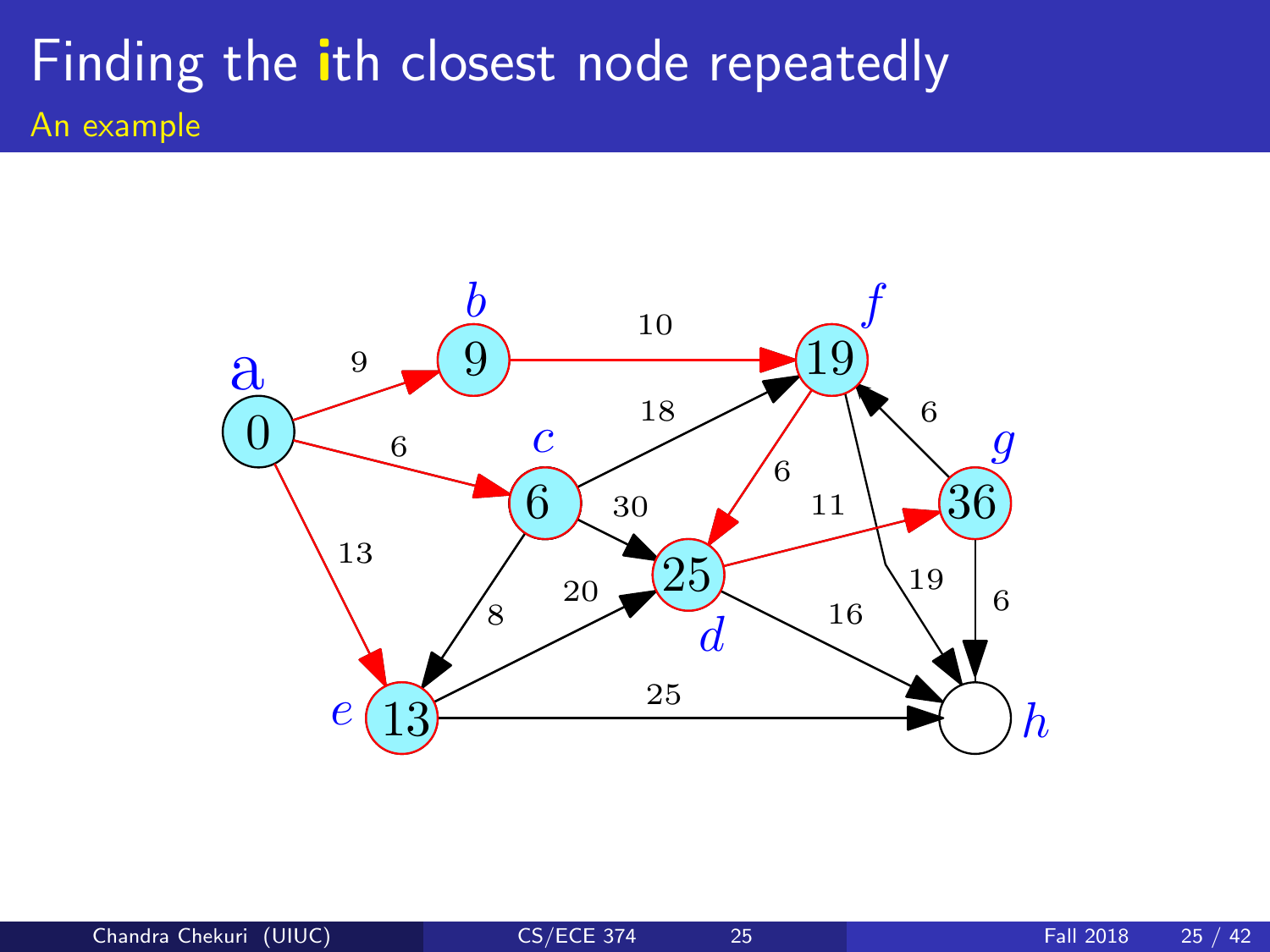# Finding the **i**th closest node repeatedly

## An example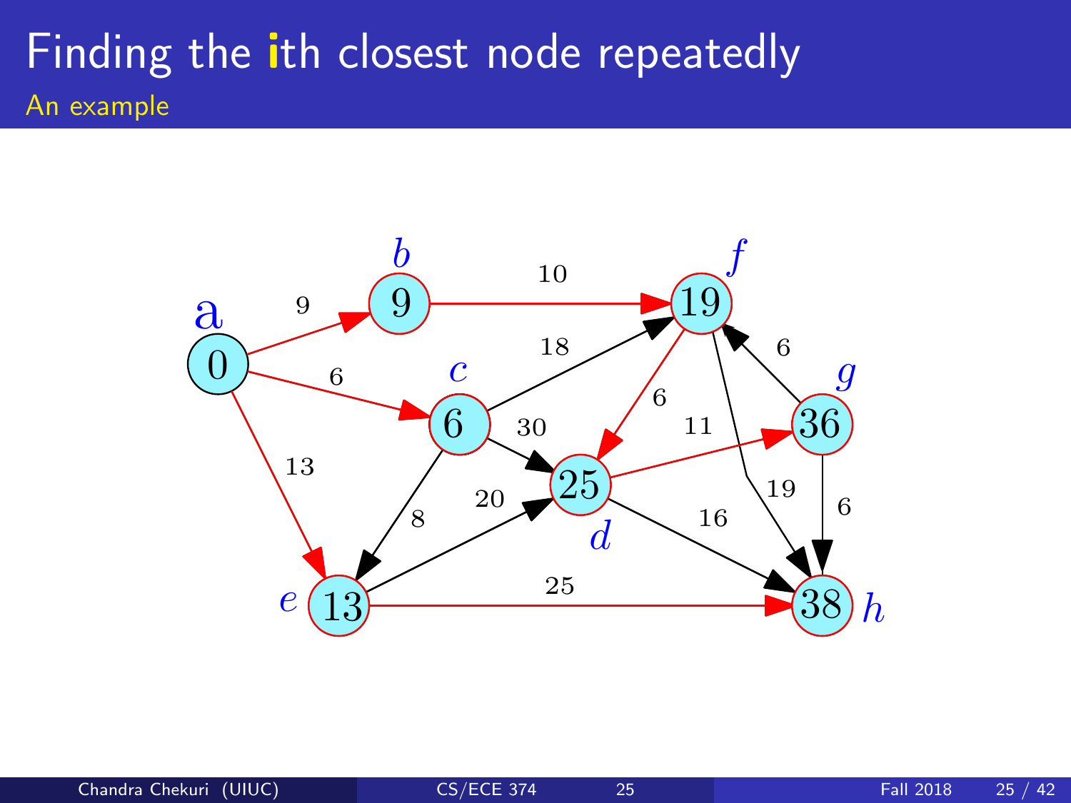# Finding the ith closest node repeatedly

## An example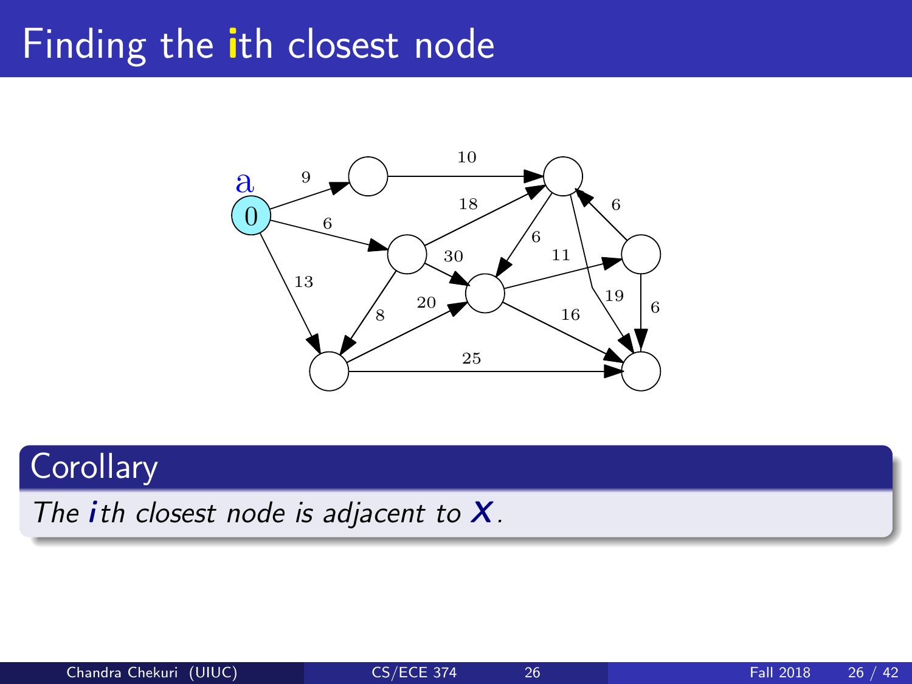# Finding the ith closest node

**Corollary**

*The $i$th closest node is adjacent to $X$.*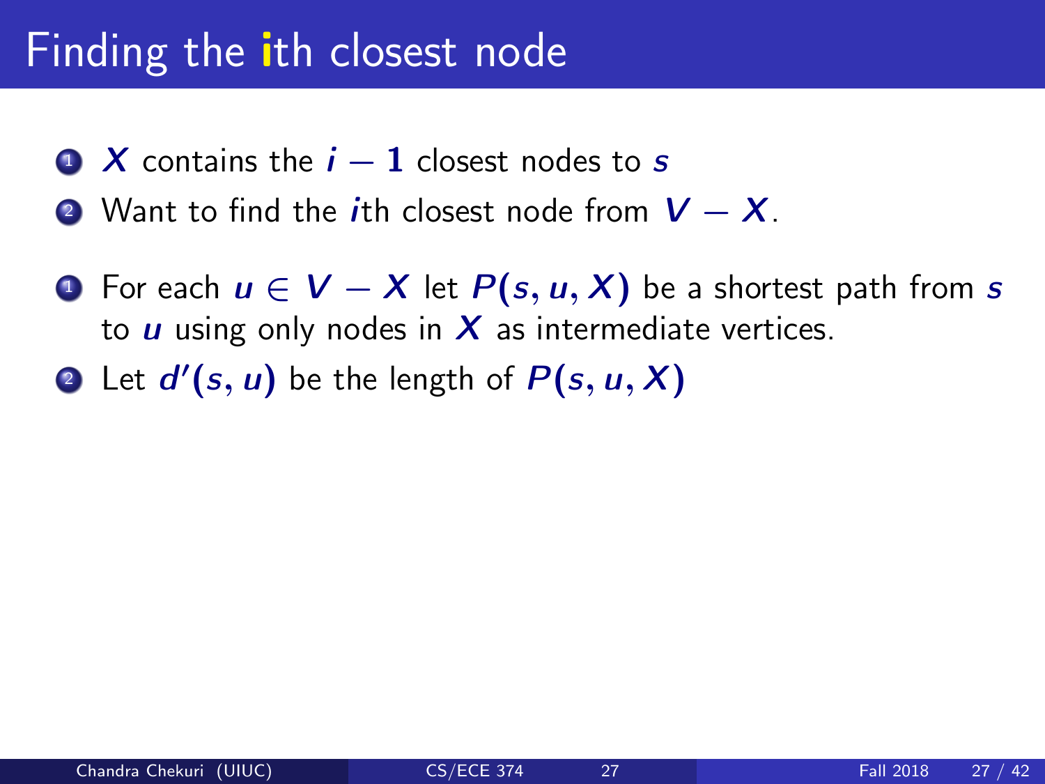# Finding the ith closest node

1. $X$ contains the $i - 1$ closest nodes to $s$
2. Want to find the $i$th closest node from $V - X$.

1. For each $u \in V - X$ let $P(s, u, X)$ be a shortest path from $s$ to $u$ using only nodes in $X$ as intermediate vertices.
2. Let $d'(s, u)$ be the length of $P(s, u, X)$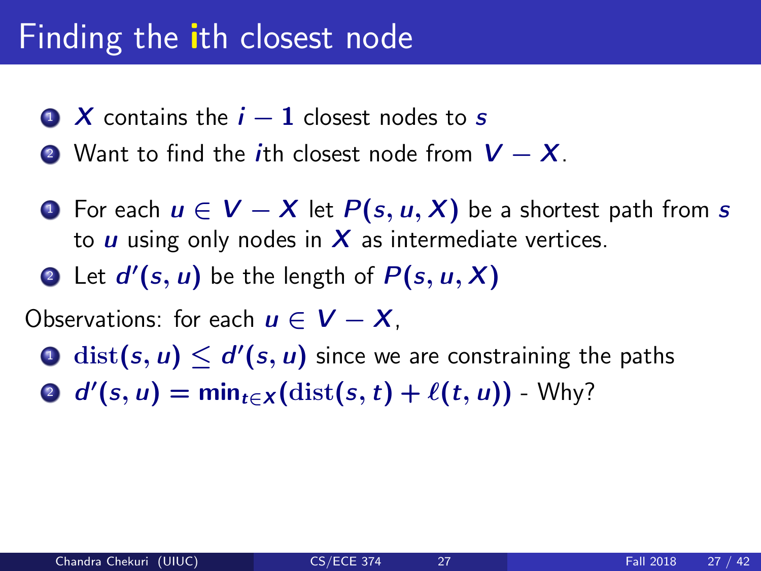# Finding the ith closest node

1. $X$ contains the $i-1$ closest nodes to $s$
2. Want to find the $i$th closest node from $V - X$.

1. For each $u \in V - X$ let $P(s, u, X)$ be a shortest path from $s$ to $u$ using only nodes in $X$ as intermediate vertices.
2. Let $d'(s, u)$ be the length of $P(s, u, X)$

Observations: for each $u \in V - X$,

1. $\text{dist}(s, u) \leq d'(s, u)$ since we are constraining the paths
2. $d'(s, u) = \min_{t \in X}(\text{dist}(s, t) + \ell(t, u))$ - Why?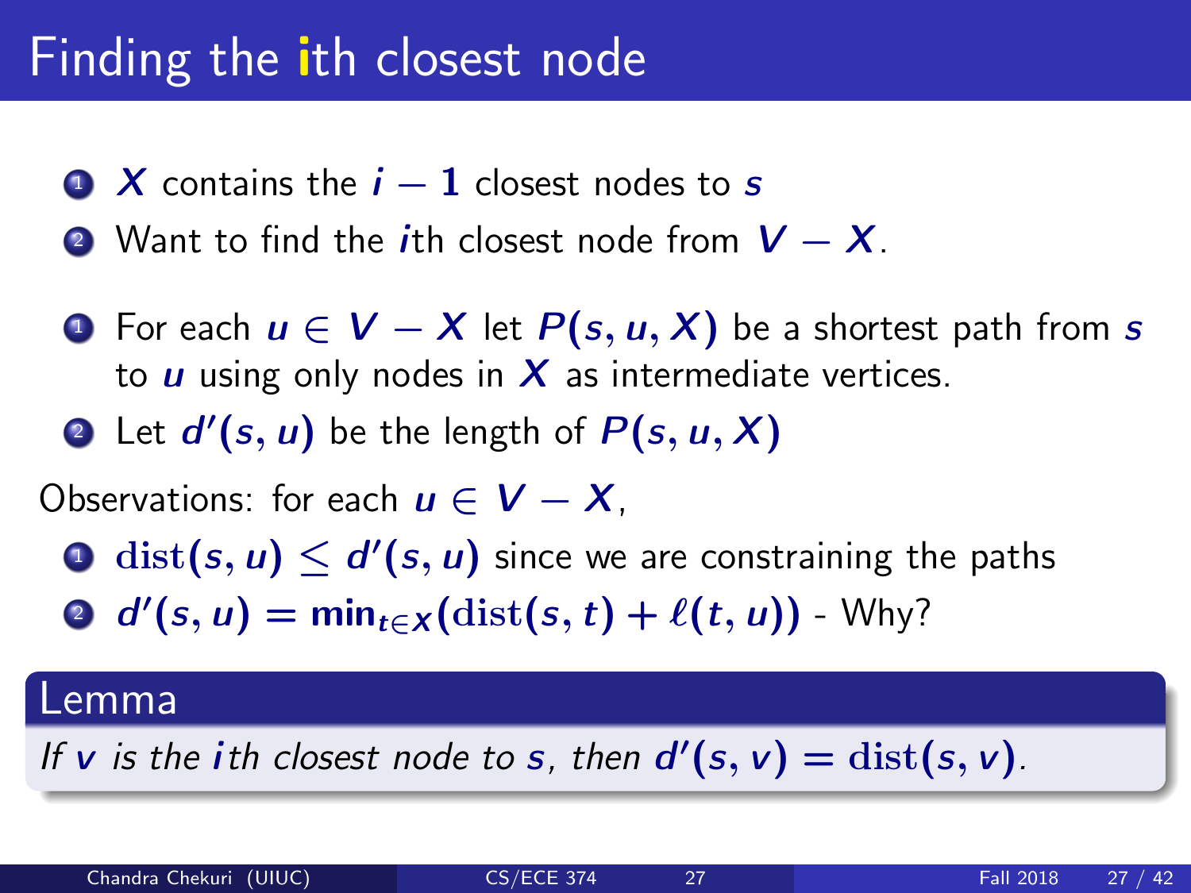# Finding the ith closest node

1. $X$ contains the $i - 1$ closest nodes to $s$
2. Want to find the $i$th closest node from $V - X$.

1. For each $u \in V - X$ let $P(s, u, X)$ be a shortest path from $s$ to $u$ using only nodes in $X$ as intermediate vertices.
2. Let $d'(s, u)$ be the length of $P(s, u, X)$

Observations: for each $u \in V - X$,

1. $\text{dist}(s, u) \leq d'(s, u)$ since we are constraining the paths
2. $d'(s, u) = \min_{t \in X}(\text{dist}(s, t) + \ell(t, u))$ - Why?

**Lemma**

*If $v$ is the $i$th closest node to $s$, then $d'(s, v) = \text{dist}(s, v)$.*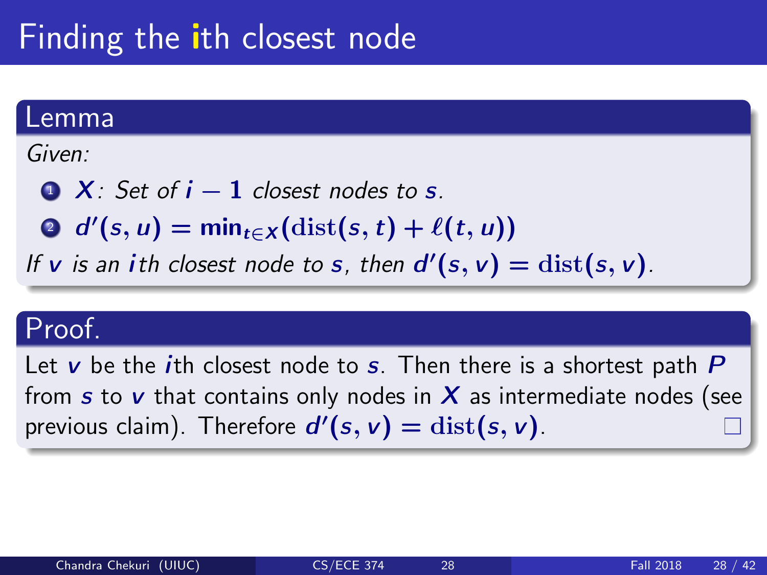# Finding the ith closest node

## Lemma

*Given:*

1. $X$: *Set of* $i - 1$ *closest nodes to* $s$.
2. $d'(s, u) = \min_{t \in X}(\text{dist}(s, t) + \ell(t, u))$

*If* $v$ *is an* $i$*th closest node to* $s$*, then* $d'(s, v) = \text{dist}(s, v)$.

## Proof.

Let $v$ be the $i$th closest node to $s$. Then there is a shortest path $P$ from $s$ to $v$ that contains only nodes in $X$ as intermediate nodes (see previous claim). Therefore $d'(s, v) = \text{dist}(s, v)$. □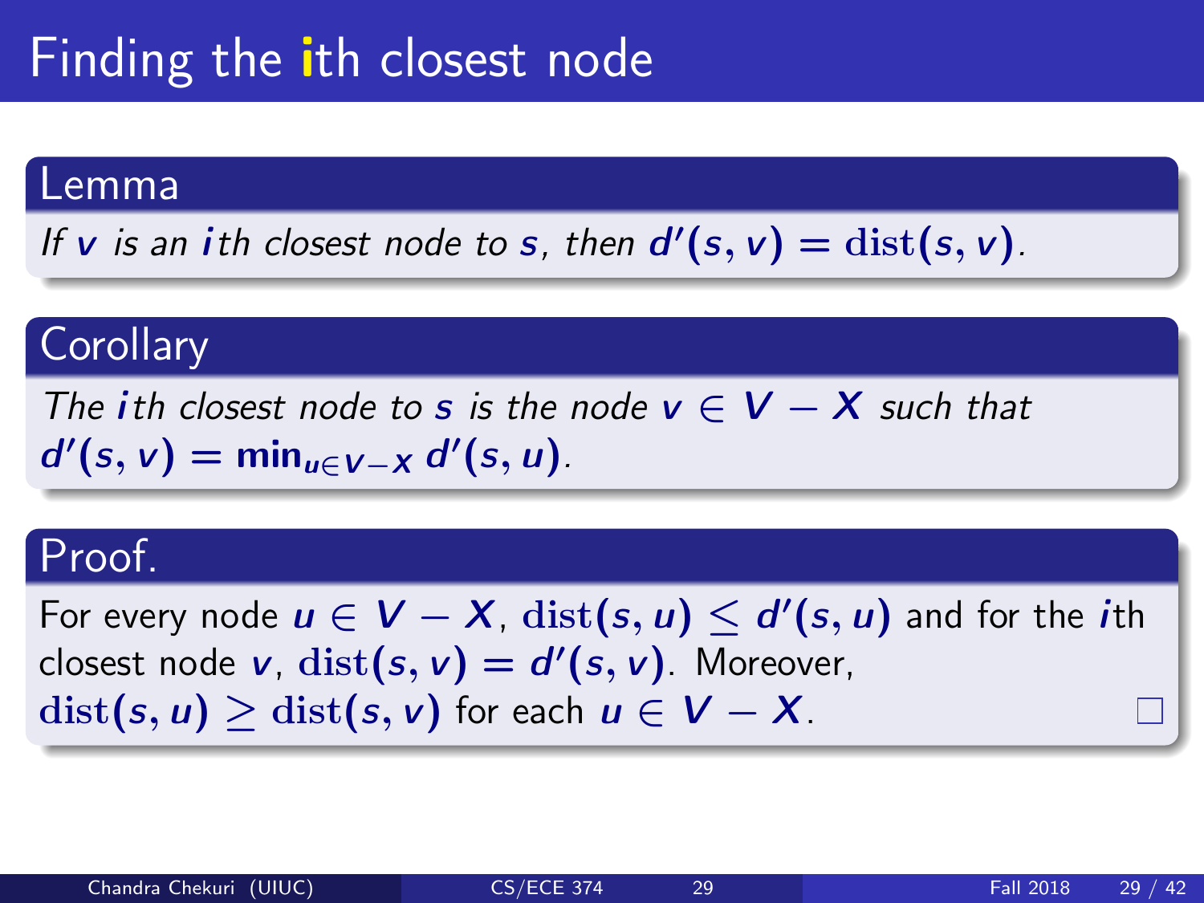# Finding the $i$th closest node

## Lemma

*If $v$ is an $i$th closest node to $s$, then $d'(s, v) = \mathrm{dist}(s, v)$.*

## Corollary

*The $i$th closest node to $s$ is the node $v \in V - X$ such that $d'(s, v) = \min_{u \in V - X} d'(s, u)$.*

## Proof.

For every node $u \in V - X$, $\mathrm{dist}(s, u) \leq d'(s, u)$ and for the $i$th closest node $v$, $\mathrm{dist}(s, v) = d'(s, v)$. Moreover, $\mathrm{dist}(s, u) \geq \mathrm{dist}(s, v)$ for each $u \in V - X$. □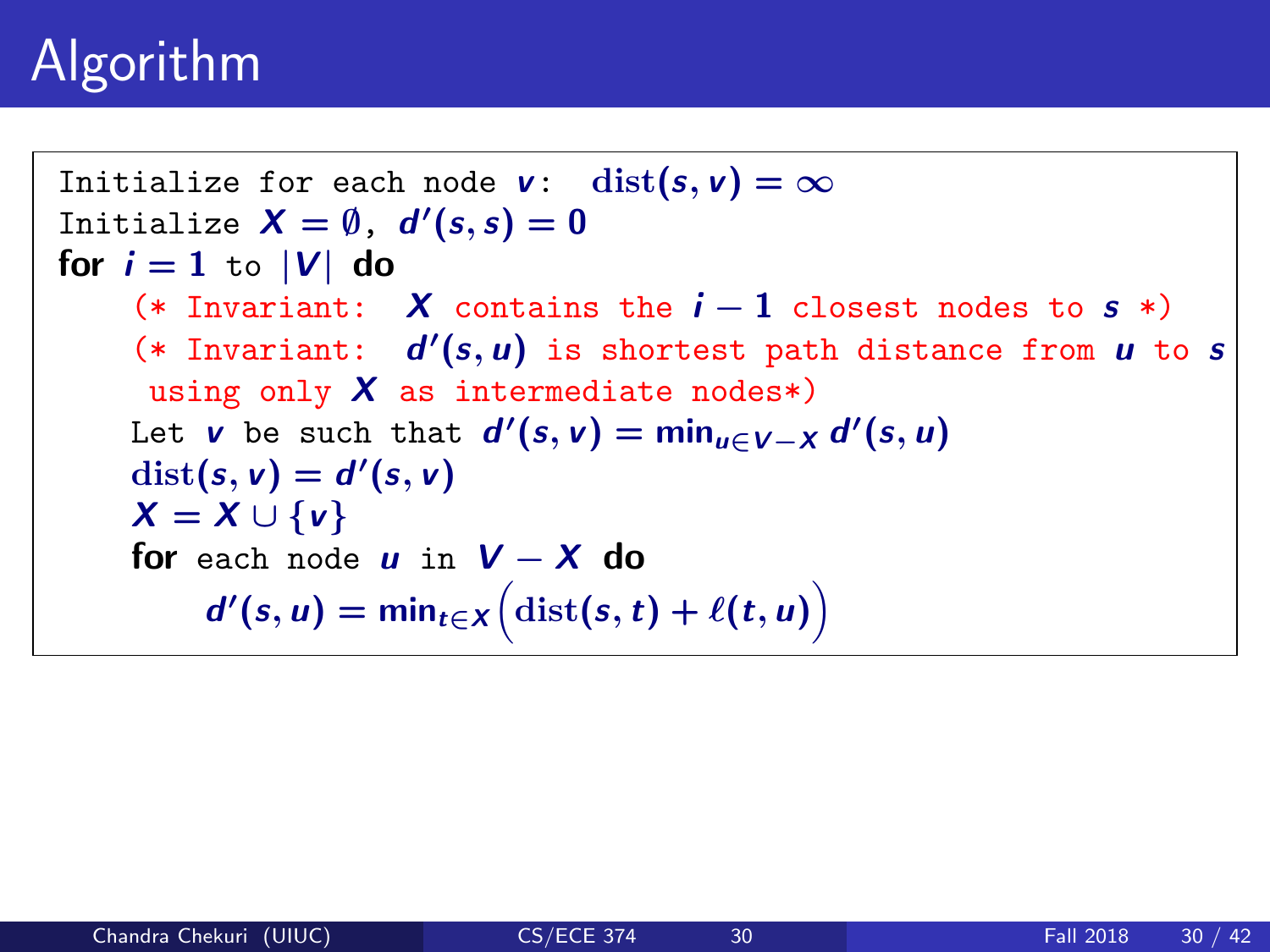# Algorithm

```
Initialize for each node v:  dist(s, v) = ∞
Initialize X = ∅,  d'(s, s) = 0
for i = 1 to |V| do
    (* Invariant:  X contains the i − 1 closest nodes to s *)
    (* Invariant:  d'(s, u) is shortest path distance from u to s
     using only X as intermediate nodes*)
    Let v be such that d'(s, v) = min_{u∈V−X} d'(s, u)
    dist(s, v) = d'(s, v)
    X = X ∪ {v}
    for each node u in V − X do
        d'(s, u) = min_{t∈X} (dist(s, t) + ℓ(t, u))
```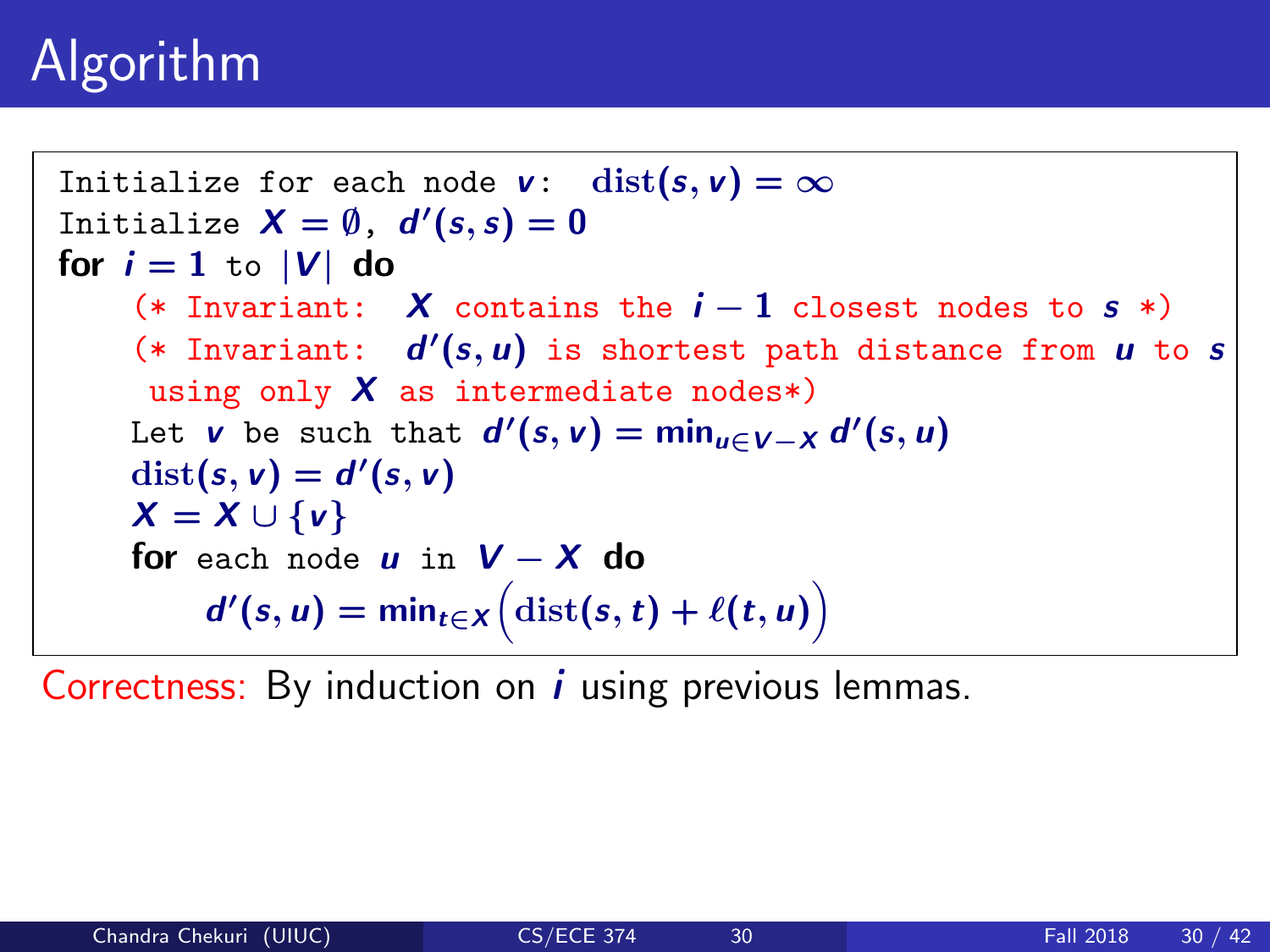# Algorithm

```
Initialize for each node v:  dist(s, v) = ∞
Initialize X = ∅,  d'(s, s) = 0
for i = 1 to |V| do
    (* Invariant:  X contains the i − 1 closest nodes to s *)
    (* Invariant:  d'(s, u) is shortest path distance from u to s
     using only X as intermediate nodes*)
    Let v be such that d'(s, v) = min_{u∈V−X} d'(s, u)
    dist(s, v) = d'(s, v)
    X = X ∪ {v}
    for each node u in V − X do
        d'(s, u) = min_{t∈X} (dist(s, t) + ℓ(t, u))
```

Correctness: By induction on $i$ using previous lemmas.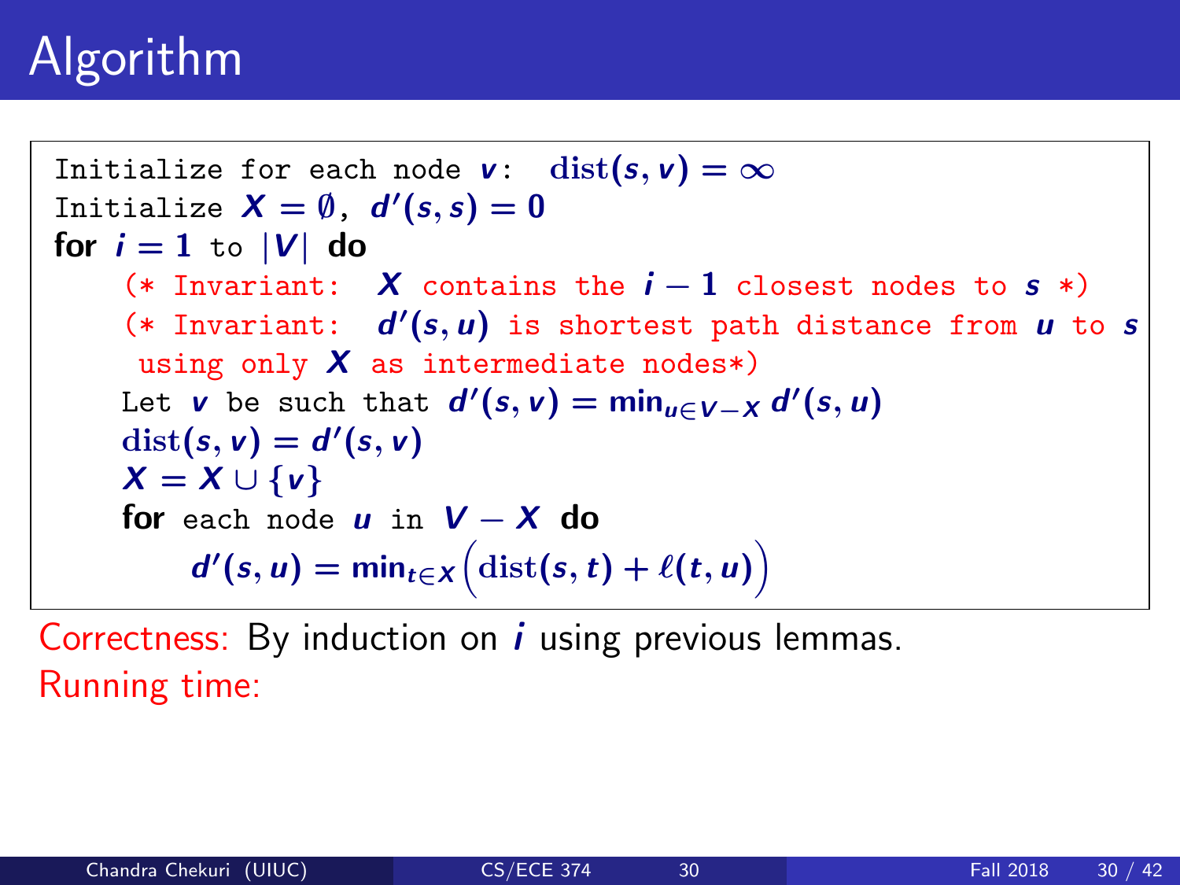# Algorithm

```
Initialize for each node v:  dist(s, v) = ∞
Initialize X = ∅,  d'(s, s) = 0
for i = 1 to |V| do
    (* Invariant:  X contains the i − 1 closest nodes to s *)
    (* Invariant:  d'(s, u) is shortest path distance from u to s
     using only X as intermediate nodes*)
    Let v be such that d'(s, v) = min_{u∈V−X} d'(s, u)
    dist(s, v) = d'(s, v)
    X = X ∪ {v}
    for each node u in V − X do
        d'(s, u) = min_{t∈X} (dist(s, t) + ℓ(t, u))
```

Correctness: By induction on $i$ using previous lemmas.

Running time: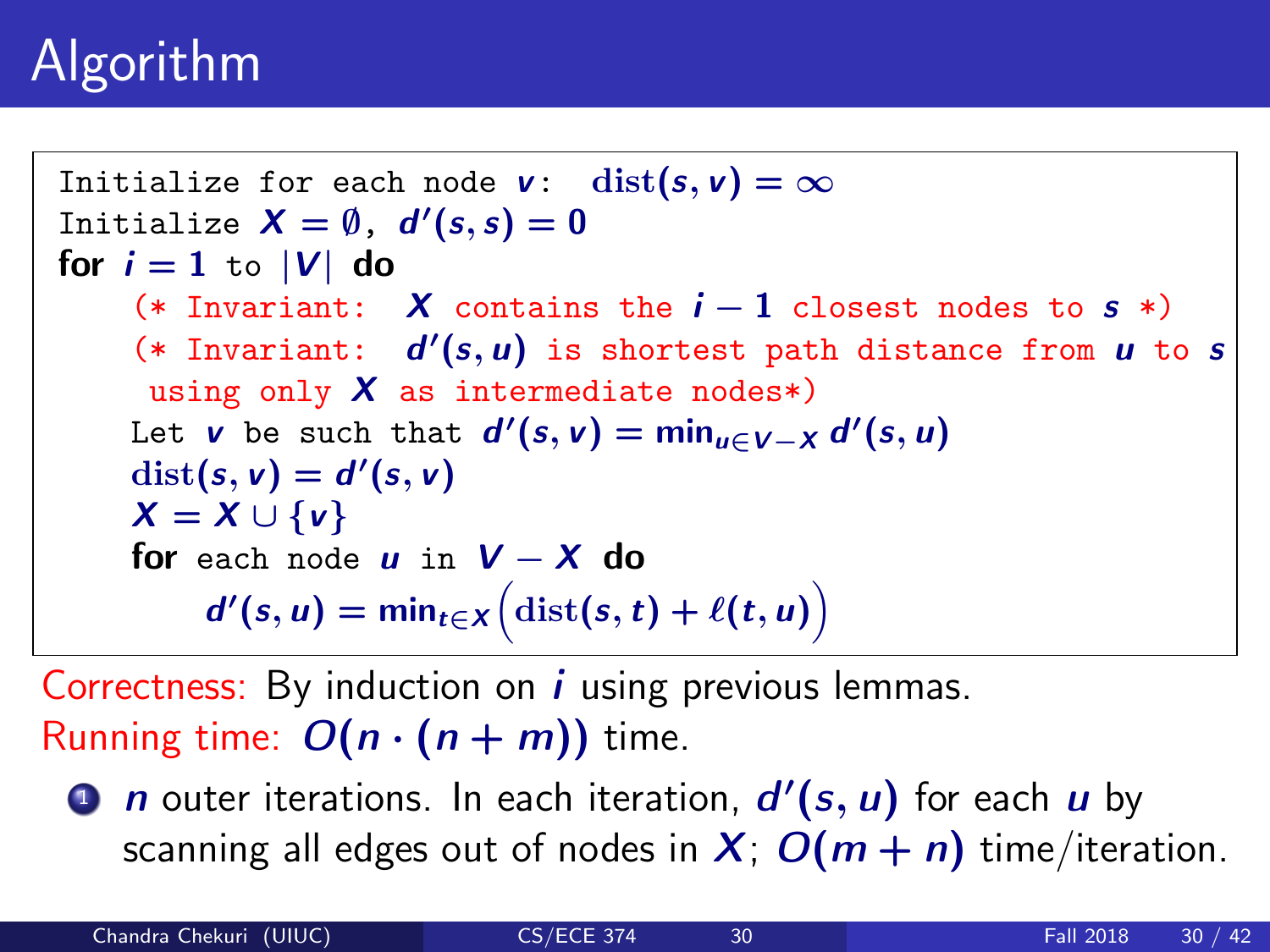# Algorithm

```
Initialize for each node v:  dist(s, v) = ∞
Initialize X = ∅,  d'(s, s) = 0
for i = 1 to |V| do
    (* Invariant:  X contains the i − 1 closest nodes to s *)
    (* Invariant:  d'(s, u) is shortest path distance from u to s
     using only X as intermediate nodes*)
    Let v be such that d'(s, v) = min_{u∈V−X} d'(s, u)
    dist(s, v) = d'(s, v)
    X = X ∪ {v}
    for each node u in V − X do
        d'(s, u) = min_{t∈X} ( dist(s, t) + ℓ(t, u) )
```

Correctness: By induction on $i$ using previous lemmas.

Running time: $O(n \cdot (n + m))$ time.

1. $n$ outer iterations. In each iteration, $d'(s, u)$ for each $u$ by scanning all edges out of nodes in $X$; $O(m + n)$ time/iteration.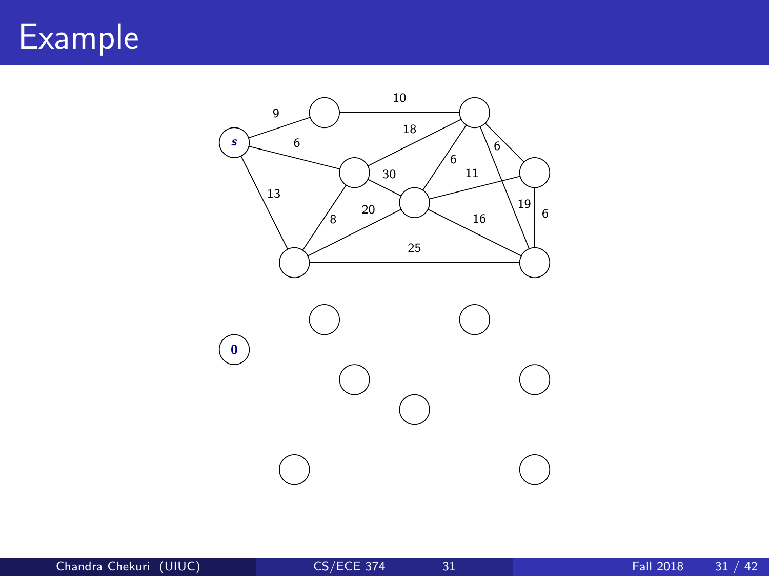# Example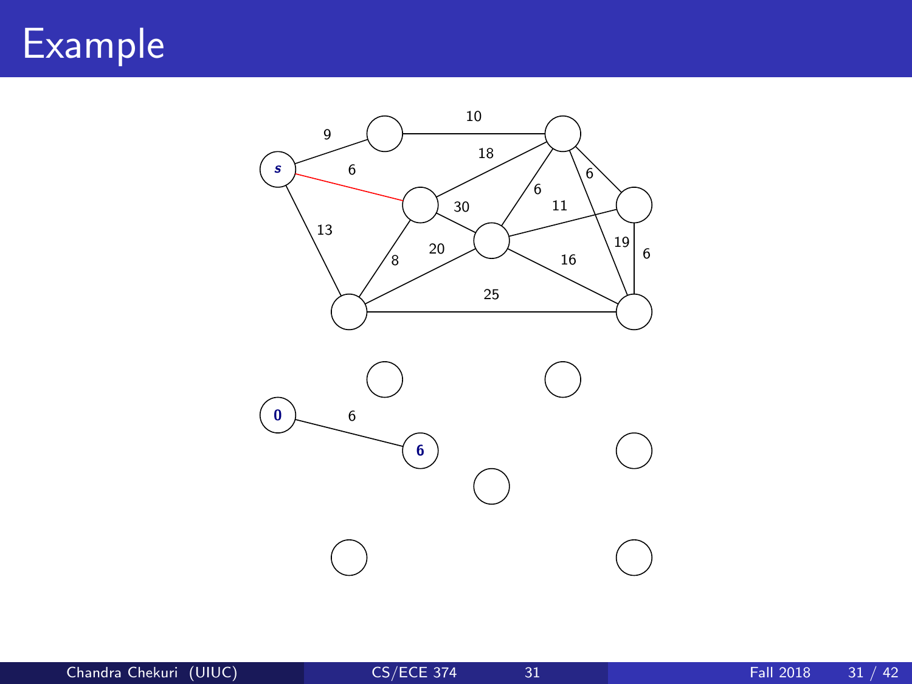# Example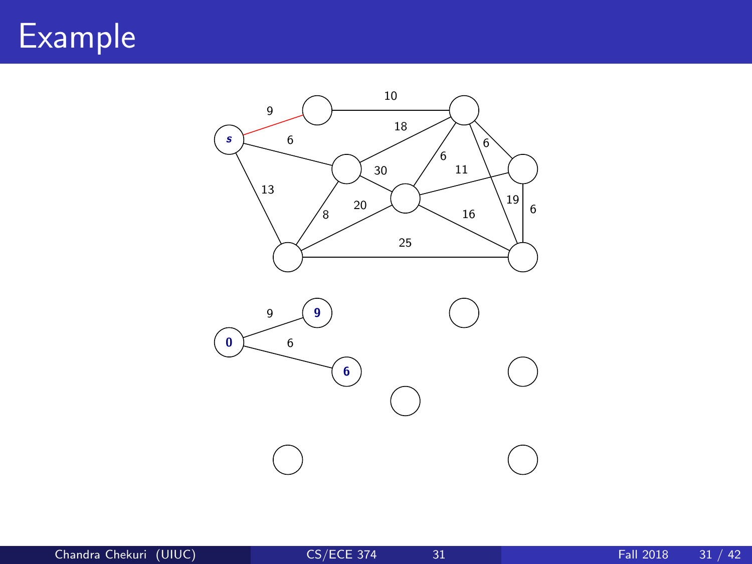# Example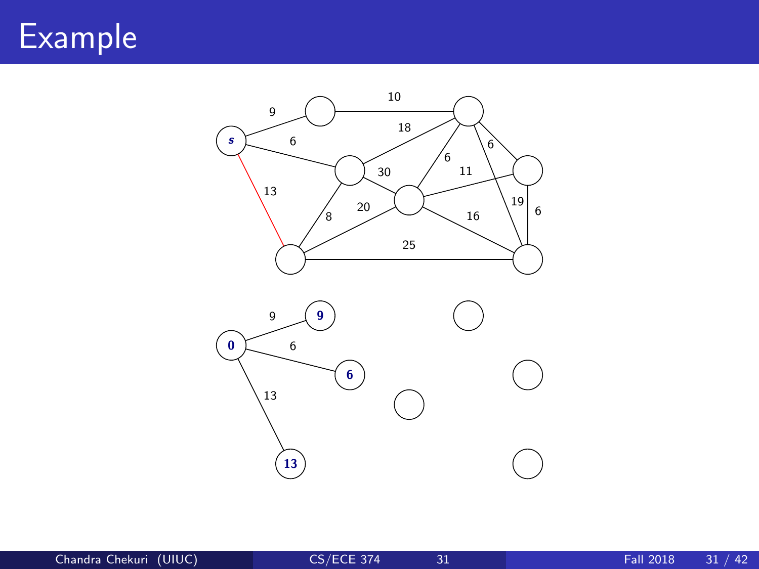# Example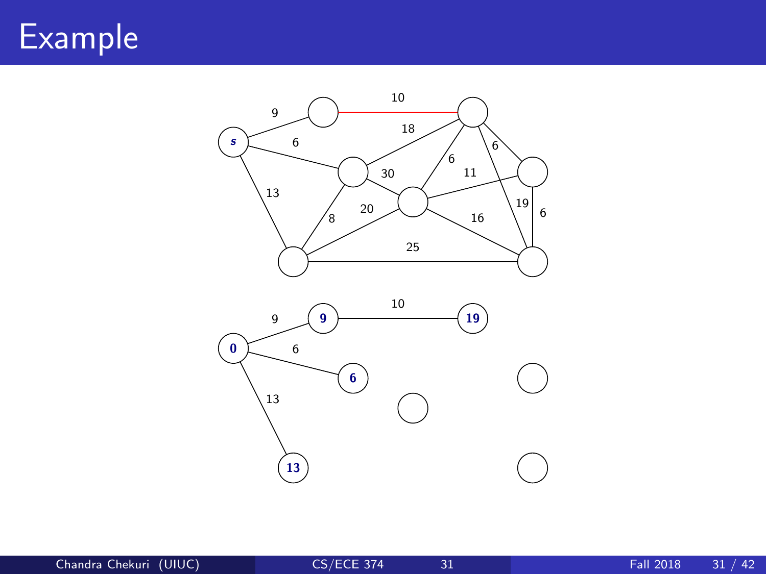# Example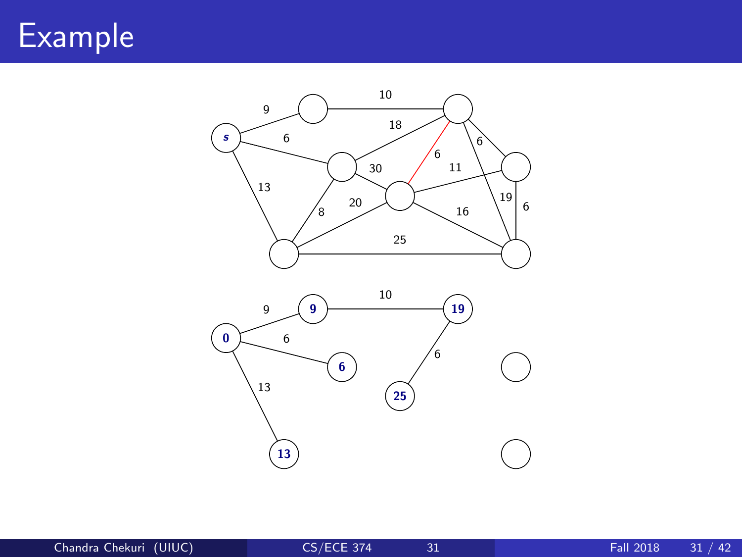# Example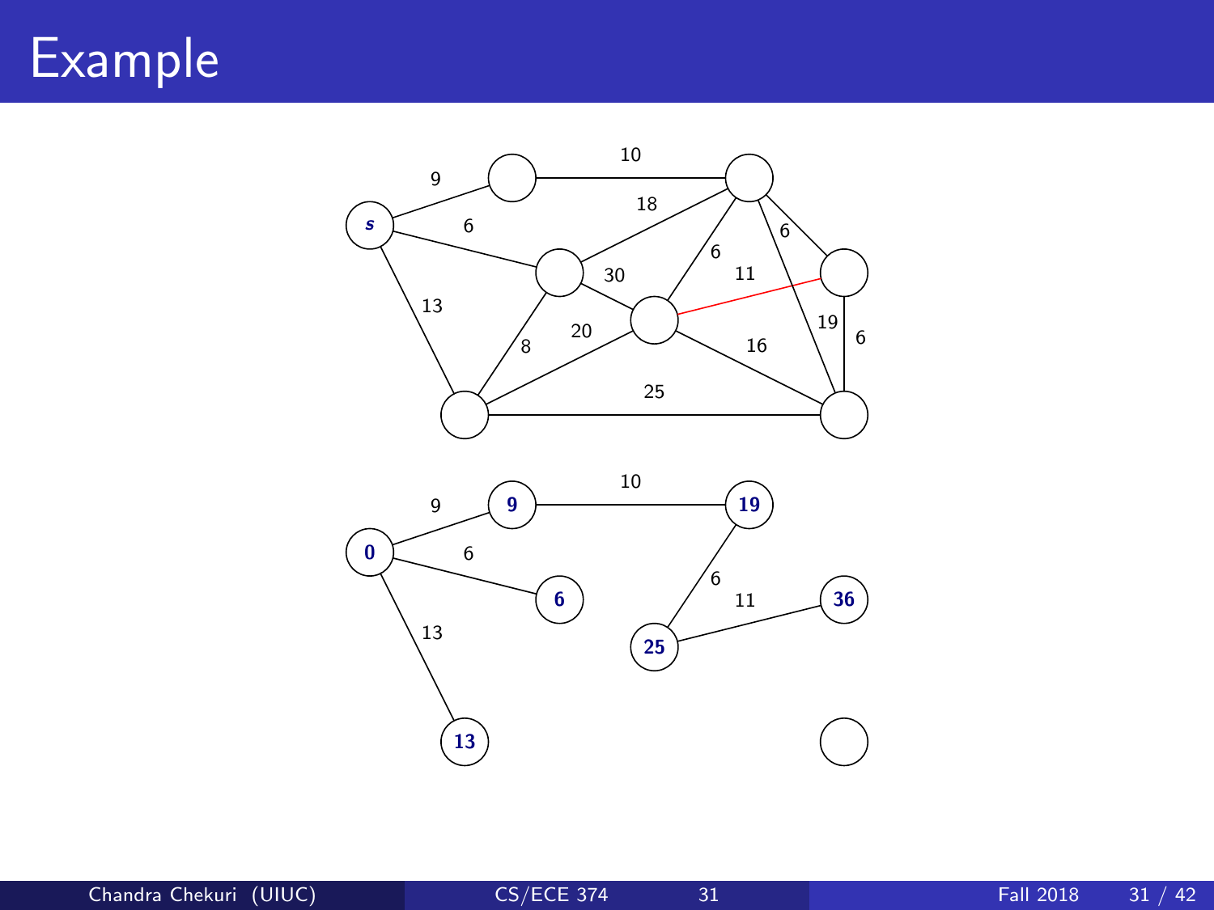# Example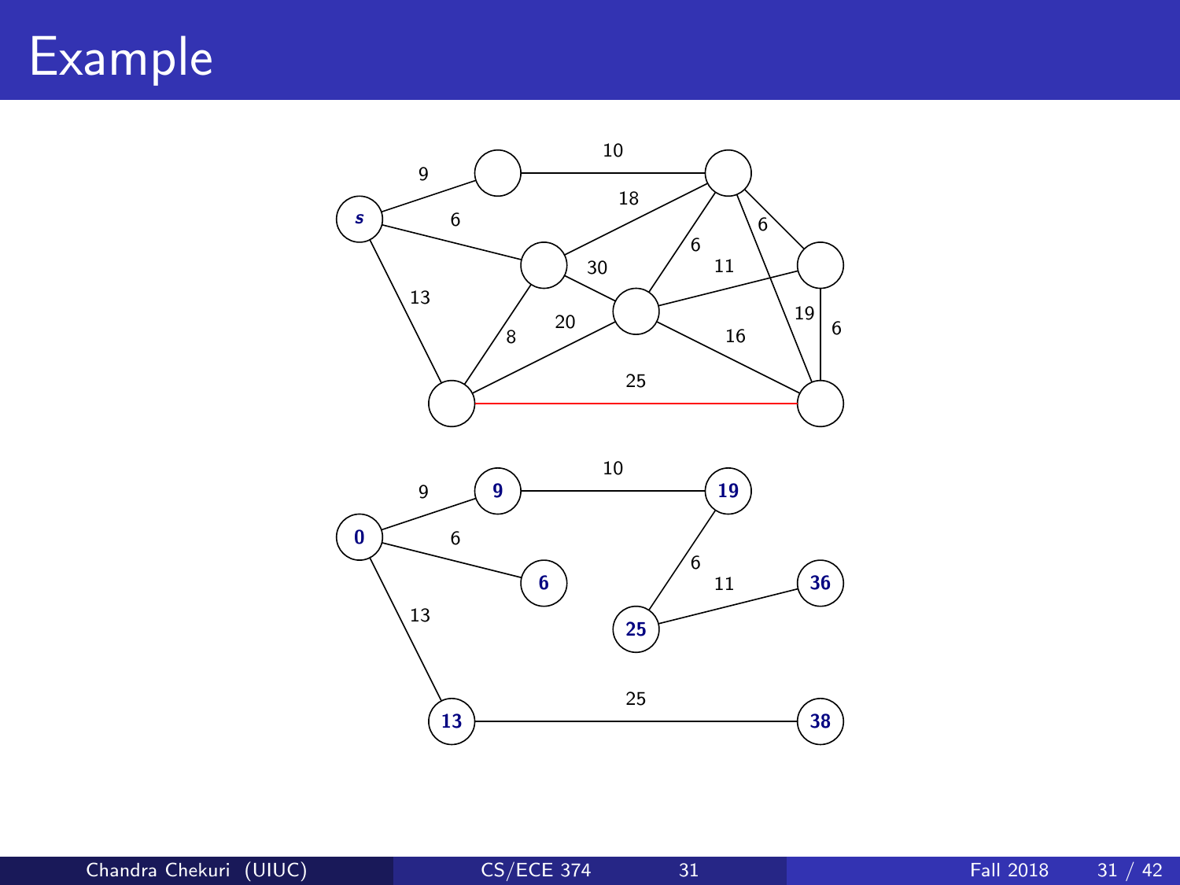# Example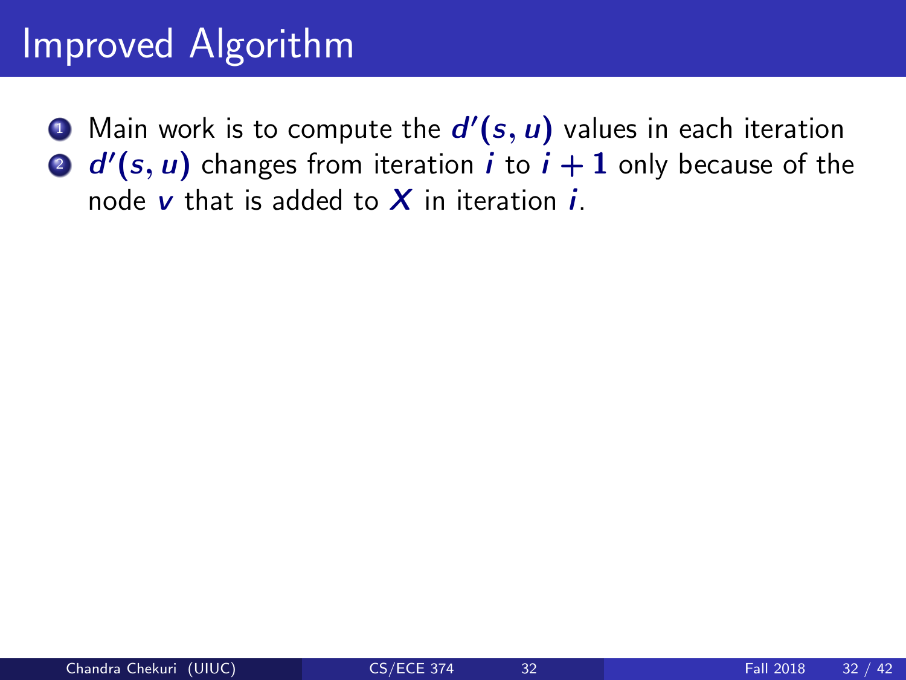# Improved Algorithm

1. Main work is to compute the $d'(s, u)$ values in each iteration
2. $d'(s, u)$ changes from iteration $i$ to $i + 1$ only because of the node $v$ that is added to $X$ in iteration $i$.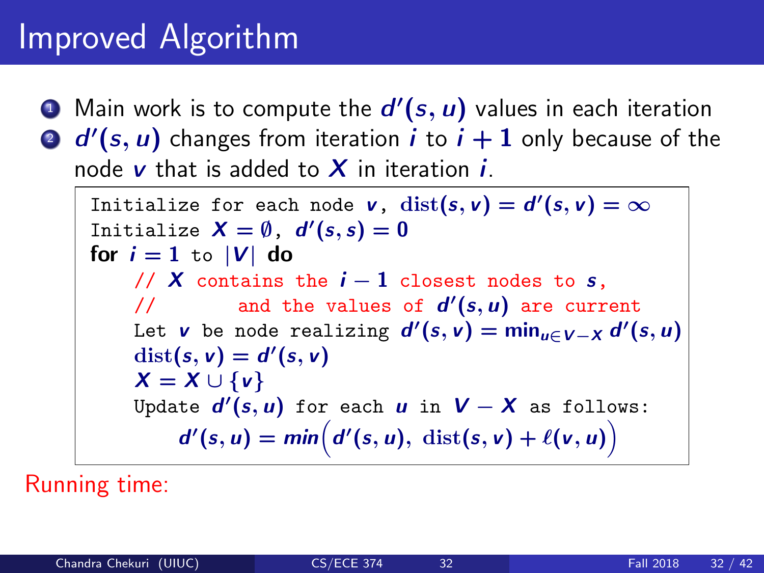# Improved Algorithm

1. Main work is to compute the $d'(s, u)$ values in each iteration
2. $d'(s, u)$ changes from iteration $i$ to $i + 1$ only because of the node $v$ that is added to $X$ in iteration $i$.

```
Initialize for each node v, dist(s, v) = d'(s, v) = ∞
Initialize X = ∅, d'(s, s) = 0
for i = 1 to |V| do
    // X contains the i − 1 closest nodes to s,
    //       and the values of d'(s, u) are current
    Let v be node realizing d'(s, v) = min_{u∈V−X} d'(s, u)
    dist(s, v) = d'(s, v)
    X = X ∪ {v}
    Update d'(s, u) for each u in V − X as follows:
        d'(s, u) = min(d'(s, u), dist(s, v) + ℓ(v, u))
```

Running time: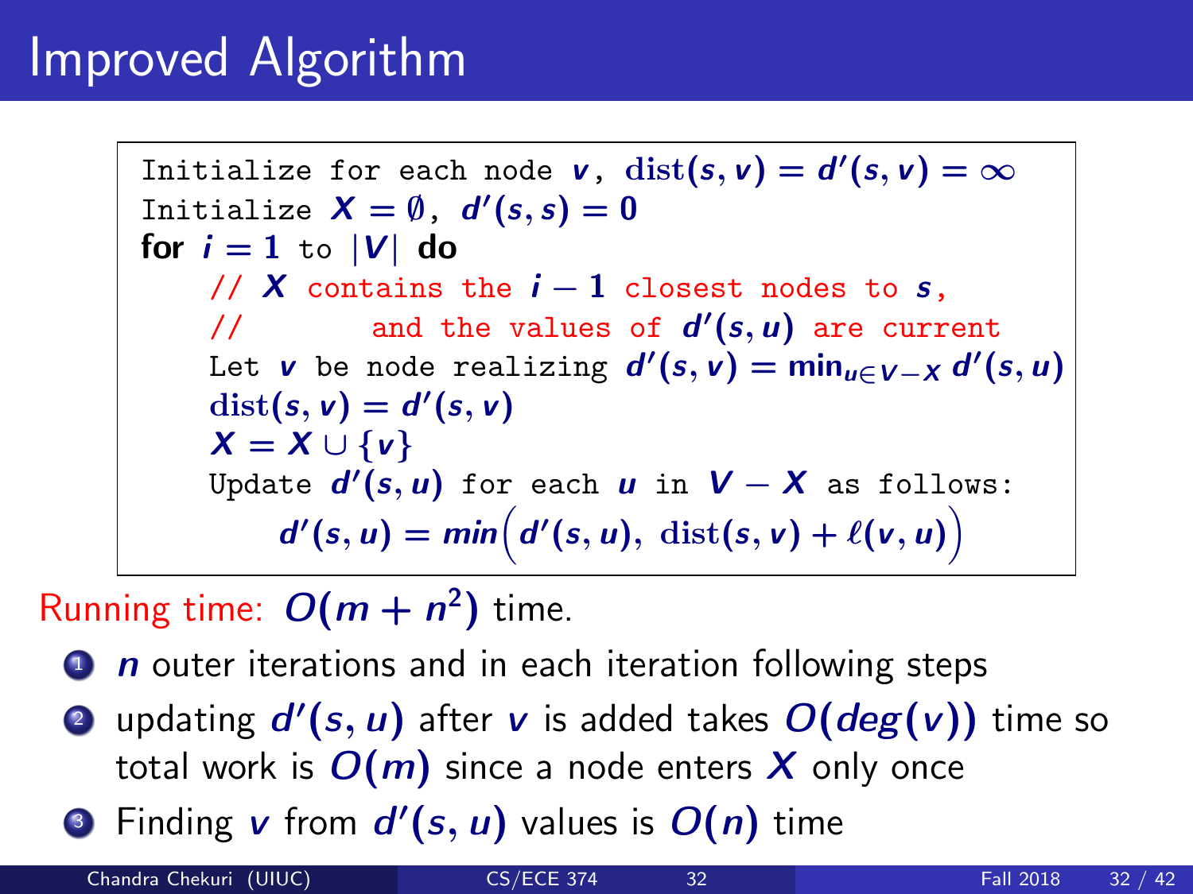# Improved Algorithm

```
Initialize for each node v, dist(s, v) = d'(s, v) = ∞
Initialize X = ∅, d'(s, s) = 0
for i = 1 to |V| do
    // X contains the i − 1 closest nodes to s,
    //        and the values of d'(s, u) are current
    Let v be node realizing d'(s, v) = min_{u∈V−X} d'(s, u)
    dist(s, v) = d'(s, v)
    X = X ∪ {v}
    Update d'(s, u) for each u in V − X as follows:
        d'(s, u) = min( d'(s, u), dist(s, v) + ℓ(v, u) )
```

Running time: $O(m + n^2)$ time.

1. $n$ outer iterations and in each iteration following steps
2. updating $d'(s, u)$ after $v$ is added takes $O(deg(v))$ time so total work is $O(m)$ since a node enters $X$ only once
3. Finding $v$ from $d'(s, u)$ values is $O(n)$ time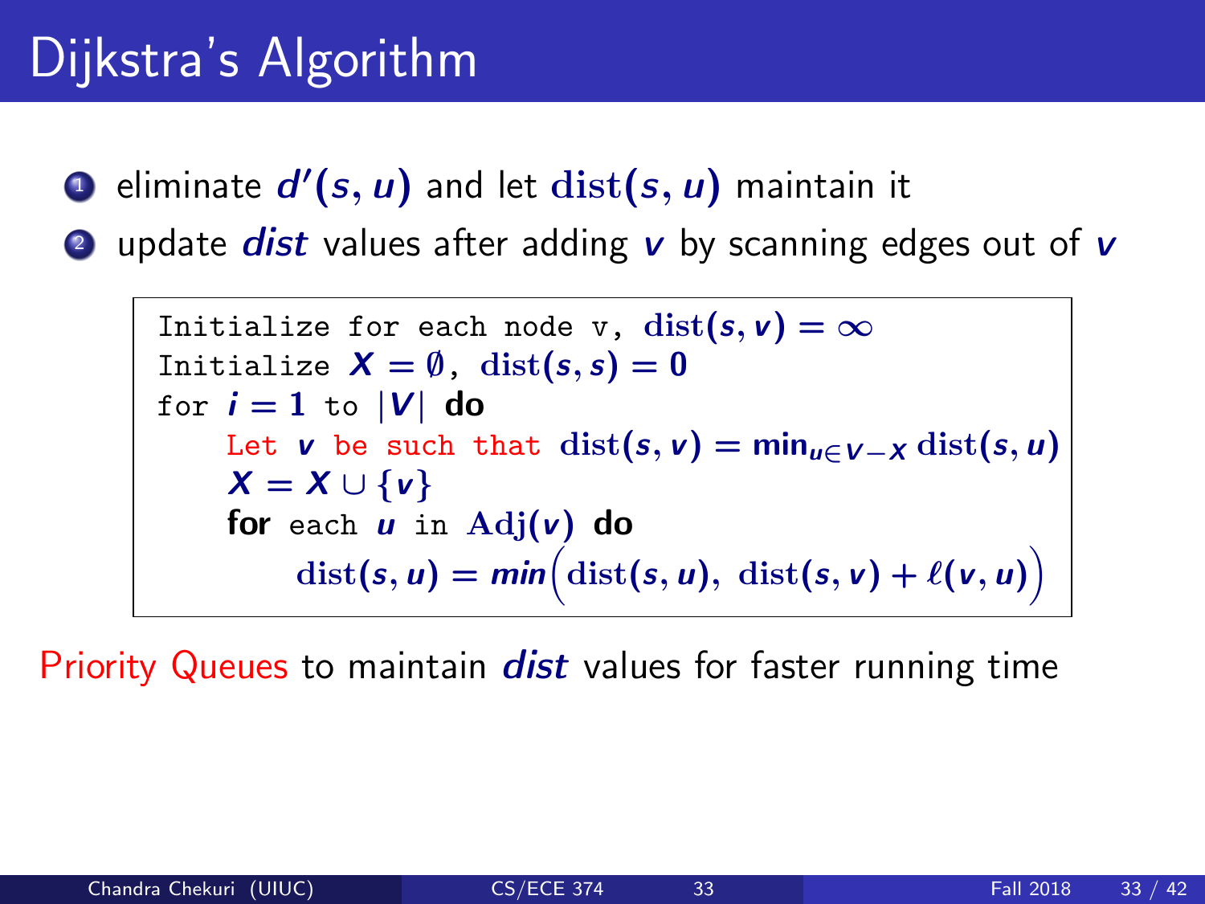# Dijkstra's Algorithm

1. eliminate $d'(s, u)$ and let $\mathrm{dist}(s, u)$ maintain it
2. update *dist* values after adding $v$ by scanning edges out of $v$

```
Initialize for each node v, dist(s, v) = ∞
Initialize X = ∅, dist(s, s) = 0
for i = 1 to |V| do
    Let v be such that dist(s, v) = min_{u∈V−X} dist(s, u)
    X = X ∪ {v}
    for each u in Adj(v) do
        dist(s, u) = min(dist(s, u), dist(s, v) + ℓ(v, u))
```

Priority Queues to maintain *dist* values for faster running time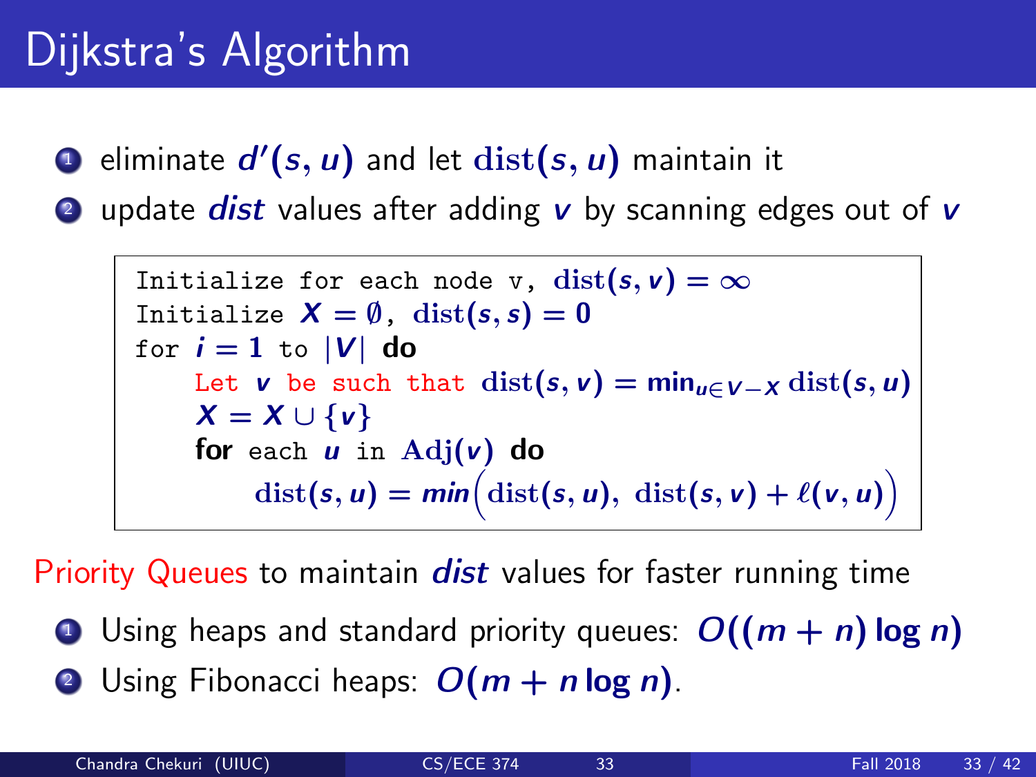# Dijkstra's Algorithm

1. eliminate $d'(s, u)$ and let $\text{dist}(s, u)$ maintain it
2. update *dist* values after adding $v$ by scanning edges out of $v$

```
Initialize for each node v, dist(s, v) = ∞
Initialize X = ∅, dist(s, s) = 0
for i = 1 to |V| do
    Let v be such that dist(s, v) = min_{u ∈ V−X} dist(s, u)
    X = X ∪ {v}
    for each u in Adj(v) do
        dist(s, u) = min(dist(s, u), dist(s, v) + ℓ(v, u))
```

Priority Queues to maintain *dist* values for faster running time

1. Using heaps and standard priority queues: $O((m + n) \log n)$
2. Using Fibonacci heaps: $O(m + n \log n)$.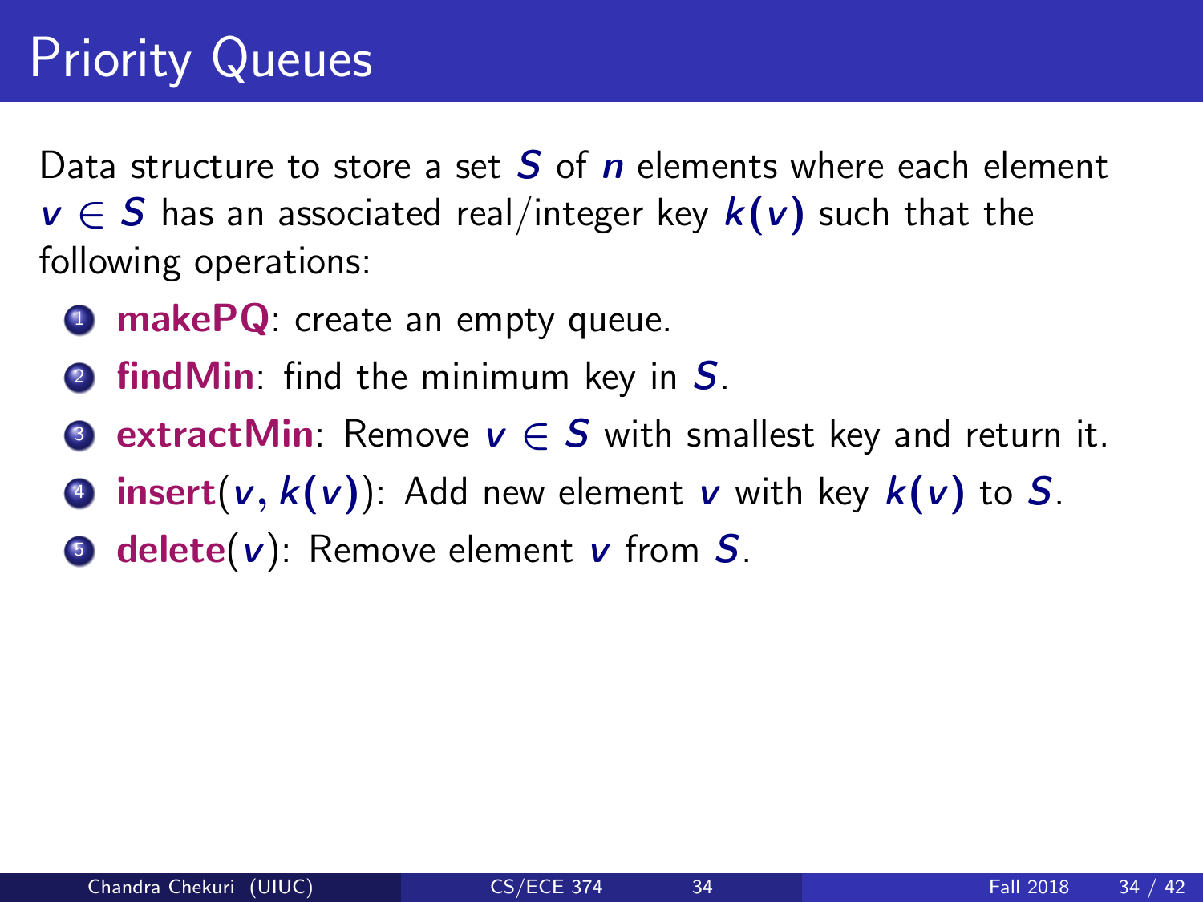# Priority Queues

Data structure to store a set $S$ of $n$ elements where each element $v \in S$ has an associated real/integer key $k(v)$ such that the following operations:

1. **makePQ**: create an empty queue.
2. **findMin**: find the minimum key in $S$.
3. **extractMin**: Remove $v \in S$ with smallest key and return it.
4. **insert**$(v, k(v))$: Add new element $v$ with key $k(v)$ to $S$.
5. **delete**$(v)$: Remove element $v$ from $S$.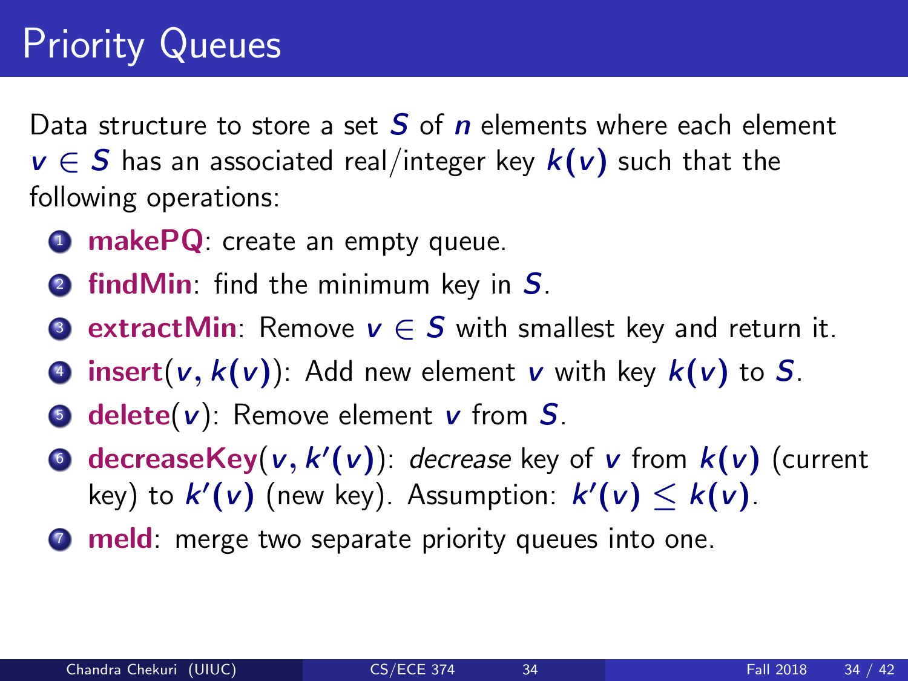# Priority Queues

Data structure to store a set $S$ of $n$ elements where each element $v \in S$ has an associated real/integer key $k(v)$ such that the following operations:

1. **makePQ**: create an empty queue.
2. **findMin**: find the minimum key in $S$.
3. **extractMin**: Remove $v \in S$ with smallest key and return it.
4. **insert**$(v, k(v))$: Add new element $v$ with key $k(v)$ to $S$.
5. **delete**$(v)$: Remove element $v$ from $S$.
6. **decreaseKey**$(v, k'(v))$: *decrease* key of $v$ from $k(v)$ (current key) to $k'(v)$ (new key). Assumption: $k'(v) \leq k(v)$.
7. **meld**: merge two separate priority queues into one.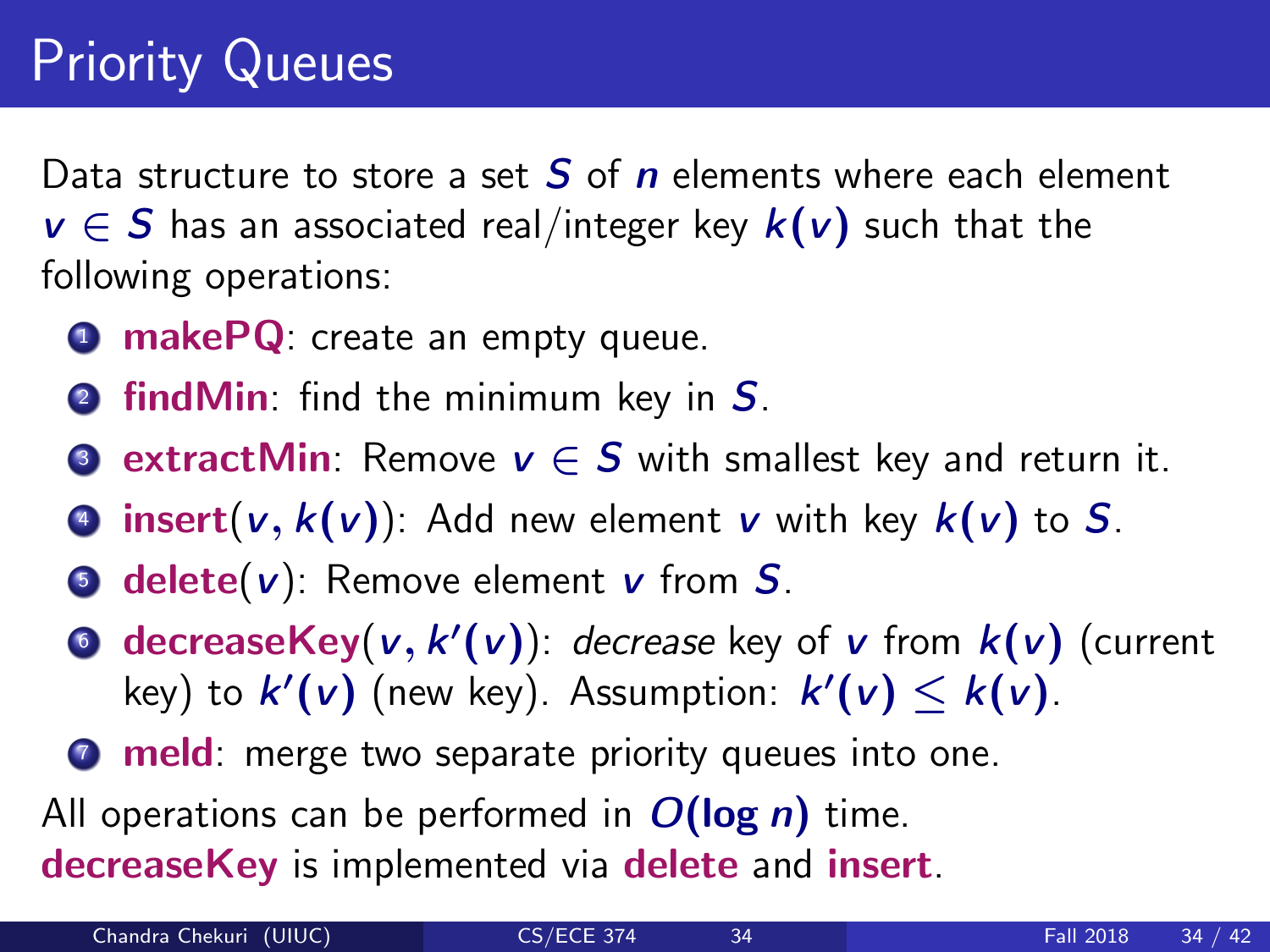# Priority Queues

Data structure to store a set $S$ of $n$ elements where each element $v \in S$ has an associated real/integer key $k(v)$ such that the following operations:

1. **makePQ**: create an empty queue.
2. **findMin**: find the minimum key in $S$.
3. **extractMin**: Remove $v \in S$ with smallest key and return it.
4. **insert**$(v, k(v))$: Add new element $v$ with key $k(v)$ to $S$.
5. **delete**$(v)$: Remove element $v$ from $S$.
6. **decreaseKey**$(v, k'(v))$: *decrease* key of $v$ from $k(v)$ (current key) to $k'(v)$ (new key). Assumption: $k'(v) \leq k(v)$.
7. **meld**: merge two separate priority queues into one.

All operations can be performed in $O(\log n)$ time.
**decreaseKey** is implemented via **delete** and **insert**.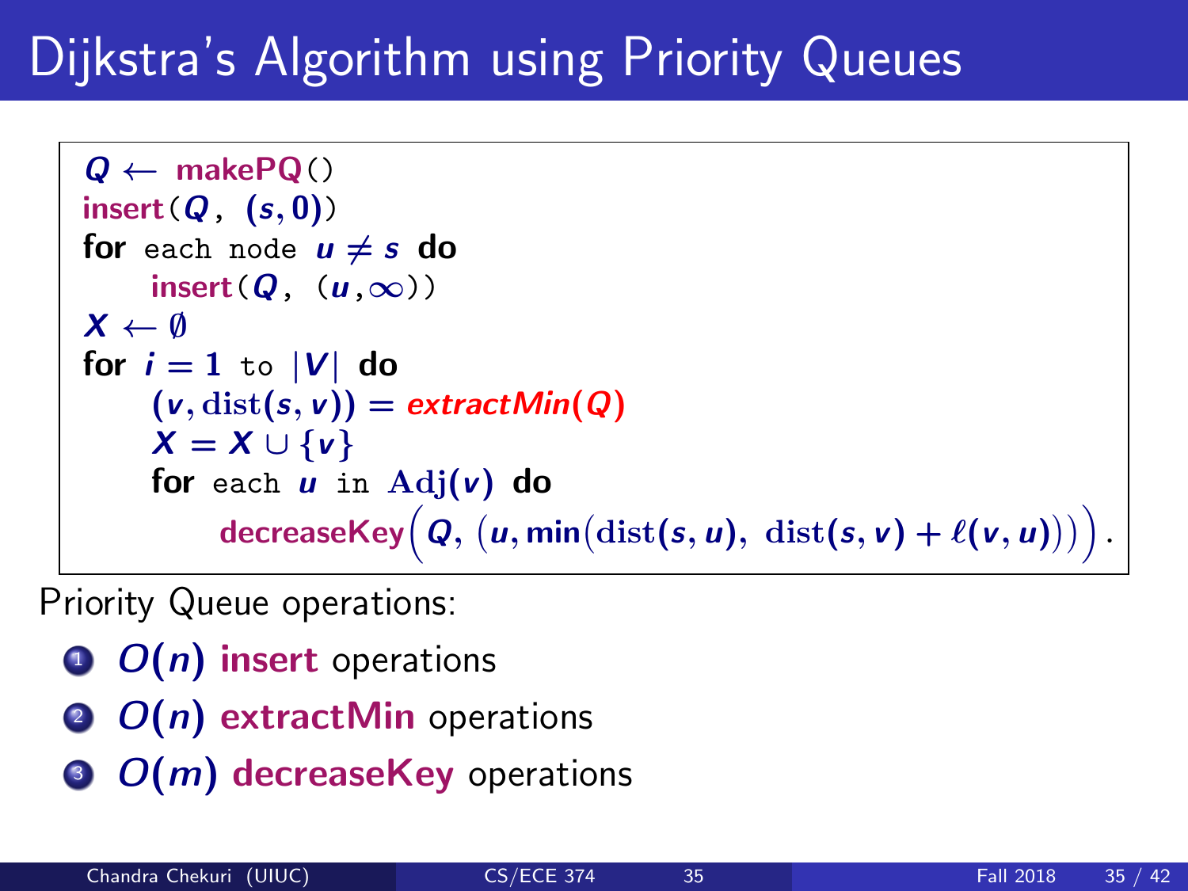# Dijkstra's Algorithm using Priority Queues

```
Q ← makePQ()
insert(Q, (s, 0))
for each node u ≠ s do
    insert(Q, (u, ∞))
X ← ∅
for i = 1 to |V| do
    (v, dist(s, v)) = extractMin(Q)
    X = X ∪ {v}
    for each u in Adj(v) do
        decreaseKey(Q, (u, min(dist(s, u), dist(s, v) + ℓ(v, u)))).
```

Priority Queue operations:

1. $O(n)$ **insert** operations
2. $O(n)$ **extractMin** operations
3. $O(m)$ **decreaseKey** operations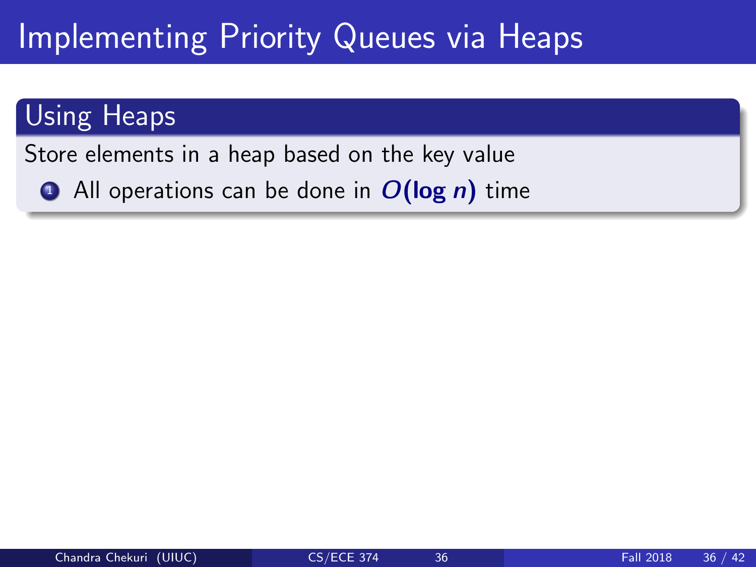# Implementing Priority Queues via Heaps

## Using Heaps

Store elements in a heap based on the key value

1. All operations can be done in $O(\log n)$ time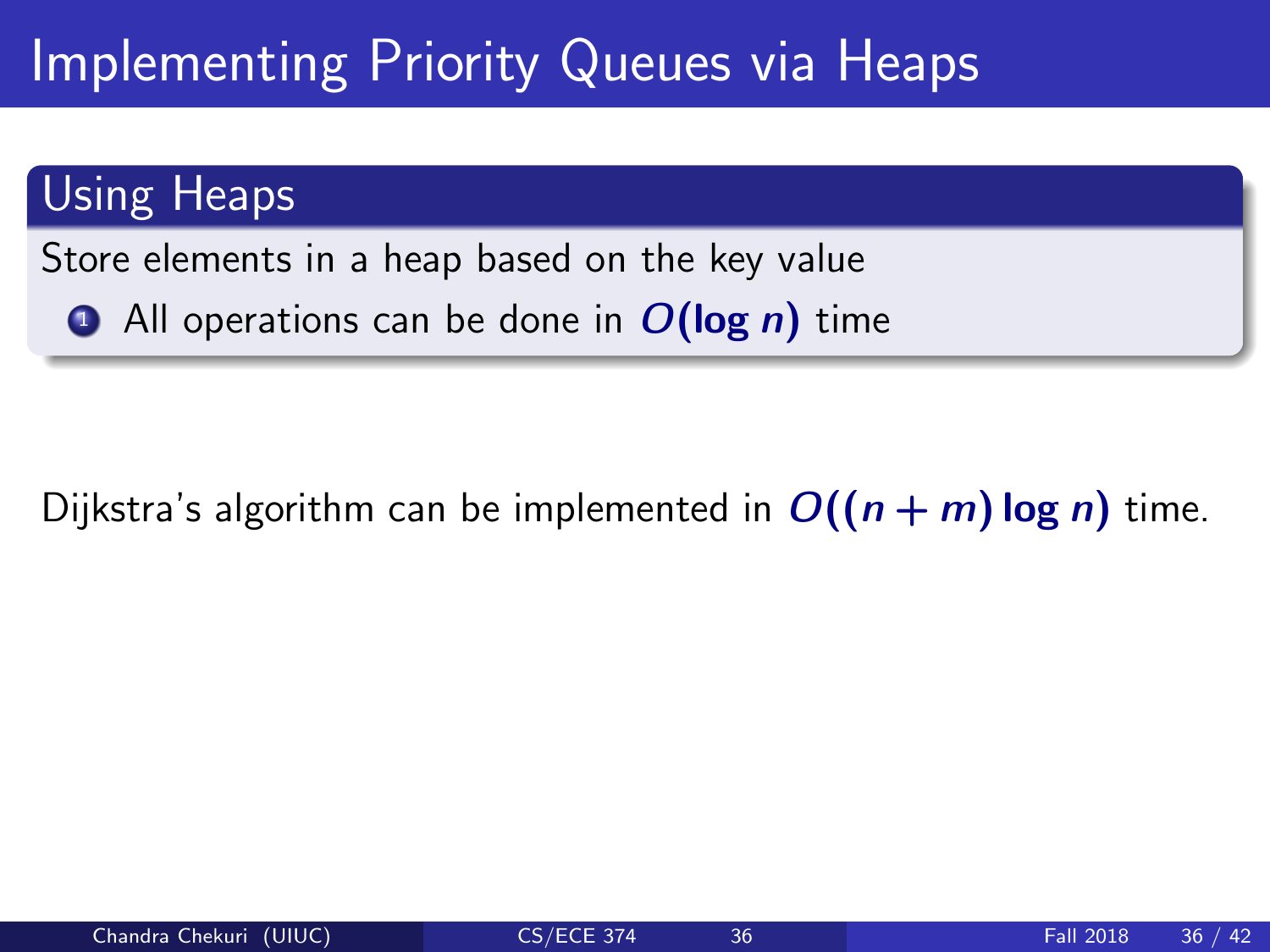# Implementing Priority Queues via Heaps

## Using Heaps

Store elements in a heap based on the key value

1. All operations can be done in $O(\log n)$ time

Dijkstra's algorithm can be implemented in $O((n + m) \log n)$ time.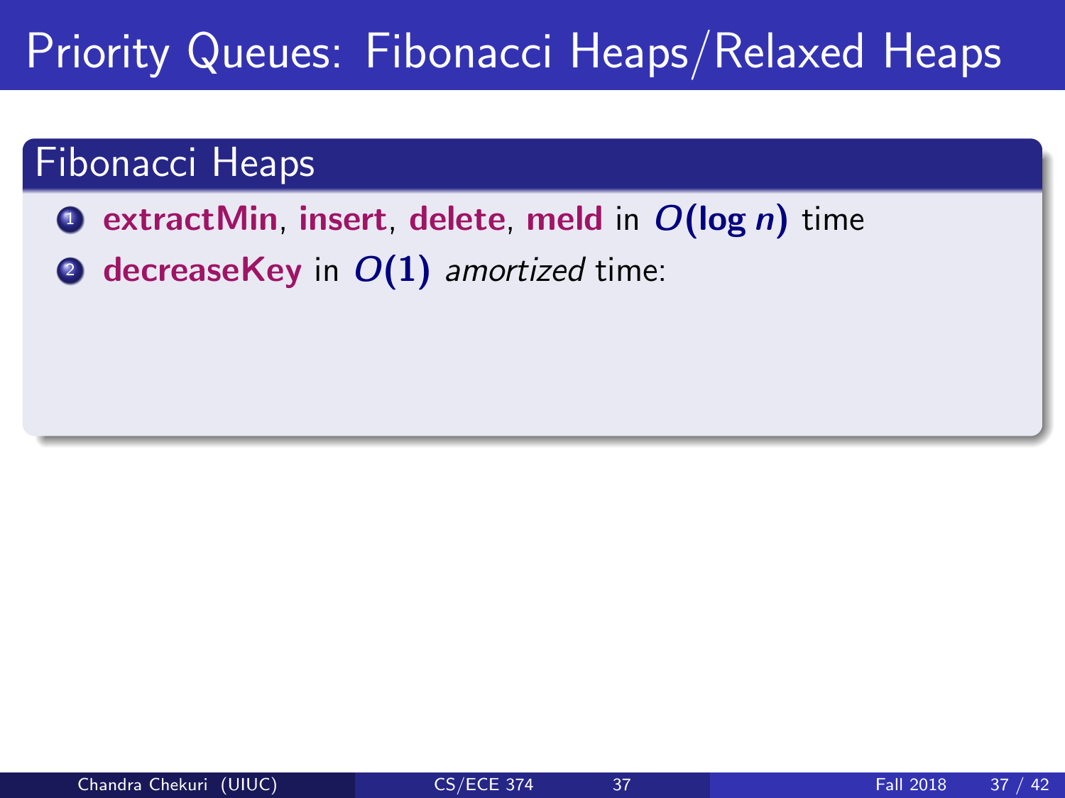# Priority Queues: Fibonacci Heaps/Relaxed Heaps

## Fibonacci Heaps

1. **extractMin**, **insert**, **delete**, **meld** in $O(\log n)$ time
2. **decreaseKey** in $O(1)$ *amortized* time: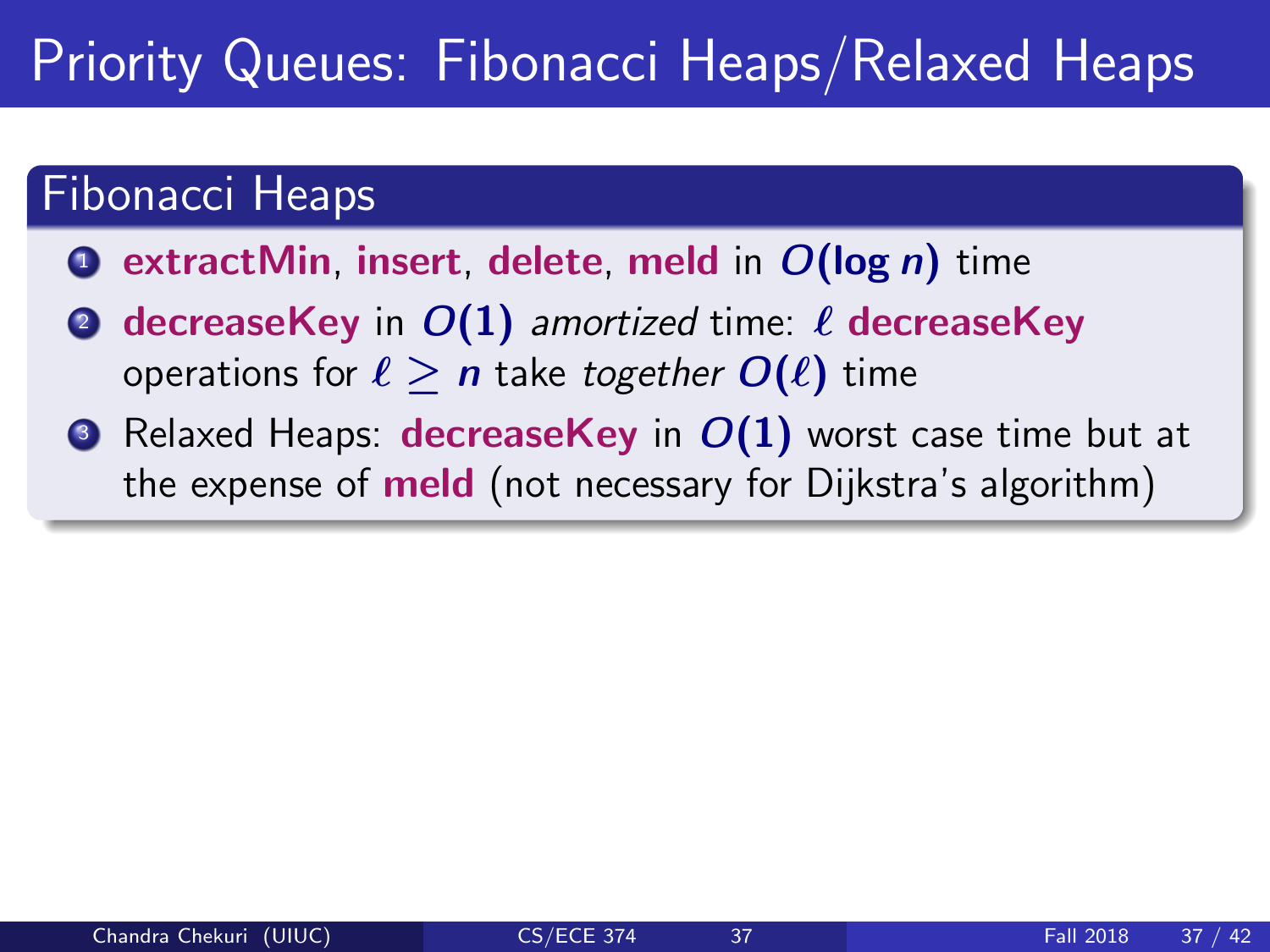# Priority Queues: Fibonacci Heaps/Relaxed Heaps

## Fibonacci Heaps

1. **extractMin**, **insert**, **delete**, **meld** in $O(\log n)$ time
2. **decreaseKey** in $O(1)$ *amortized* time: $\ell$ **decreaseKey** operations for $\ell \geq n$ take *together* $O(\ell)$ time
3. Relaxed Heaps: **decreaseKey** in $O(1)$ worst case time but at the expense of **meld** (not necessary for Dijkstra's algorithm)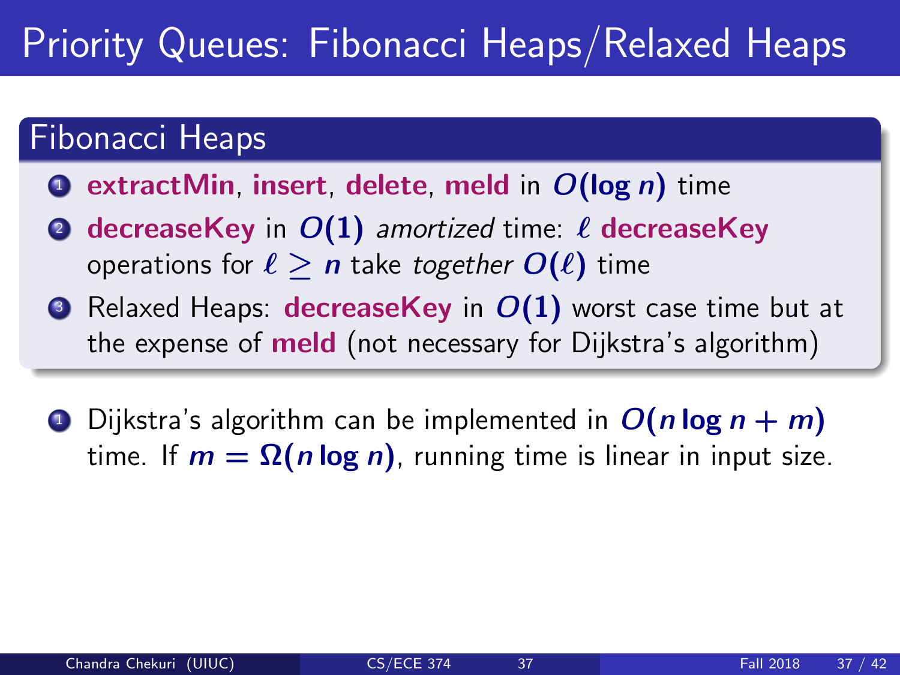# Priority Queues: Fibonacci Heaps/Relaxed Heaps

## Fibonacci Heaps

1. **extractMin**, **insert**, **delete**, **meld** in $O(\log n)$ time
2. **decreaseKey** in $O(1)$ *amortized* time: $\ell$ **decreaseKey** operations for $\ell \geq n$ take *together* $O(\ell)$ time
3. Relaxed Heaps: **decreaseKey** in $O(1)$ worst case time but at the expense of **meld** (not necessary for Dijkstra's algorithm)

1. Dijkstra's algorithm can be implemented in $O(n \log n + m)$ time. If $m = \Omega(n \log n)$, running time is linear in input size.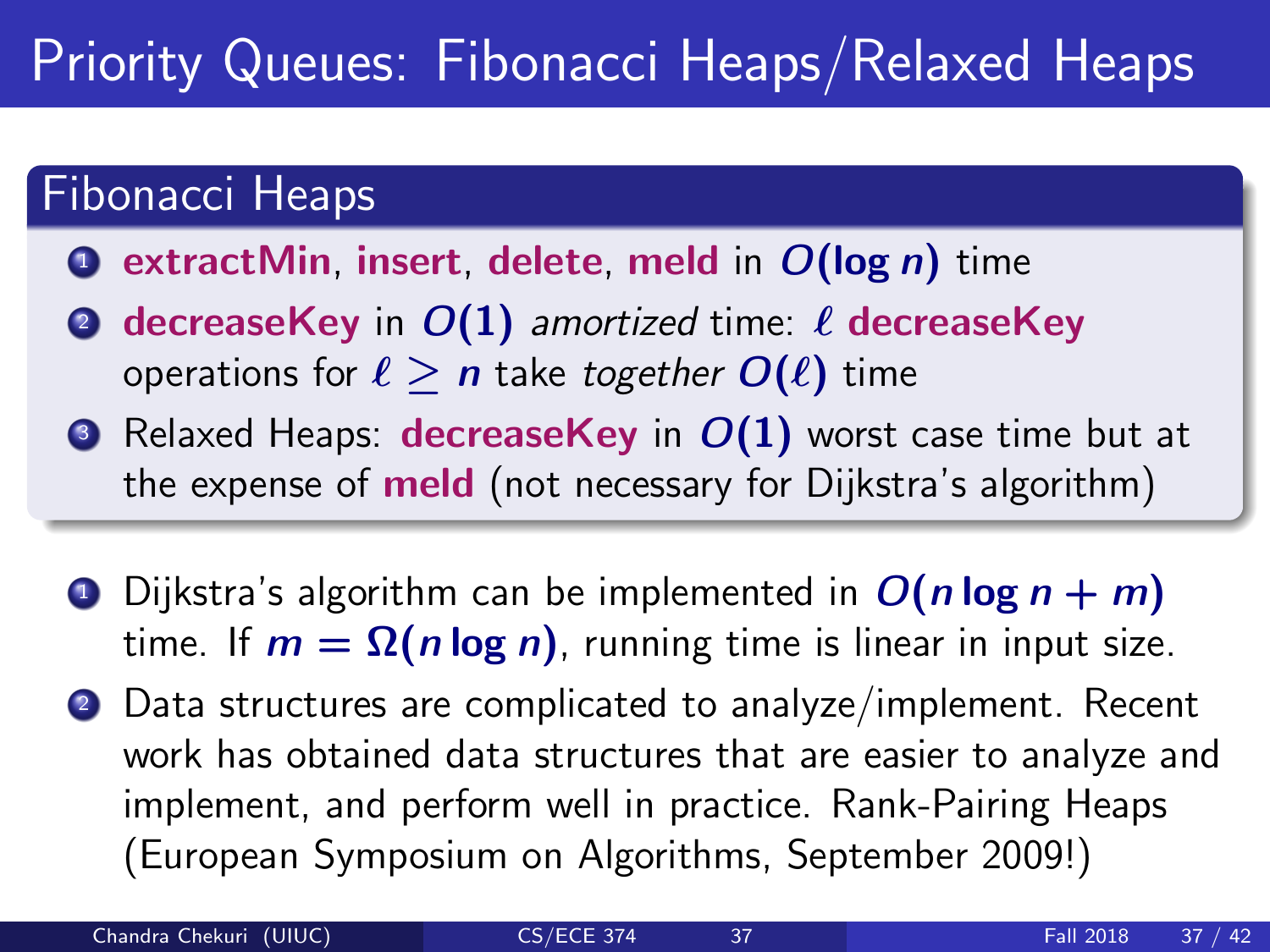# Priority Queues: Fibonacci Heaps/Relaxed Heaps

## Fibonacci Heaps

1. **extractMin**, **insert**, **delete**, **meld** in $O(\log n)$ time
2. **decreaseKey** in $O(1)$ *amortized* time: $\ell$ **decreaseKey** operations for $\ell \geq n$ take *together* $O(\ell)$ time
3. Relaxed Heaps: **decreaseKey** in $O(1)$ worst case time but at the expense of **meld** (not necessary for Dijkstra's algorithm)

---

1. Dijkstra's algorithm can be implemented in $O(n \log n + m)$ time. If $m = \Omega(n \log n)$, running time is linear in input size.
2. Data structures are complicated to analyze/implement. Recent work has obtained data structures that are easier to analyze and implement, and perform well in practice. Rank-Pairing Heaps (European Symposium on Algorithms, September 2009!)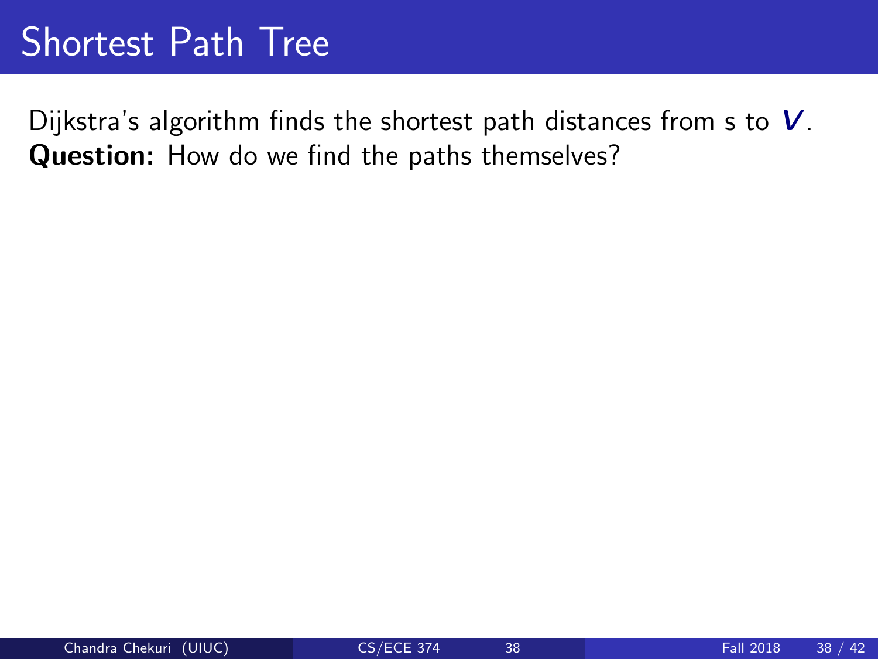# Shortest Path Tree

Dijkstra's algorithm finds the shortest path distances from s to $\boldsymbol{V}$.
**Question:** How do we find the paths themselves?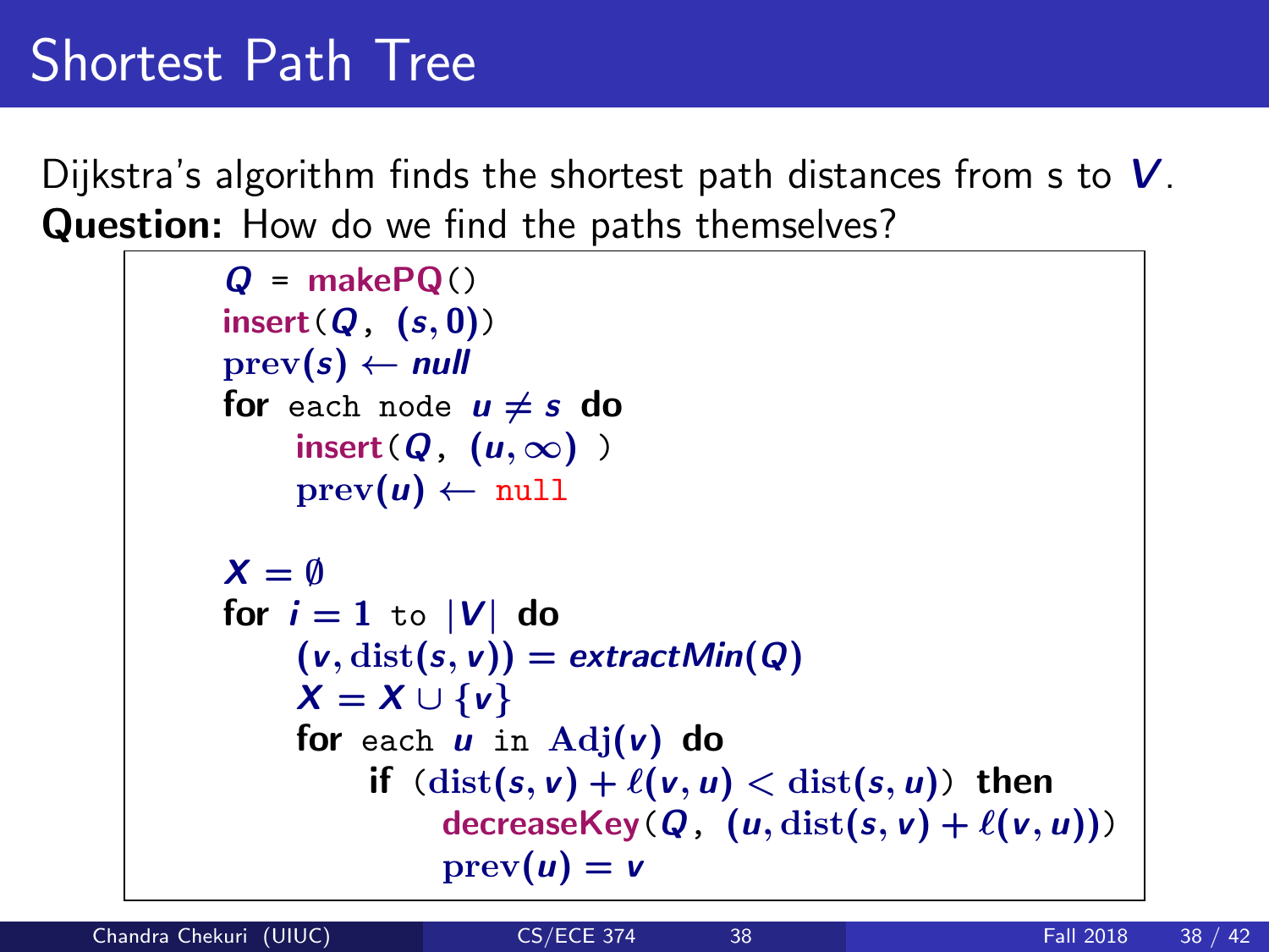# Shortest Path Tree

Dijkstra's algorithm finds the shortest path distances from s to $V$.
**Question:** How do we find the paths themselves?

```
Q = makePQ()
insert(Q, (s,0))
prev(s) ← null
for each node u ≠ s do
    insert(Q, (u,∞) )
    prev(u) ← null

X = ∅
for i = 1 to |V| do
    (v, dist(s,v)) = extractMin(Q)
    X = X ∪ {v}
    for each u in Adj(v) do
        if (dist(s,v) + ℓ(v,u) < dist(s,u)) then
            decreaseKey(Q, (u, dist(s,v) + ℓ(v,u)))
            prev(u) = v
```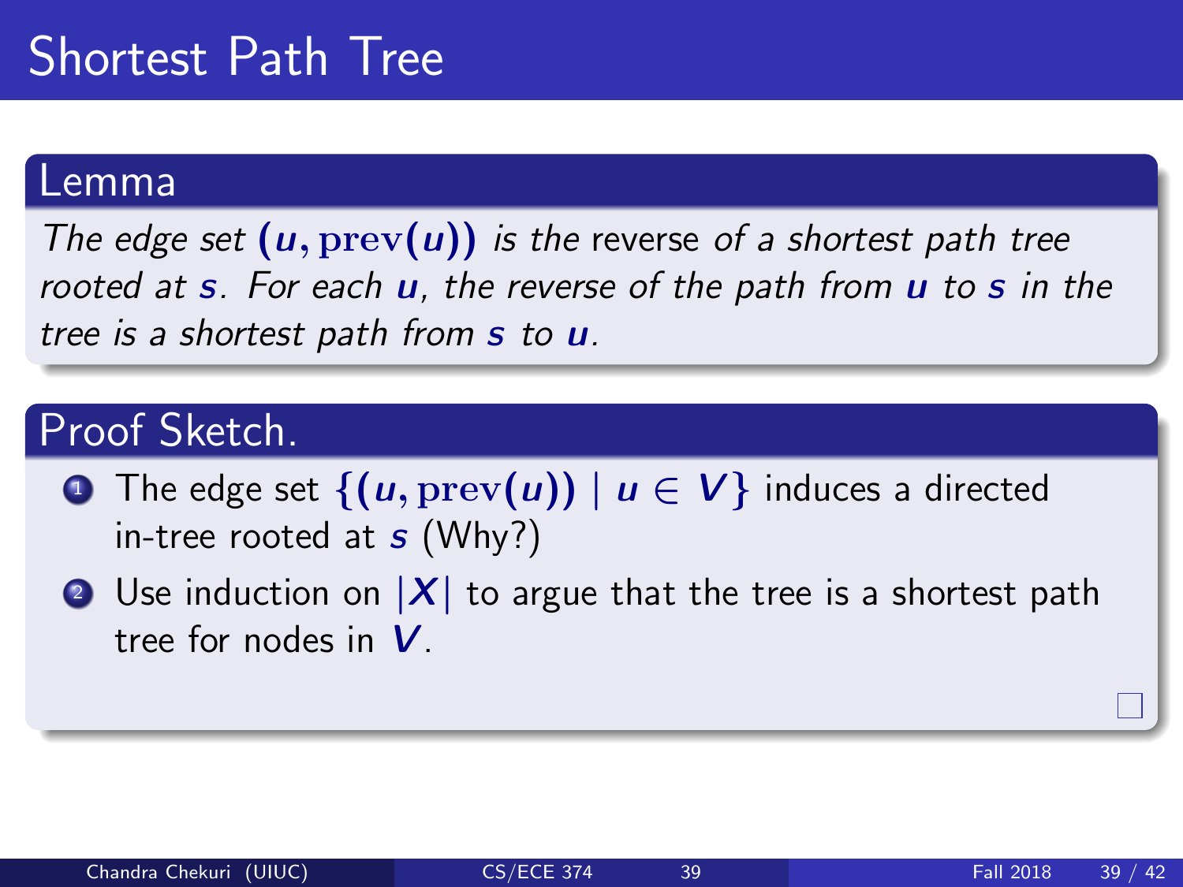# Shortest Path Tree

## Lemma

*The edge set* $(u, \text{prev}(u))$ *is the* reverse *of a shortest path tree rooted at* $s$*. For each* $u$*, the reverse of the path from* $u$ *to* $s$ *in the tree is a shortest path from* $s$ *to* $u$*.*

## Proof Sketch.

1. The edge set $\{(u, \text{prev}(u)) \mid u \in V\}$ induces a directed in-tree rooted at $s$ (Why?)
2. Use induction on $|X|$ to argue that the tree is a shortest path tree for nodes in $V$.

□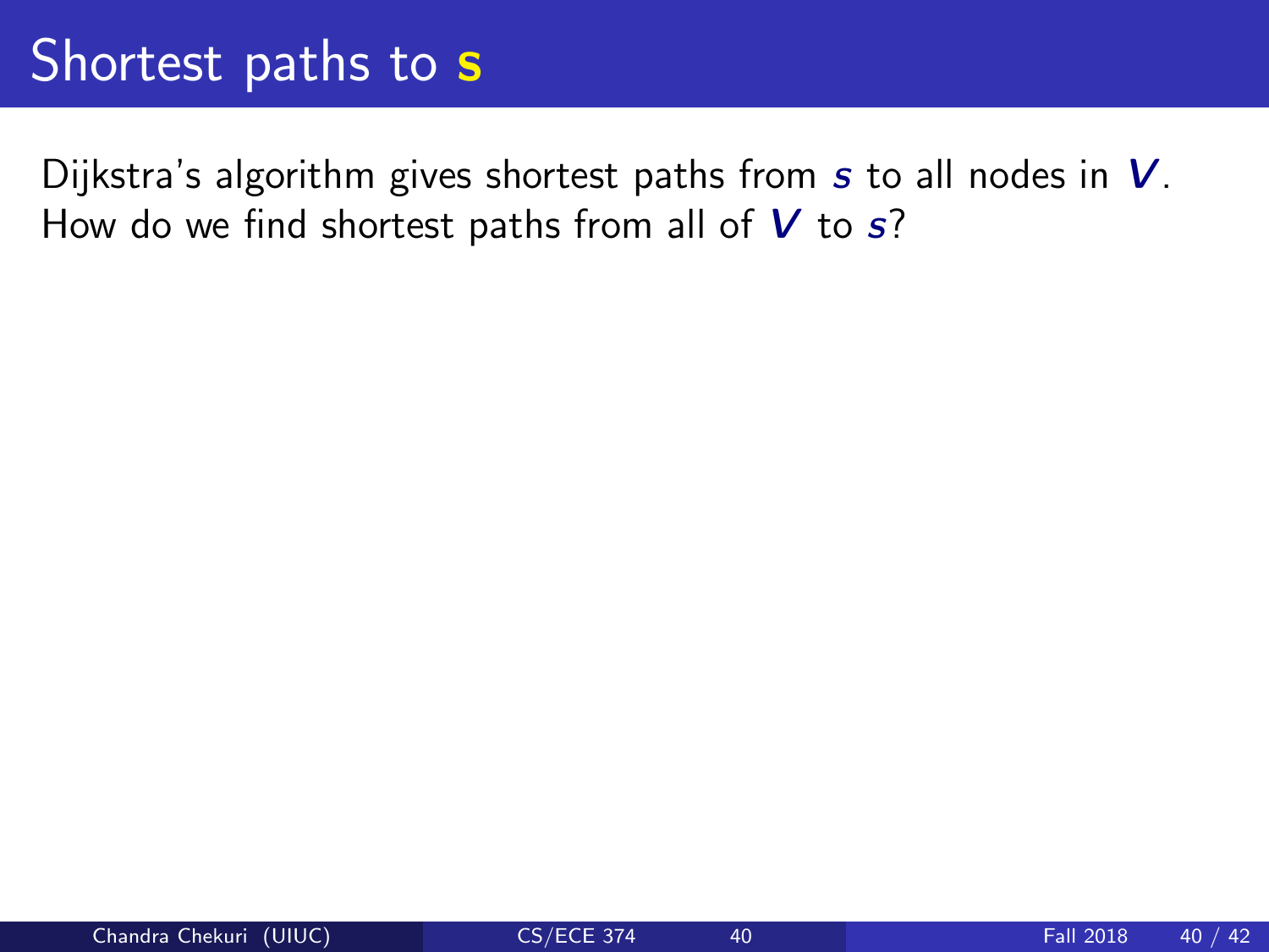# Shortest paths to s

Dijkstra's algorithm gives shortest paths from $s$ to all nodes in $V$.
How do we find shortest paths from all of $V$ to $s$?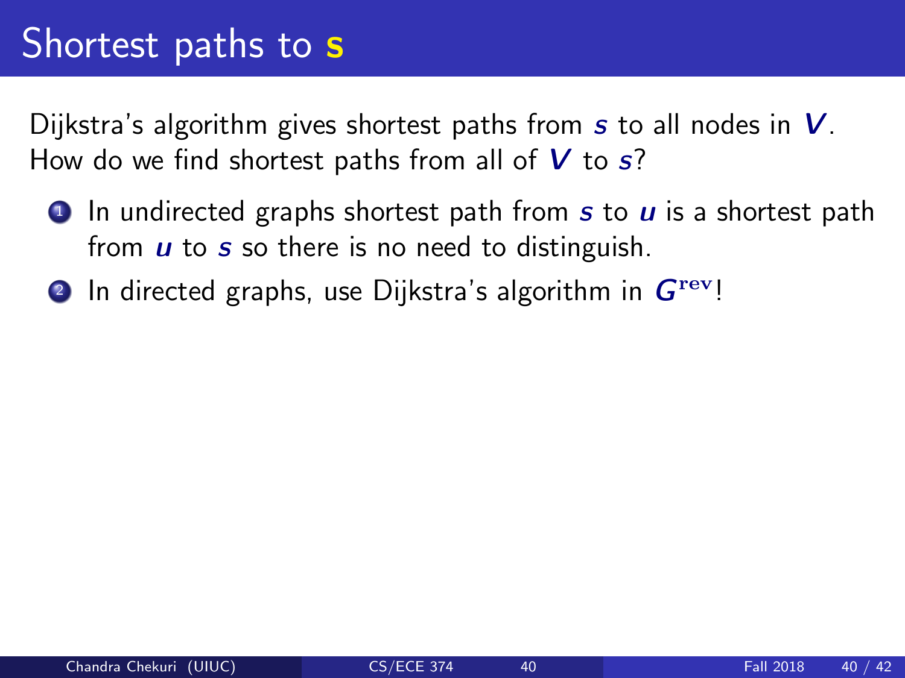# Shortest paths to $s$

Dijkstra's algorithm gives shortest paths from $s$ to all nodes in $V$. How do we find shortest paths from all of $V$ to $s$?

1. In undirected graphs shortest path from $s$ to $u$ is a shortest path from $u$ to $s$ so there is no need to distinguish.
2. In directed graphs, use Dijkstra's algorithm in $G^{\mathrm{rev}}$!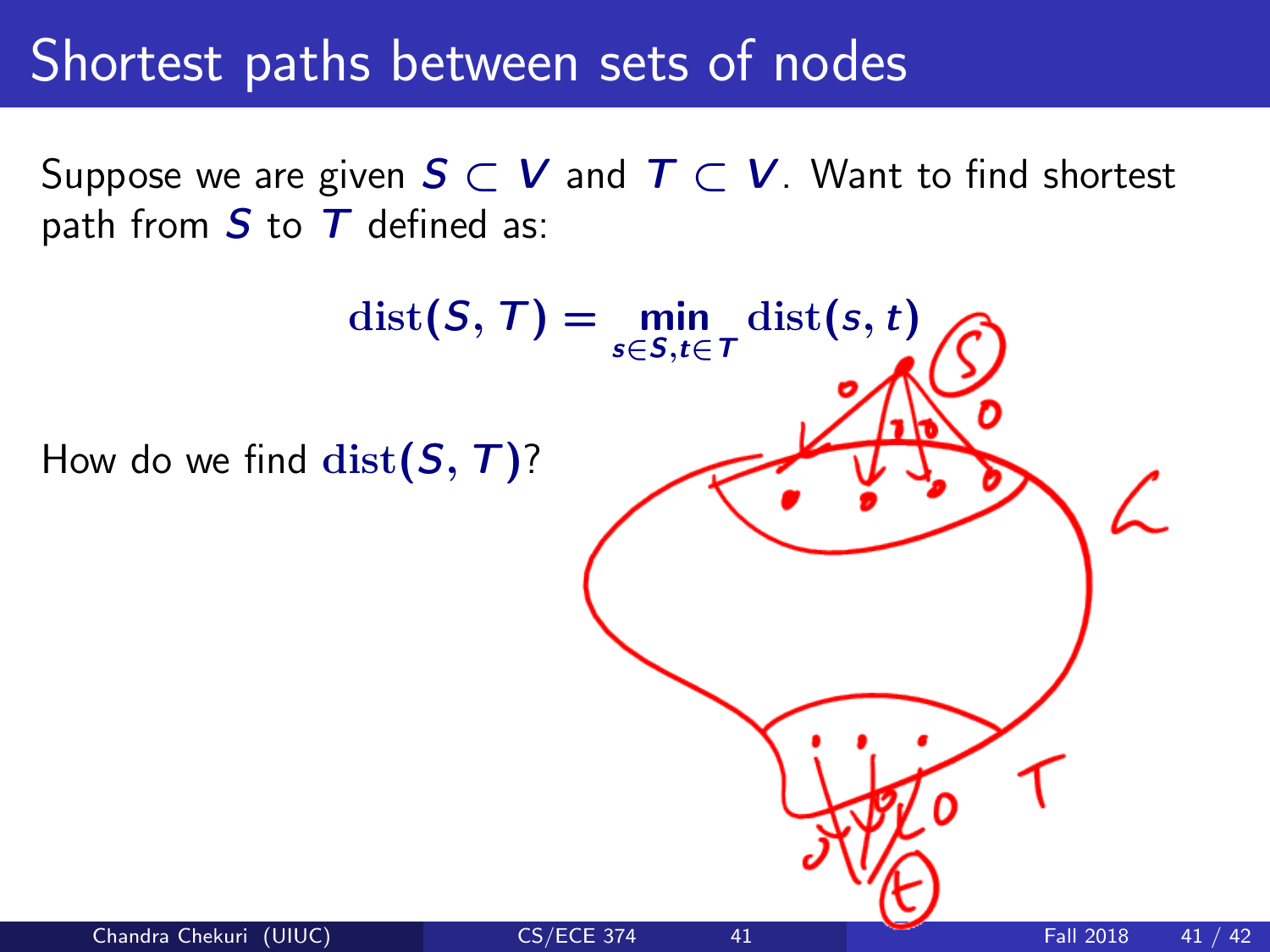# Shortest paths between sets of nodes

Suppose we are given $S \subset V$ and $T \subset V$. Want to find shortest path from $S$ to $T$ defined as:

$$\text{dist}(S, T) = \min_{s \in S, t \in T} \text{dist}(s, t)$$

How do we find $\text{dist}(S, T)$?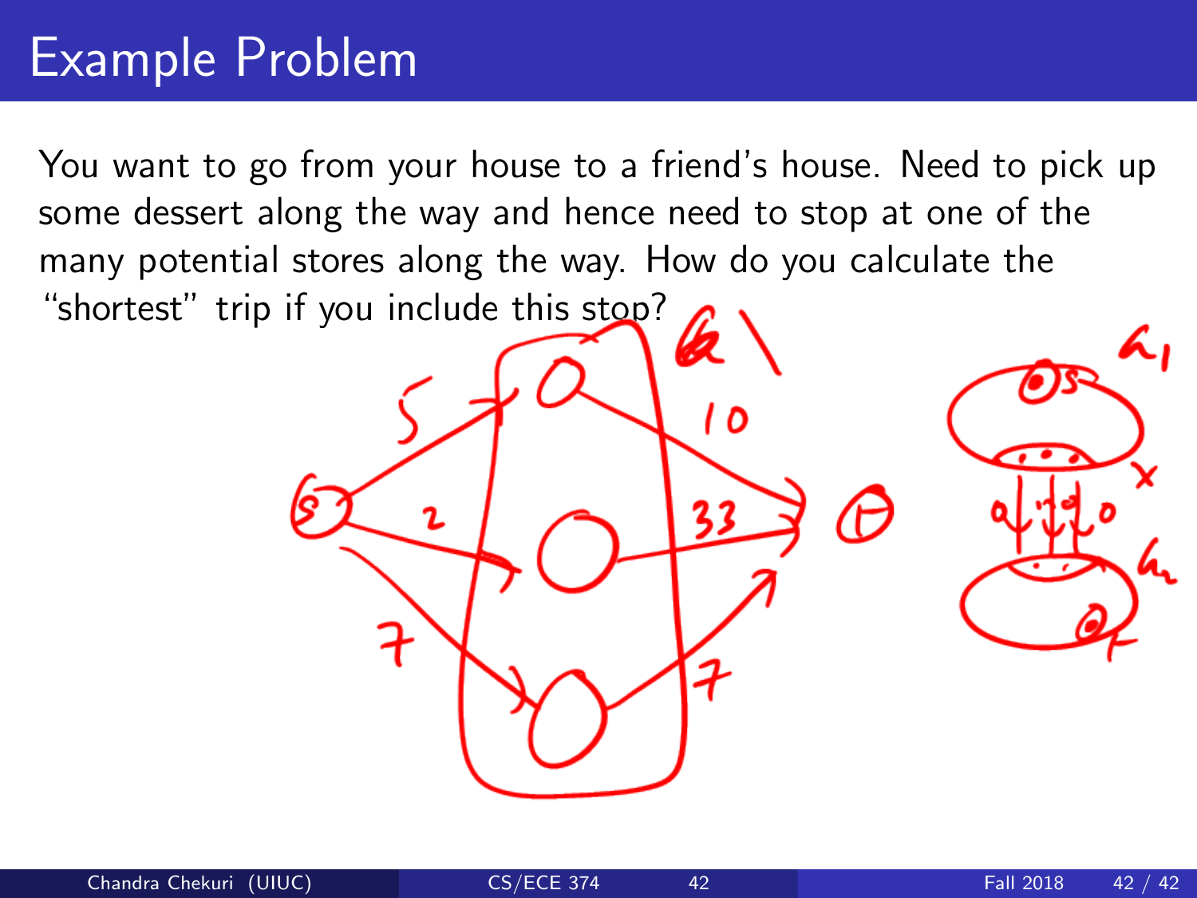# Example Problem

You want to go from your house to a friend's house. Need to pick up some dessert along the way and hence need to stop at one of the many potential stores along the way. How do you calculate the "shortest" trip if you include this stop?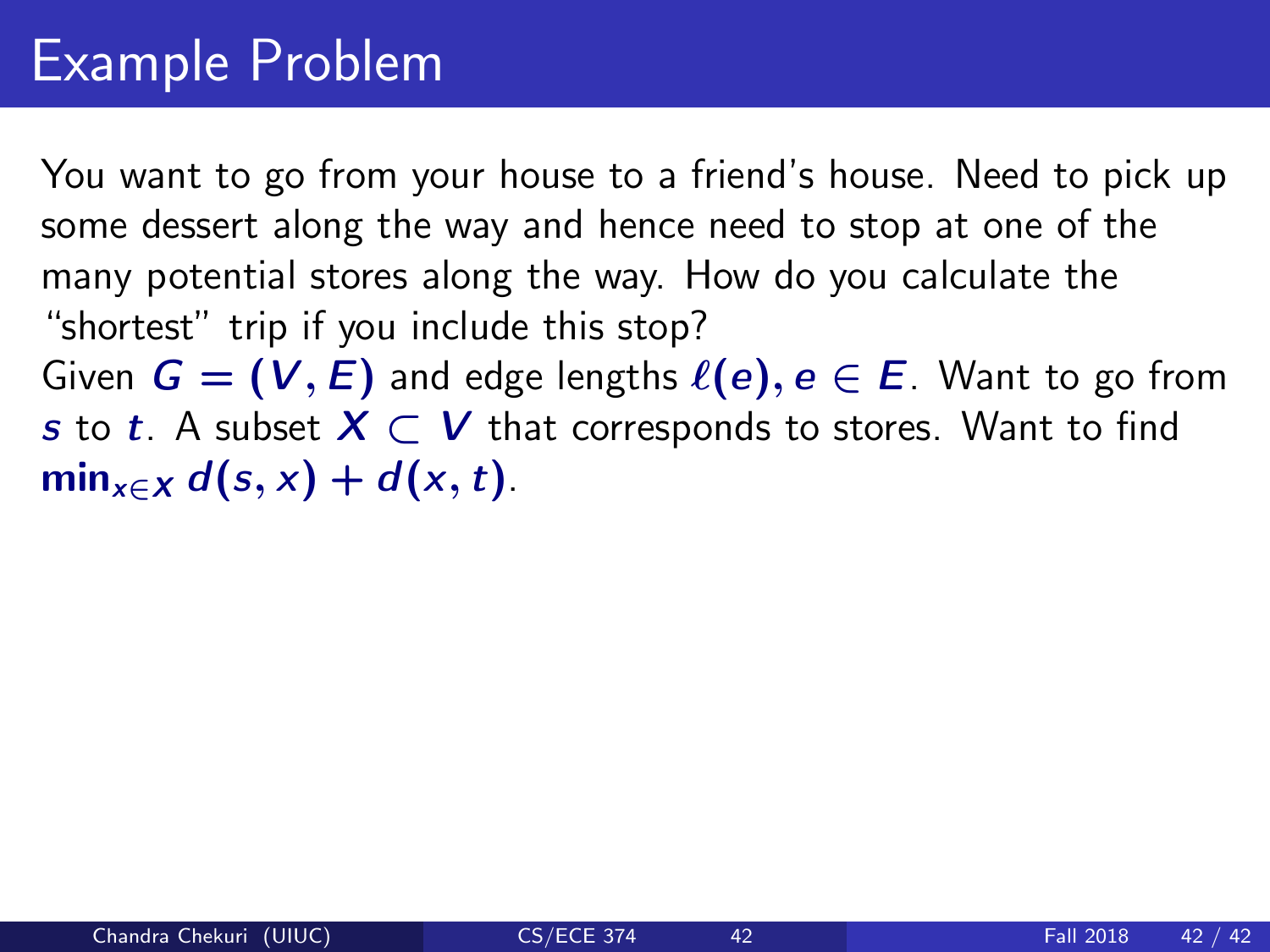# Example Problem

You want to go from your house to a friend's house. Need to pick up some dessert along the way and hence need to stop at one of the many potential stores along the way. How do you calculate the "shortest" trip if you include this stop?

Given $G = (V, E)$ and edge lengths $\ell(e), e \in E$. Want to go from $s$ to $t$. A subset $X \subset V$ that corresponds to stores. Want to find $\min_{x \in X} d(s, x) + d(x, t)$.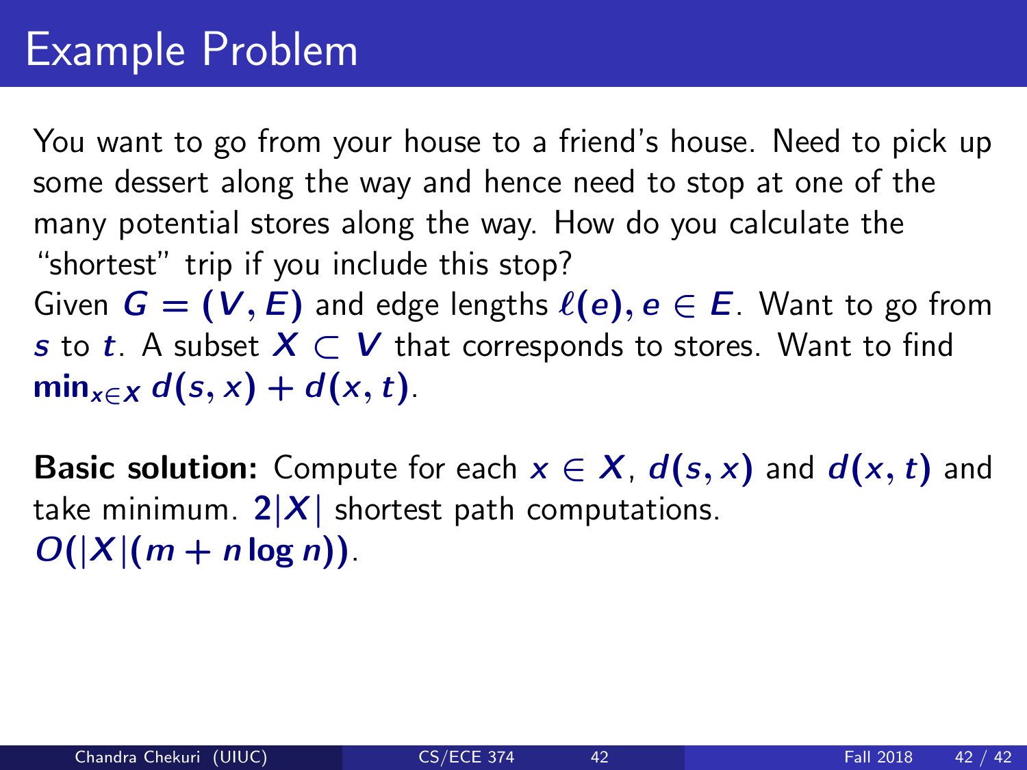# Example Problem

You want to go from your house to a friend's house. Need to pick up some dessert along the way and hence need to stop at one of the many potential stores along the way. How do you calculate the "shortest" trip if you include this stop?

Given $G = (V, E)$ and edge lengths $\ell(e), e \in E$. Want to go from $s$ to $t$. A subset $X \subset V$ that corresponds to stores. Want to find $\min_{x \in X} d(s, x) + d(x, t)$.

**Basic solution:** Compute for each $x \in X$, $d(s, x)$ and $d(x, t)$ and take minimum. $2|X|$ shortest path computations. $O(|X|(m + n \log n))$.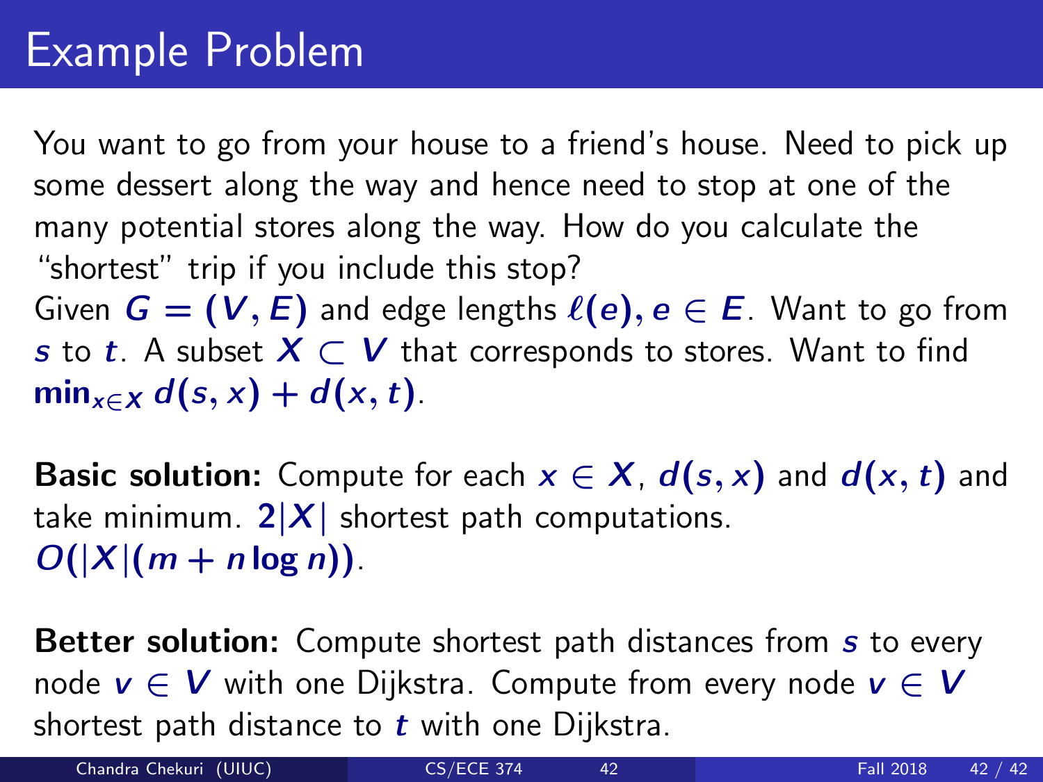# Example Problem

You want to go from your house to a friend's house. Need to pick up some dessert along the way and hence need to stop at one of the many potential stores along the way. How do you calculate the "shortest" trip if you include this stop?

Given $G = (V, E)$ and edge lengths $\ell(e), e \in E$. Want to go from $s$ to $t$. A subset $X \subset V$ that corresponds to stores. Want to find $\min_{x \in X} d(s, x) + d(x, t)$.

**Basic solution:** Compute for each $x \in X$, $d(s, x)$ and $d(x, t)$ and take minimum. $2|X|$ shortest path computations. $O(|X|(m + n \log n))$.

**Better solution:** Compute shortest path distances from $s$ to every node $v \in V$ with one Dijkstra. Compute from every node $v \in V$ shortest path distance to $t$ with one Dijkstra.